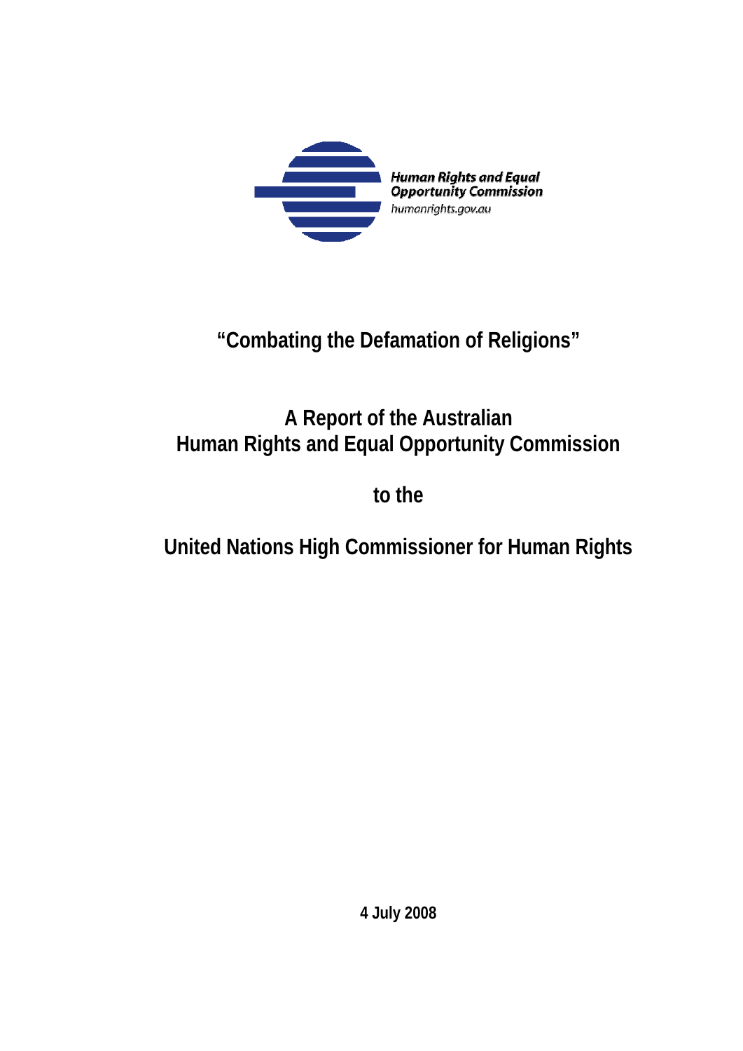Human Rights and Equal Opportunity Commission
humanrights.gov.au

# "Combating the Defamation of Religions"

## A Report of the Australian Human Rights and Equal Opportunity Commission

## to the

## United Nations High Commissioner for Human Rights

**4 July 2008**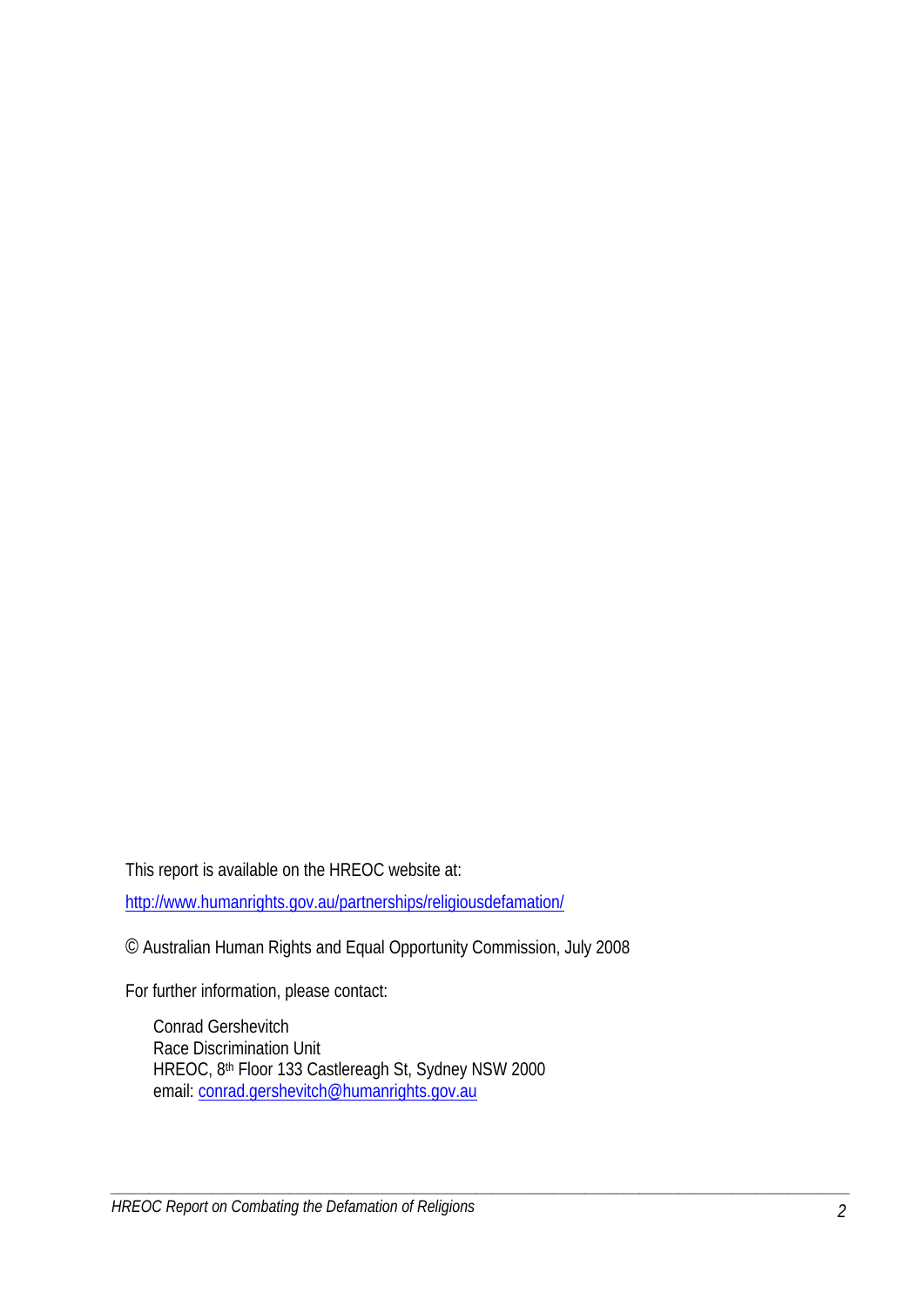This report is available on the HREOC website at:

http://www.humanrights.gov.au/partnerships/religiousdefamation/

© Australian Human Rights and Equal Opportunity Commission, July 2008

For further information, please contact:

Conrad Gershevitch  
Race Discrimination Unit  
HREOC, 8th Floor 133 Castlereagh St, Sydney NSW 2000  
email: conrad.gershevitch@humanrights.gov.au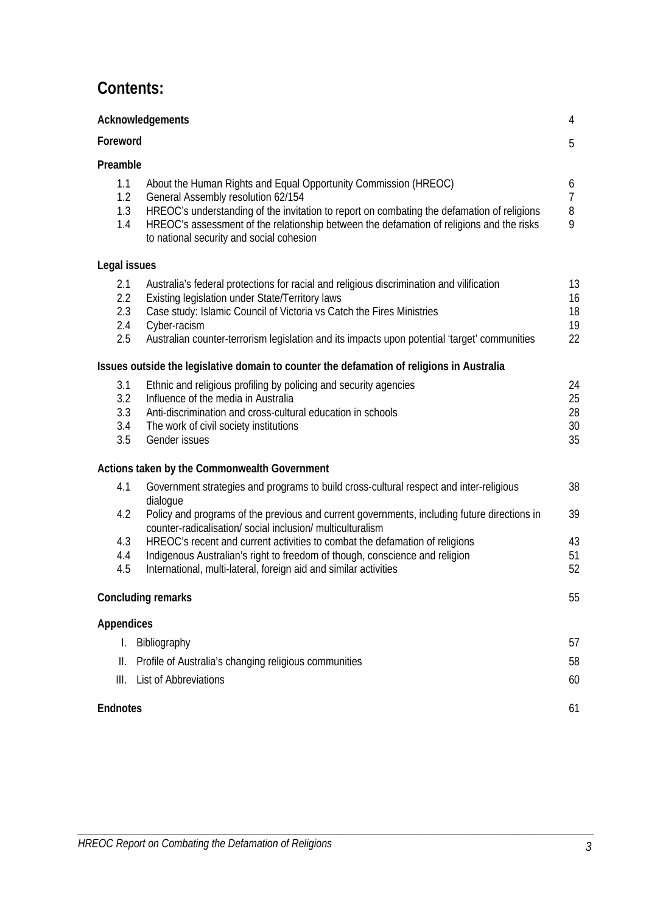# Contents:

| | | |
|---|---|---|
| **Acknowledgements** | | 4 |
| **Foreword** | | 5 |
| **Preamble** | | |
| 1.1 | About the Human Rights and Equal Opportunity Commission (HREOC) | 6 |
| 1.2 | General Assembly resolution 62/154 | 7 |
| 1.3 | HREOC's understanding of the invitation to report on combating the defamation of religions | 8 |
| 1.4 | HREOC's assessment of the relationship between the defamation of religions and the risks to national security and social cohesion | 9 |
| **Legal issues** | | |
| 2.1 | Australia's federal protections for racial and religious discrimination and vilification | 13 |
| 2.2 | Existing legislation under State/Territory laws | 16 |
| 2.3 | Case study: Islamic Council of Victoria vs Catch the Fires Ministries | 18 |
| 2.4 | Cyber-racism | 19 |
| 2.5 | Australian counter-terrorism legislation and its impacts upon potential 'target' communities | 22 |
| **Issues outside the legislative domain to counter the defamation of religions in Australia** | | |
| 3.1 | Ethnic and religious profiling by policing and security agencies | 24 |
| 3.2 | Influence of the media in Australia | 25 |
| 3.3 | Anti-discrimination and cross-cultural education in schools | 28 |
| 3.4 | The work of civil society institutions | 30 |
| 3.5 | Gender issues | 35 |
| **Actions taken by the Commonwealth Government** | | |
| 4.1 | Government strategies and programs to build cross-cultural respect and inter-religious dialogue | 38 |
| 4.2 | Policy and programs of the previous and current governments, including future directions in counter-radicalisation/ social inclusion/ multiculturalism | 39 |
| 4.3 | HREOC's recent and current activities to combat the defamation of religions | 43 |
| 4.4 | Indigenous Australian's right to freedom of though, conscience and religion | 51 |
| 4.5 | International, multi-lateral, foreign aid and similar activities | 52 |
| **Concluding remarks** | | 55 |
| **Appendices** | | |
| I. | Bibliography | 57 |
| II. | Profile of Australia's changing religious communities | 58 |
| III. | List of Abbreviations | 60 |
| **Endnotes** | | 61 |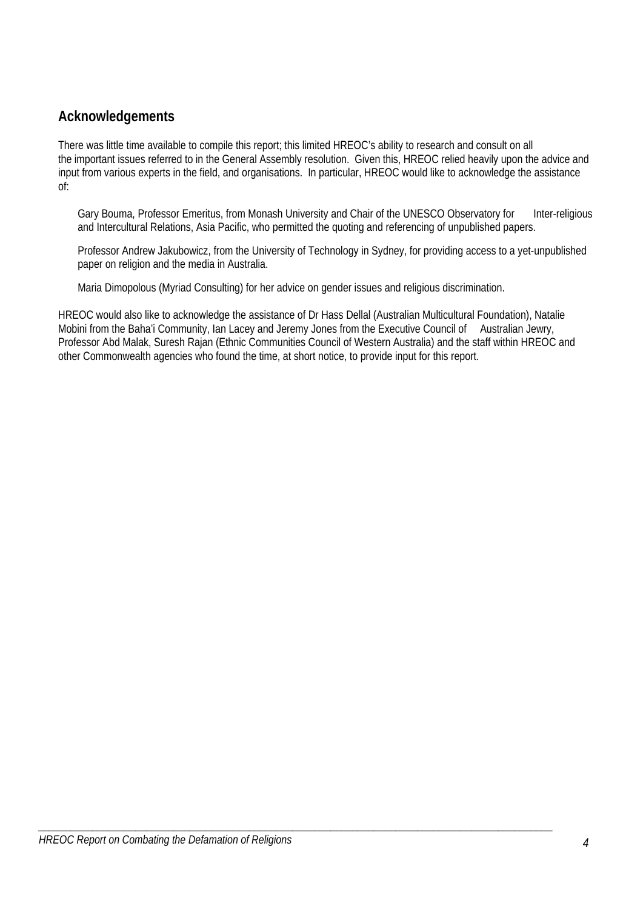## Acknowledgements

There was little time available to compile this report; this limited HREOC's ability to research and consult on all the important issues referred to in the General Assembly resolution. Given this, HREOC relied heavily upon the advice and input from various experts in the field, and organisations. In particular, HREOC would like to acknowledge the assistance of:

Gary Bouma, Professor Emeritus, from Monash University and Chair of the UNESCO Observatory for Inter-religious and Intercultural Relations, Asia Pacific, who permitted the quoting and referencing of unpublished papers.

Professor Andrew Jakubowicz, from the University of Technology in Sydney, for providing access to a yet-unpublished paper on religion and the media in Australia.

Maria Dimopolous (Myriad Consulting) for her advice on gender issues and religious discrimination.

HREOC would also like to acknowledge the assistance of Dr Hass Dellal (Australian Multicultural Foundation), Natalie Mobini from the Baha'i Community, Ian Lacey and Jeremy Jones from the Executive Council of Australian Jewry, Professor Abd Malak, Suresh Rajan (Ethnic Communities Council of Western Australia) and the staff within HREOC and other Commonwealth agencies who found the time, at short notice, to provide input for this report.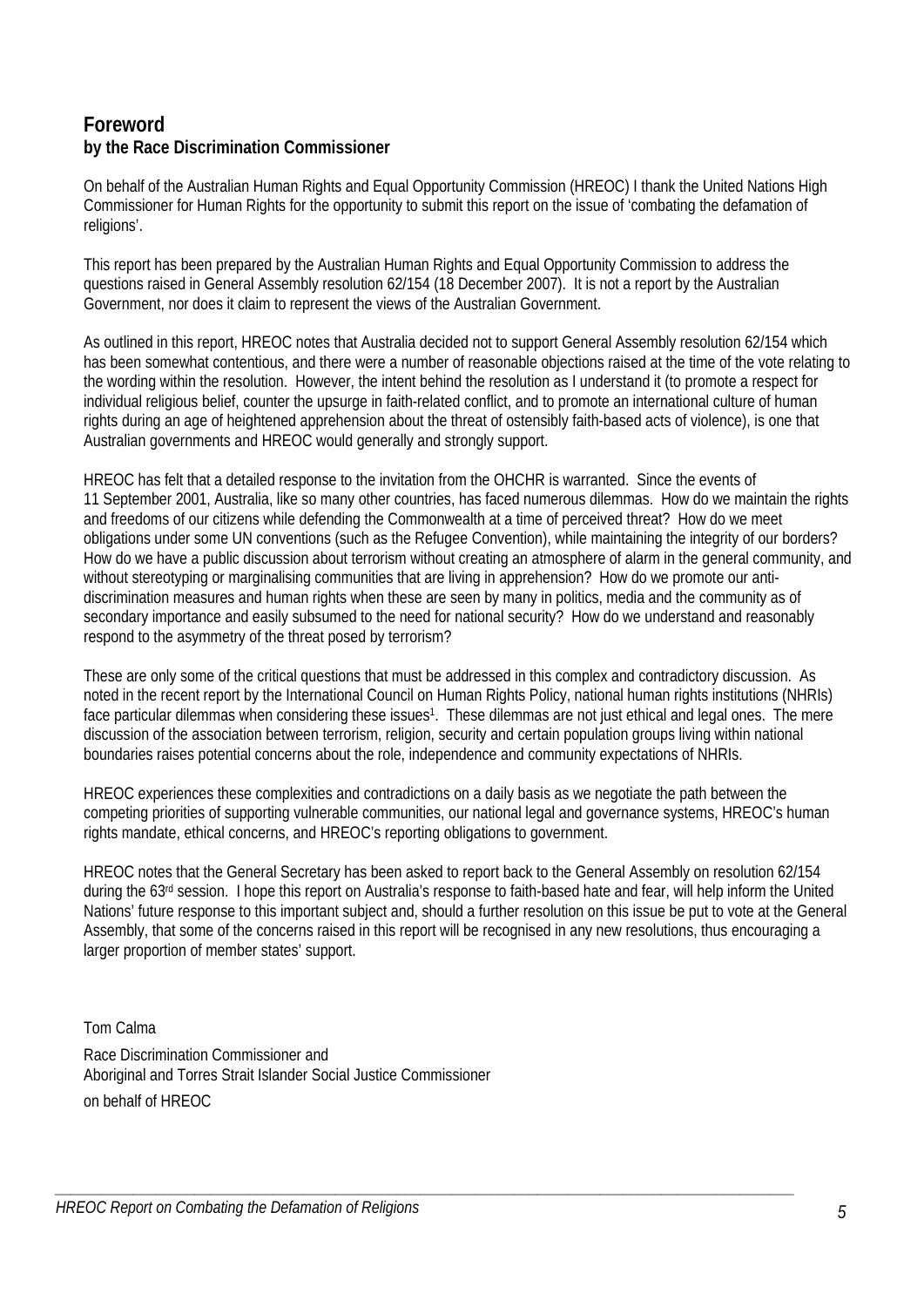## Foreword
**by the Race Discrimination Commissioner**

On behalf of the Australian Human Rights and Equal Opportunity Commission (HREOC) I thank the United Nations High Commissioner for Human Rights for the opportunity to submit this report on the issue of 'combating the defamation of religions'.

This report has been prepared by the Australian Human Rights and Equal Opportunity Commission to address the questions raised in General Assembly resolution 62/154 (18 December 2007). It is not a report by the Australian Government, nor does it claim to represent the views of the Australian Government.

As outlined in this report, HREOC notes that Australia decided not to support General Assembly resolution 62/154 which has been somewhat contentious, and there were a number of reasonable objections raised at the time of the vote relating to the wording within the resolution. However, the intent behind the resolution as I understand it (to promote a respect for individual religious belief, counter the upsurge in faith-related conflict, and to promote an international culture of human rights during an age of heightened apprehension about the threat of ostensibly faith-based acts of violence), is one that Australian governments and HREOC would generally and strongly support.

HREOC has felt that a detailed response to the invitation from the OHCHR is warranted. Since the events of 11 September 2001, Australia, like so many other countries, has faced numerous dilemmas. How do we maintain the rights and freedoms of our citizens while defending the Commonwealth at a time of perceived threat? How do we meet obligations under some UN conventions (such as the Refugee Convention), while maintaining the integrity of our borders? How do we have a public discussion about terrorism without creating an atmosphere of alarm in the general community, and without stereotyping or marginalising communities that are living in apprehension? How do we promote our anti-discrimination measures and human rights when these are seen by many in politics, media and the community as of secondary importance and easily subsumed to the need for national security? How do we understand and reasonably respond to the asymmetry of the threat posed by terrorism?

These are only some of the critical questions that must be addressed in this complex and contradictory discussion. As noted in the recent report by the International Council on Human Rights Policy, national human rights institutions (NHRIs) face particular dilemmas when considering these issues[1]. These dilemmas are not just ethical and legal ones. The mere discussion of the association between terrorism, religion, security and certain population groups living within national boundaries raises potential concerns about the role, independence and community expectations of NHRIs.

HREOC experiences these complexities and contradictions on a daily basis as we negotiate the path between the competing priorities of supporting vulnerable communities, our national legal and governance systems, HREOC's human rights mandate, ethical concerns, and HREOC's reporting obligations to government.

HREOC notes that the General Secretary has been asked to report back to the General Assembly on resolution 62/154 during the 63rd session. I hope this report on Australia's response to faith-based hate and fear, will help inform the United Nations' future response to this important subject and, should a further resolution on this issue be put to vote at the General Assembly, that some of the concerns raised in this report will be recognised in any new resolutions, thus encouraging a larger proportion of member states' support.

Tom Calma

Race Discrimination Commissioner and
Aboriginal and Torres Strait Islander Social Justice Commissioner

on behalf of HREOC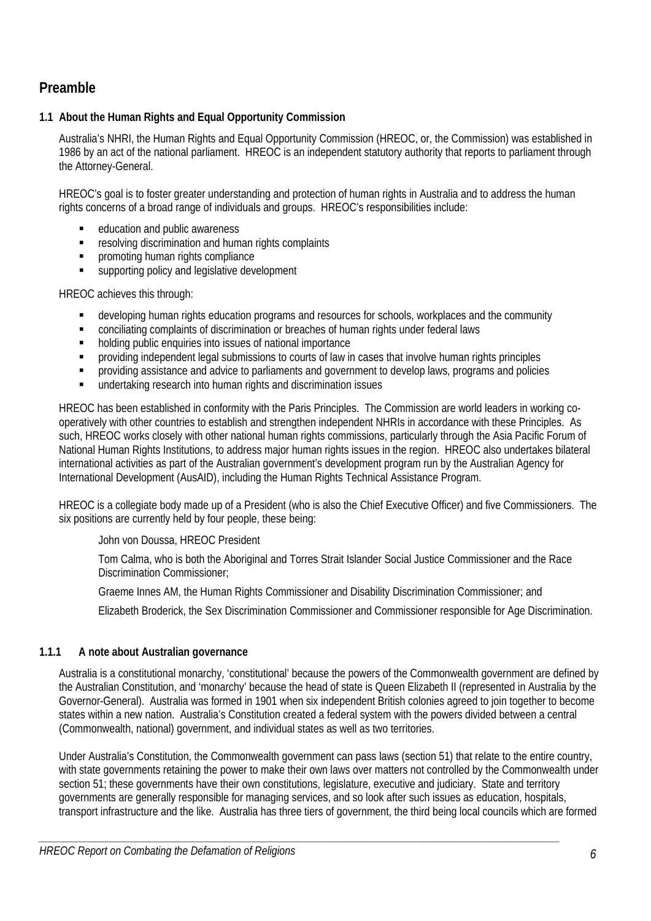## Preamble

### 1.1 About the Human Rights and Equal Opportunity Commission

Australia's NHRI, the Human Rights and Equal Opportunity Commission (HREOC, or, the Commission) was established in 1986 by an act of the national parliament. HREOC is an independent statutory authority that reports to parliament through the Attorney-General.

HREOC's goal is to foster greater understanding and protection of human rights in Australia and to address the human rights concerns of a broad range of individuals and groups. HREOC's responsibilities include:

- education and public awareness
- resolving discrimination and human rights complaints
- promoting human rights compliance
- supporting policy and legislative development

HREOC achieves this through:

- developing human rights education programs and resources for schools, workplaces and the community
- conciliating complaints of discrimination or breaches of human rights under federal laws
- holding public enquiries into issues of national importance
- providing independent legal submissions to courts of law in cases that involve human rights principles
- providing assistance and advice to parliaments and government to develop laws, programs and policies
- undertaking research into human rights and discrimination issues

HREOC has been established in conformity with the Paris Principles. The Commission are world leaders in working co-operatively with other countries to establish and strengthen independent NHRIs in accordance with these Principles. As such, HREOC works closely with other national human rights commissions, particularly through the Asia Pacific Forum of National Human Rights Institutions, to address major human rights issues in the region. HREOC also undertakes bilateral international activities as part of the Australian government's development program run by the Australian Agency for International Development (AusAID), including the Human Rights Technical Assistance Program.

HREOC is a collegiate body made up of a President (who is also the Chief Executive Officer) and five Commissioners. The six positions are currently held by four people, these being:

John von Doussa, HREOC President

Tom Calma, who is both the Aboriginal and Torres Strait Islander Social Justice Commissioner and the Race Discrimination Commissioner;

Graeme Innes AM, the Human Rights Commissioner and Disability Discrimination Commissioner; and

Elizabeth Broderick, the Sex Discrimination Commissioner and Commissioner responsible for Age Discrimination.

#### 1.1.1 A note about Australian governance

Australia is a constitutional monarchy, 'constitutional' because the powers of the Commonwealth government are defined by the Australian Constitution, and 'monarchy' because the head of state is Queen Elizabeth II (represented in Australia by the Governor-General). Australia was formed in 1901 when six independent British colonies agreed to join together to become states within a new nation. Australia's Constitution created a federal system with the powers divided between a central (Commonwealth, national) government, and individual states as well as two territories.

Under Australia's Constitution, the Commonwealth government can pass laws (section 51) that relate to the entire country, with state governments retaining the power to make their own laws over matters not controlled by the Commonwealth under section 51; these governments have their own constitutions, legislature, executive and judiciary. State and territory governments are generally responsible for managing services, and so look after such issues as education, hospitals, transport infrastructure and the like. Australia has three tiers of government, the third being local councils which are formed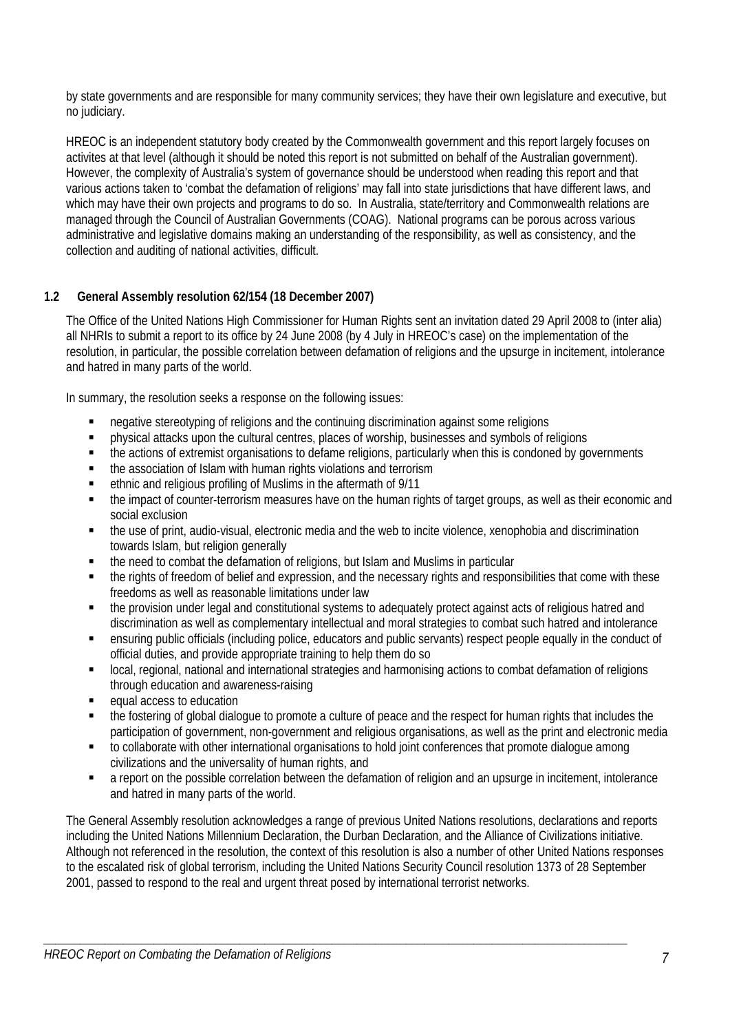by state governments and are responsible for many community services; they have their own legislature and executive, but no judiciary.

HREOC is an independent statutory body created by the Commonwealth government and this report largely focuses on activites at that level (although it should be noted this report is not submitted on behalf of the Australian government). However, the complexity of Australia's system of governance should be understood when reading this report and that various actions taken to 'combat the defamation of religions' may fall into state jurisdictions that have different laws, and which may have their own projects and programs to do so. In Australia, state/territory and Commonwealth relations are managed through the Council of Australian Governments (COAG). National programs can be porous across various administrative and legislative domains making an understanding of the responsibility, as well as consistency, and the collection and auditing of national activities, difficult.

### 1.2 General Assembly resolution 62/154 (18 December 2007)

The Office of the United Nations High Commissioner for Human Rights sent an invitation dated 29 April 2008 to (inter alia) all NHRIs to submit a report to its office by 24 June 2008 (by 4 July in HREOC's case) on the implementation of the resolution, in particular, the possible correlation between defamation of religions and the upsurge in incitement, intolerance and hatred in many parts of the world.

In summary, the resolution seeks a response on the following issues:

- negative stereotyping of religions and the continuing discrimination against some religions
- physical attacks upon the cultural centres, places of worship, businesses and symbols of religions
- the actions of extremist organisations to defame religions, particularly when this is condoned by governments
- the association of Islam with human rights violations and terrorism
- ethnic and religious profiling of Muslims in the aftermath of 9/11
- the impact of counter-terrorism measures have on the human rights of target groups, as well as their economic and social exclusion
- the use of print, audio-visual, electronic media and the web to incite violence, xenophobia and discrimination towards Islam, but religion generally
- the need to combat the defamation of religions, but Islam and Muslims in particular
- the rights of freedom of belief and expression, and the necessary rights and responsibilities that come with these freedoms as well as reasonable limitations under law
- the provision under legal and constitutional systems to adequately protect against acts of religious hatred and discrimination as well as complementary intellectual and moral strategies to combat such hatred and intolerance
- ensuring public officials (including police, educators and public servants) respect people equally in the conduct of official duties, and provide appropriate training to help them do so
- local, regional, national and international strategies and harmonising actions to combat defamation of religions through education and awareness-raising
- equal access to education
- the fostering of global dialogue to promote a culture of peace and the respect for human rights that includes the participation of government, non-government and religious organisations, as well as the print and electronic media
- to collaborate with other international organisations to hold joint conferences that promote dialogue among civilizations and the universality of human rights, and
- a report on the possible correlation between the defamation of religion and an upsurge in incitement, intolerance and hatred in many parts of the world.

The General Assembly resolution acknowledges a range of previous United Nations resolutions, declarations and reports including the United Nations Millennium Declaration, the Durban Declaration, and the Alliance of Civilizations initiative. Although not referenced in the resolution, the context of this resolution is also a number of other United Nations responses to the escalated risk of global terrorism, including the United Nations Security Council resolution 1373 of 28 September 2001, passed to respond to the real and urgent threat posed by international terrorist networks.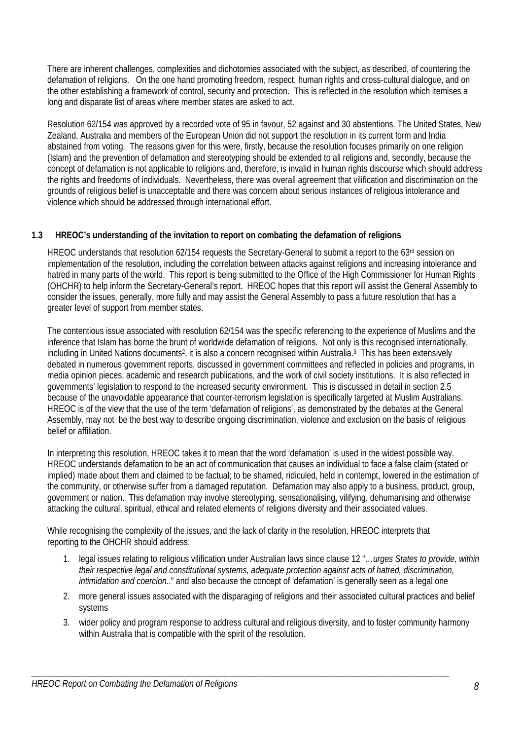There are inherent challenges, complexities and dichotomies associated with the subject, as described, of countering the defamation of religions. On the one hand promoting freedom, respect, human rights and cross-cultural dialogue, and on the other establishing a framework of control, security and protection. This is reflected in the resolution which itemises a long and disparate list of areas where member states are asked to act.

Resolution 62/154 was approved by a recorded vote of 95 in favour, 52 against and 30 abstentions. The United States, New Zealand, Australia and members of the European Union did not support the resolution in its current form and India abstained from voting. The reasons given for this were, firstly, because the resolution focuses primarily on one religion (Islam) and the prevention of defamation and stereotyping should be extended to all religions and, secondly, because the concept of defamation is not applicable to religions and, therefore, is invalid in human rights discourse which should address the rights and freedoms of individuals. Nevertheless, there was overall agreement that vilification and discrimination on the grounds of religious belief is unacceptable and there was concern about serious instances of religious intolerance and violence which should be addressed through international effort.

### 1.3 HREOC's understanding of the invitation to report on combating the defamation of religions

HREOC understands that resolution 62/154 requests the Secretary-General to submit a report to the 63rd session on implementation of the resolution, including the correlation between attacks against religions and increasing intolerance and hatred in many parts of the world. This report is being submitted to the Office of the High Commissioner for Human Rights (OHCHR) to help inform the Secretary-General's report. HREOC hopes that this report will assist the General Assembly to consider the issues, generally, more fully and may assist the General Assembly to pass a future resolution that has a greater level of support from member states.

The contentious issue associated with resolution 62/154 was the specific referencing to the experience of Muslims and the inference that Islam has borne the brunt of worldwide defamation of religions. Not only is this recognised internationally, including in United Nations documents[2], it is also a concern recognised within Australia.[3] This has been extensively debated in numerous government reports, discussed in government committees and reflected in policies and programs, in media opinion pieces, academic and research publications, and the work of civil society institutions. It is also reflected in governments' legislation to respond to the increased security environment. This is discussed in detail in section 2.5 because of the unavoidable appearance that counter-terrorism legislation is specifically targeted at Muslim Australians. HREOC is of the view that the use of the term 'defamation of religions', as demonstrated by the debates at the General Assembly, may not be the best way to describe ongoing discrimination, violence and exclusion on the basis of religious belief or affiliation.

In interpreting this resolution, HREOC takes it to mean that the word 'defamation' is used in the widest possible way. HREOC understands defamation to be an act of communication that causes an individual to face a false claim (stated or implied) made about them and claimed to be factual; to be shamed, ridiculed, held in contempt, lowered in the estimation of the community, or otherwise suffer from a damaged reputation. Defamation may also apply to a business, product, group, government or nation. This defamation may involve stereotyping, sensationalising, vilifying, dehumanising and otherwise attacking the cultural, spiritual, ethical and related elements of religions diversity and their associated values.

While recognising the complexity of the issues, and the lack of clarity in the resolution, HREOC interprets that reporting to the OHCHR should address:

1. legal issues relating to religious vilification under Australian laws since clause 12 "*…urges States to provide, within their respective legal and constitutional systems, adequate protection against acts of hatred, discrimination, intimidation and coercion.*." and also because the concept of 'defamation' is generally seen as a legal one
2. more general issues associated with the disparaging of religions and their associated cultural practices and belief systems
3. wider policy and program response to address cultural and religious diversity, and to foster community harmony within Australia that is compatible with the spirit of the resolution.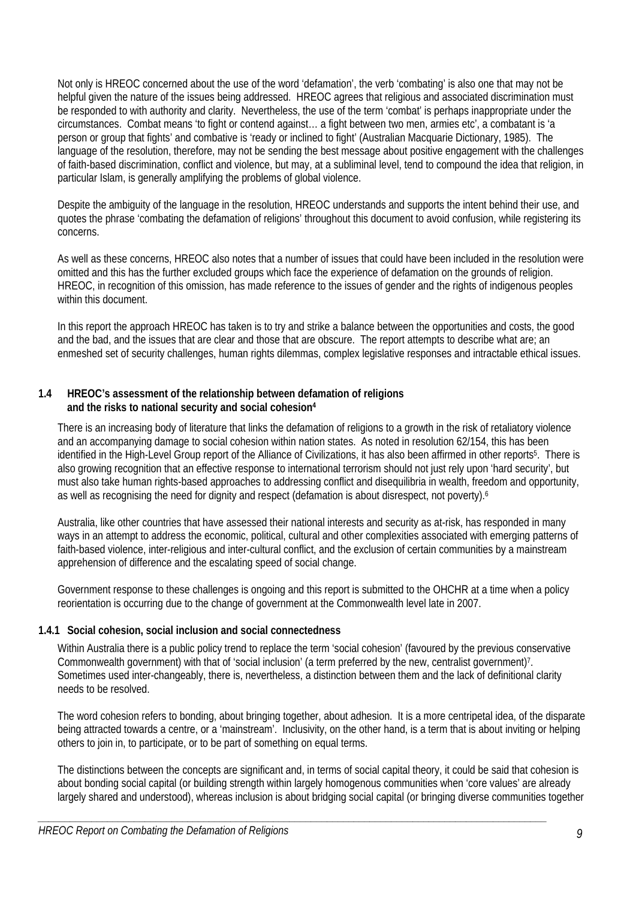Not only is HREOC concerned about the use of the word 'defamation', the verb 'combating' is also one that may not be helpful given the nature of the issues being addressed. HREOC agrees that religious and associated discrimination must be responded to with authority and clarity. Nevertheless, the use of the term 'combat' is perhaps inappropriate under the circumstances. Combat means 'to fight or contend against… a fight between two men, armies etc', a combatant is 'a person or group that fights' and combative is 'ready or inclined to fight' (Australian Macquarie Dictionary, 1985). The language of the resolution, therefore, may not be sending the best message about positive engagement with the challenges of faith-based discrimination, conflict and violence, but may, at a subliminal level, tend to compound the idea that religion, in particular Islam, is generally amplifying the problems of global violence.

Despite the ambiguity of the language in the resolution, HREOC understands and supports the intent behind their use, and quotes the phrase 'combating the defamation of religions' throughout this document to avoid confusion, while registering its concerns.

As well as these concerns, HREOC also notes that a number of issues that could have been included in the resolution were omitted and this has the further excluded groups which face the experience of defamation on the grounds of religion. HREOC, in recognition of this omission, has made reference to the issues of gender and the rights of indigenous peoples within this document.

In this report the approach HREOC has taken is to try and strike a balance between the opportunities and costs, the good and the bad, and the issues that are clear and those that are obscure. The report attempts to describe what are; an enmeshed set of security challenges, human rights dilemmas, complex legislative responses and intractable ethical issues.

### 1.4 HREOC's assessment of the relationship between defamation of religions and the risks to national security and social cohesion[4]

There is an increasing body of literature that links the defamation of religions to a growth in the risk of retaliatory violence and an accompanying damage to social cohesion within nation states. As noted in resolution 62/154, this has been identified in the High-Level Group report of the Alliance of Civilizations, it has also been affirmed in other reports[5]. There is also growing recognition that an effective response to international terrorism should not just rely upon 'hard security', but must also take human rights-based approaches to addressing conflict and disequilibria in wealth, freedom and opportunity, as well as recognising the need for dignity and respect (defamation is about disrespect, not poverty).[6]

Australia, like other countries that have assessed their national interests and security as at-risk, has responded in many ways in an attempt to address the economic, political, cultural and other complexities associated with emerging patterns of faith-based violence, inter-religious and inter-cultural conflict, and the exclusion of certain communities by a mainstream apprehension of difference and the escalating speed of social change.

Government response to these challenges is ongoing and this report is submitted to the OHCHR at a time when a policy reorientation is occurring due to the change of government at the Commonwealth level late in 2007.

#### 1.4.1 Social cohesion, social inclusion and social connectedness

Within Australia there is a public policy trend to replace the term 'social cohesion' (favoured by the previous conservative Commonwealth government) with that of 'social inclusion' (a term preferred by the new, centralist government)[7]. Sometimes used inter-changeably, there is, nevertheless, a distinction between them and the lack of definitional clarity needs to be resolved.

The word cohesion refers to bonding, about bringing together, about adhesion. It is a more centripetal idea, of the disparate being attracted towards a centre, or a 'mainstream'. Inclusivity, on the other hand, is a term that is about inviting or helping others to join in, to participate, or to be part of something on equal terms.

The distinctions between the concepts are significant and, in terms of social capital theory, it could be said that cohesion is about bonding social capital (or building strength within largely homogenous communities when 'core values' are already largely shared and understood), whereas inclusion is about bridging social capital (or bringing diverse communities together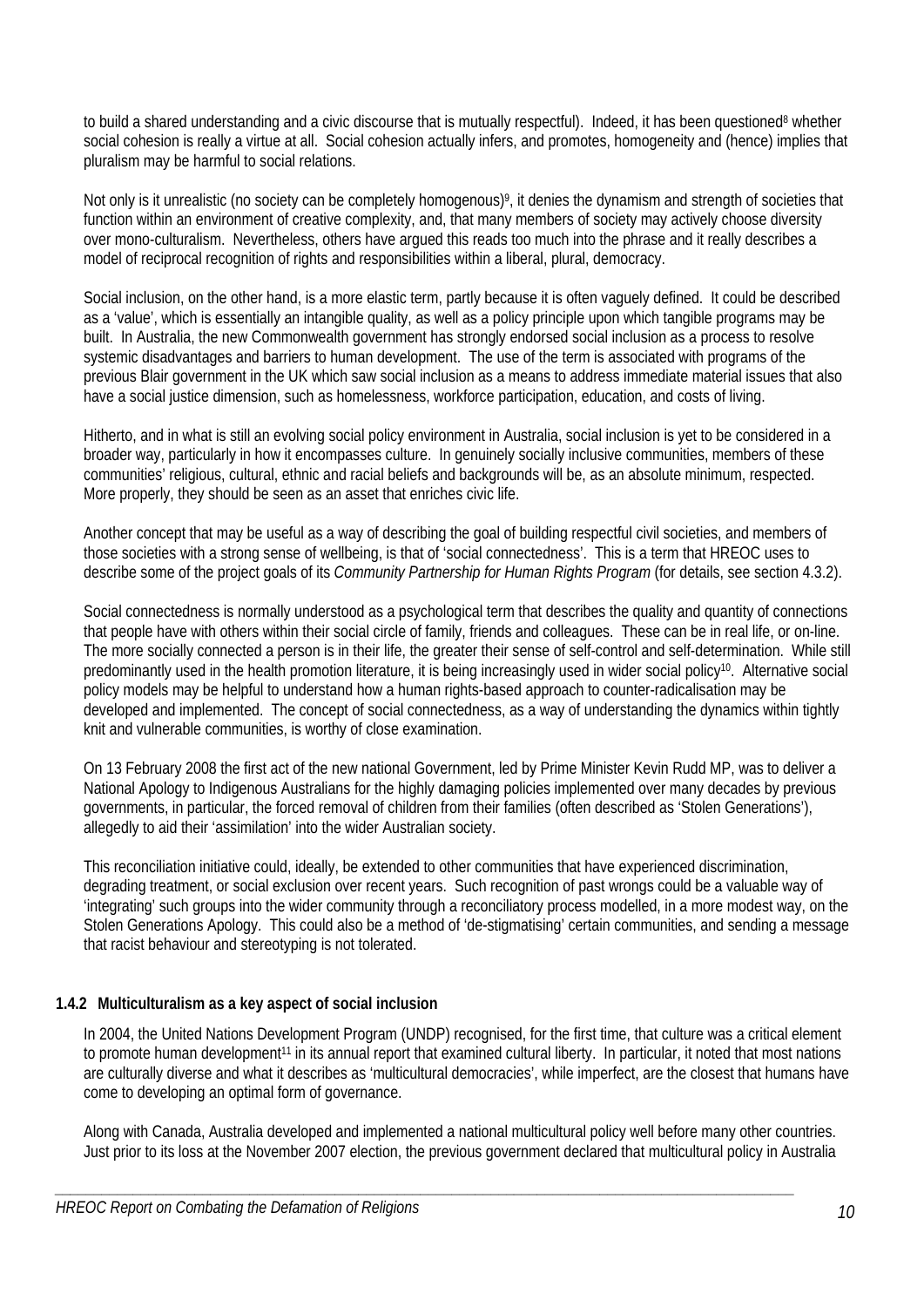to build a shared understanding and a civic discourse that is mutually respectful). Indeed, it has been questioned[8] whether social cohesion is really a virtue at all. Social cohesion actually infers, and promotes, homogeneity and (hence) implies that pluralism may be harmful to social relations.

Not only is it unrealistic (no society can be completely homogenous)[9], it denies the dynamism and strength of societies that function within an environment of creative complexity, and, that many members of society may actively choose diversity over mono-culturalism. Nevertheless, others have argued this reads too much into the phrase and it really describes a model of reciprocal recognition of rights and responsibilities within a liberal, plural, democracy.

Social inclusion, on the other hand, is a more elastic term, partly because it is often vaguely defined. It could be described as a 'value', which is essentially an intangible quality, as well as a policy principle upon which tangible programs may be built. In Australia, the new Commonwealth government has strongly endorsed social inclusion as a process to resolve systemic disadvantages and barriers to human development. The use of the term is associated with programs of the previous Blair government in the UK which saw social inclusion as a means to address immediate material issues that also have a social justice dimension, such as homelessness, workforce participation, education, and costs of living.

Hitherto, and in what is still an evolving social policy environment in Australia, social inclusion is yet to be considered in a broader way, particularly in how it encompasses culture. In genuinely socially inclusive communities, members of these communities' religious, cultural, ethnic and racial beliefs and backgrounds will be, as an absolute minimum, respected. More properly, they should be seen as an asset that enriches civic life.

Another concept that may be useful as a way of describing the goal of building respectful civil societies, and members of those societies with a strong sense of wellbeing, is that of 'social connectedness'. This is a term that HREOC uses to describe some of the project goals of its *Community Partnership for Human Rights Program* (for details, see section 4.3.2).

Social connectedness is normally understood as a psychological term that describes the quality and quantity of connections that people have with others within their social circle of family, friends and colleagues. These can be in real life, or on-line. The more socially connected a person is in their life, the greater their sense of self-control and self-determination. While still predominantly used in the health promotion literature, it is being increasingly used in wider social policy[10]. Alternative social policy models may be helpful to understand how a human rights-based approach to counter-radicalisation may be developed and implemented. The concept of social connectedness, as a way of understanding the dynamics within tightly knit and vulnerable communities, is worthy of close examination.

On 13 February 2008 the first act of the new national Government, led by Prime Minister Kevin Rudd MP, was to deliver a National Apology to Indigenous Australians for the highly damaging policies implemented over many decades by previous governments, in particular, the forced removal of children from their families (often described as 'Stolen Generations'), allegedly to aid their 'assimilation' into the wider Australian society.

This reconciliation initiative could, ideally, be extended to other communities that have experienced discrimination, degrading treatment, or social exclusion over recent years. Such recognition of past wrongs could be a valuable way of 'integrating' such groups into the wider community through a reconciliatory process modelled, in a more modest way, on the Stolen Generations Apology. This could also be a method of 'de-stigmatising' certain communities, and sending a message that racist behaviour and stereotyping is not tolerated.

### 1.4.2 Multiculturalism as a key aspect of social inclusion

In 2004, the United Nations Development Program (UNDP) recognised, for the first time, that culture was a critical element to promote human development[11] in its annual report that examined cultural liberty. In particular, it noted that most nations are culturally diverse and what it describes as 'multicultural democracies', while imperfect, are the closest that humans have come to developing an optimal form of governance.

Along with Canada, Australia developed and implemented a national multicultural policy well before many other countries. Just prior to its loss at the November 2007 election, the previous government declared that multicultural policy in Australia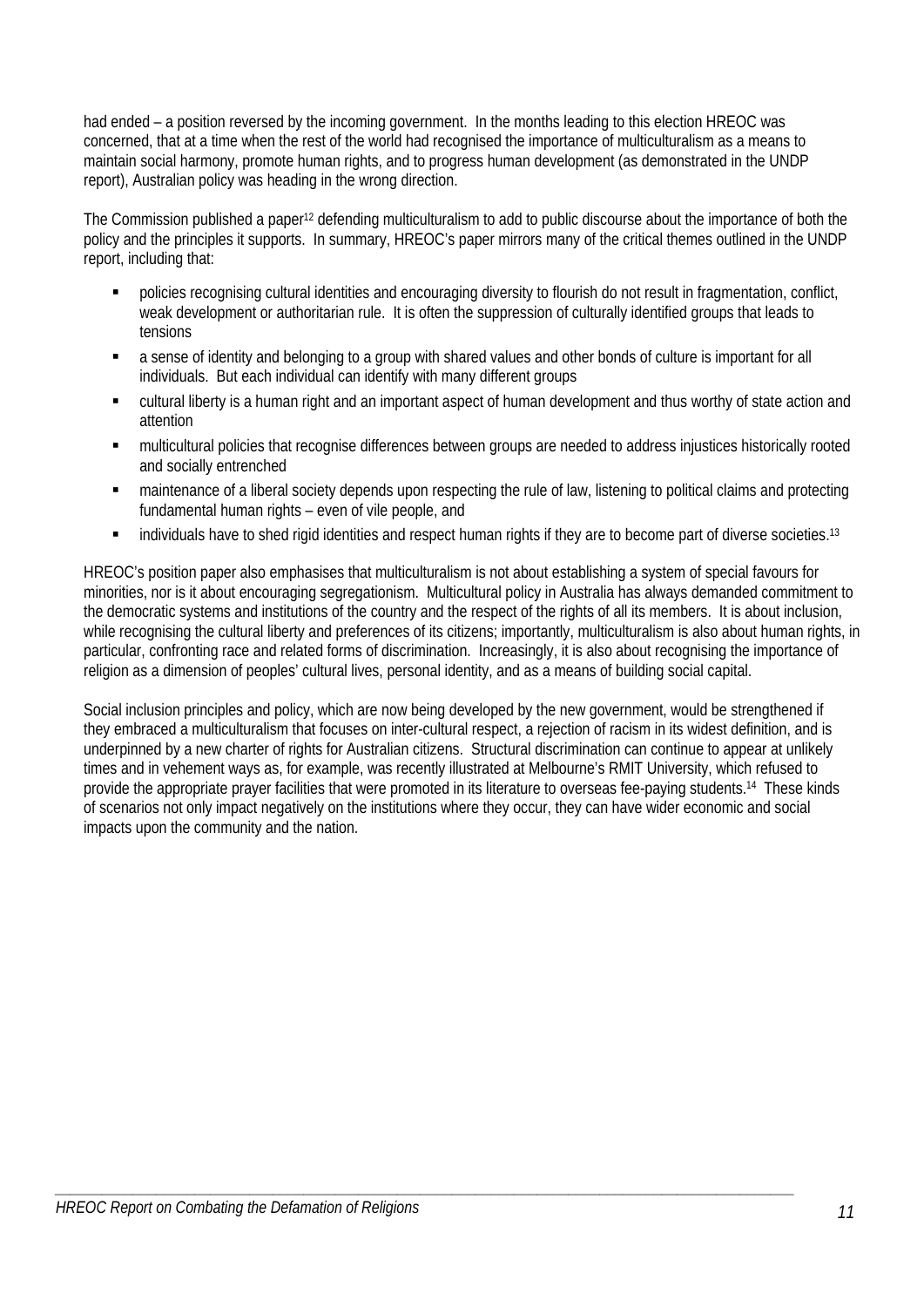had ended – a position reversed by the incoming government. In the months leading to this election HREOC was concerned, that at a time when the rest of the world had recognised the importance of multiculturalism as a means to maintain social harmony, promote human rights, and to progress human development (as demonstrated in the UNDP report), Australian policy was heading in the wrong direction.

The Commission published a paper[12] defending multiculturalism to add to public discourse about the importance of both the policy and the principles it supports. In summary, HREOC's paper mirrors many of the critical themes outlined in the UNDP report, including that:

- policies recognising cultural identities and encouraging diversity to flourish do not result in fragmentation, conflict, weak development or authoritarian rule. It is often the suppression of culturally identified groups that leads to tensions
- a sense of identity and belonging to a group with shared values and other bonds of culture is important for all individuals. But each individual can identify with many different groups
- cultural liberty is a human right and an important aspect of human development and thus worthy of state action and attention
- multicultural policies that recognise differences between groups are needed to address injustices historically rooted and socially entrenched
- maintenance of a liberal society depends upon respecting the rule of law, listening to political claims and protecting fundamental human rights – even of vile people, and
- individuals have to shed rigid identities and respect human rights if they are to become part of diverse societies.[13]

HREOC's position paper also emphasises that multiculturalism is not about establishing a system of special favours for minorities, nor is it about encouraging segregationism. Multicultural policy in Australia has always demanded commitment to the democratic systems and institutions of the country and the respect of the rights of all its members. It is about inclusion, while recognising the cultural liberty and preferences of its citizens; importantly, multiculturalism is also about human rights, in particular, confronting race and related forms of discrimination. Increasingly, it is also about recognising the importance of religion as a dimension of peoples' cultural lives, personal identity, and as a means of building social capital.

Social inclusion principles and policy, which are now being developed by the new government, would be strengthened if they embraced a multiculturalism that focuses on inter-cultural respect, a rejection of racism in its widest definition, and is underpinned by a new charter of rights for Australian citizens. Structural discrimination can continue to appear at unlikely times and in vehement ways as, for example, was recently illustrated at Melbourne's RMIT University, which refused to provide the appropriate prayer facilities that were promoted in its literature to overseas fee-paying students.[14] These kinds of scenarios not only impact negatively on the institutions where they occur, they can have wider economic and social impacts upon the community and the nation.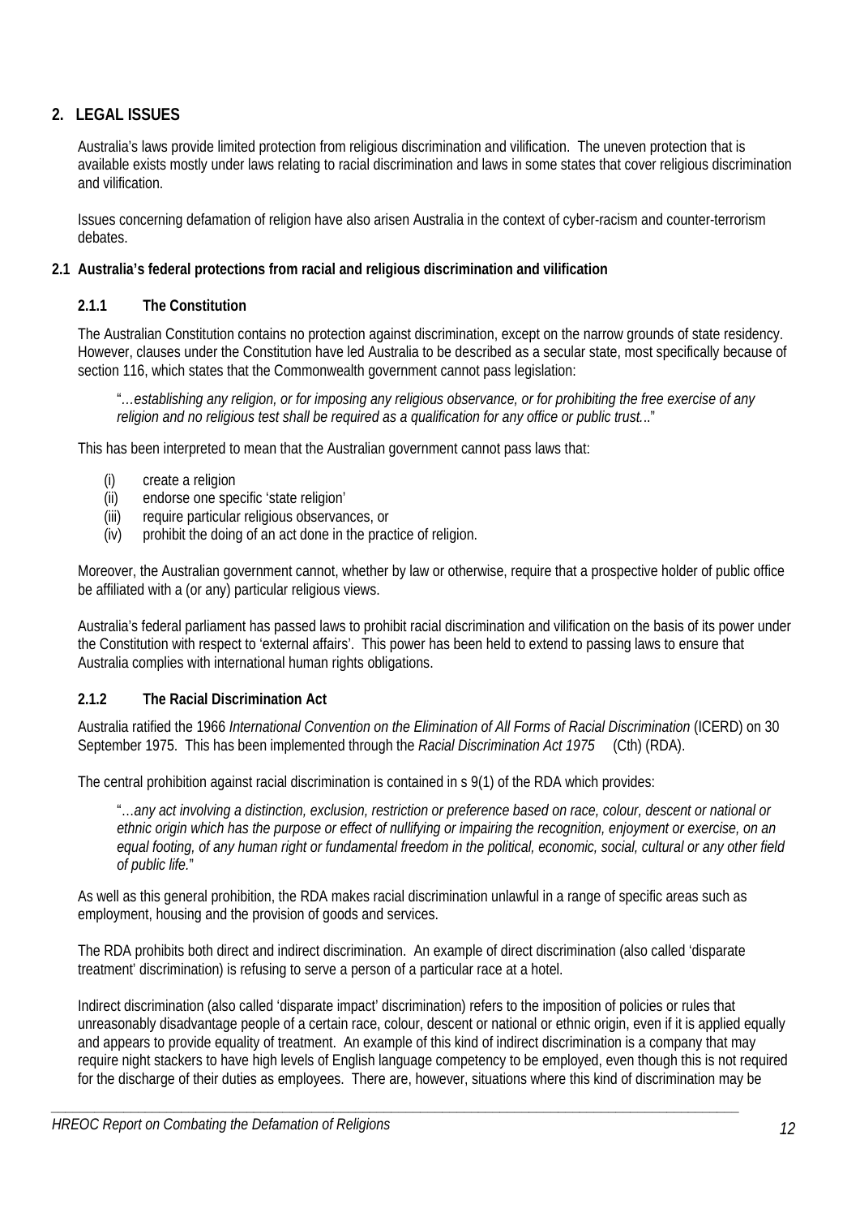## 2. LEGAL ISSUES

Australia's laws provide limited protection from religious discrimination and vilification. The uneven protection that is available exists mostly under laws relating to racial discrimination and laws in some states that cover religious discrimination and vilification.

Issues concerning defamation of religion have also arisen Australia in the context of cyber-racism and counter-terrorism debates.

### 2.1 Australia's federal protections from racial and religious discrimination and vilification

#### 2.1.1 The Constitution

The Australian Constitution contains no protection against discrimination, except on the narrow grounds of state residency. However, clauses under the Constitution have led Australia to be described as a secular state, most specifically because of section 116, which states that the Commonwealth government cannot pass legislation:

> "*…establishing any religion, or for imposing any religious observance, or for prohibiting the free exercise of any religion and no religious test shall be required as a qualification for any office or public trust...*"

This has been interpreted to mean that the Australian government cannot pass laws that:

(i) create a religion
(ii) endorse one specific 'state religion'
(iii) require particular religious observances, or
(iv) prohibit the doing of an act done in the practice of religion.

Moreover, the Australian government cannot, whether by law or otherwise, require that a prospective holder of public office be affiliated with a (or any) particular religious views.

Australia's federal parliament has passed laws to prohibit racial discrimination and vilification on the basis of its power under the Constitution with respect to 'external affairs'. This power has been held to extend to passing laws to ensure that Australia complies with international human rights obligations.

#### 2.1.2 The Racial Discrimination Act

Australia ratified the 1966 *International Convention on the Elimination of All Forms of Racial Discrimination* (ICERD) on 30 September 1975. This has been implemented through the *Racial Discrimination Act 1975* (Cth) (RDA).

The central prohibition against racial discrimination is contained in s 9(1) of the RDA which provides:

> "*…any act involving a distinction, exclusion, restriction or preference based on race, colour, descent or national or ethnic origin which has the purpose or effect of nullifying or impairing the recognition, enjoyment or exercise, on an equal footing, of any human right or fundamental freedom in the political, economic, social, cultural or any other field of public life.*"

As well as this general prohibition, the RDA makes racial discrimination unlawful in a range of specific areas such as employment, housing and the provision of goods and services.

The RDA prohibits both direct and indirect discrimination. An example of direct discrimination (also called 'disparate treatment' discrimination) is refusing to serve a person of a particular race at a hotel.

Indirect discrimination (also called 'disparate impact' discrimination) refers to the imposition of policies or rules that unreasonably disadvantage people of a certain race, colour, descent or national or ethnic origin, even if it is applied equally and appears to provide equality of treatment. An example of this kind of indirect discrimination is a company that may require night stackers to have high levels of English language competency to be employed, even though this is not required for the discharge of their duties as employees. There are, however, situations where this kind of discrimination may be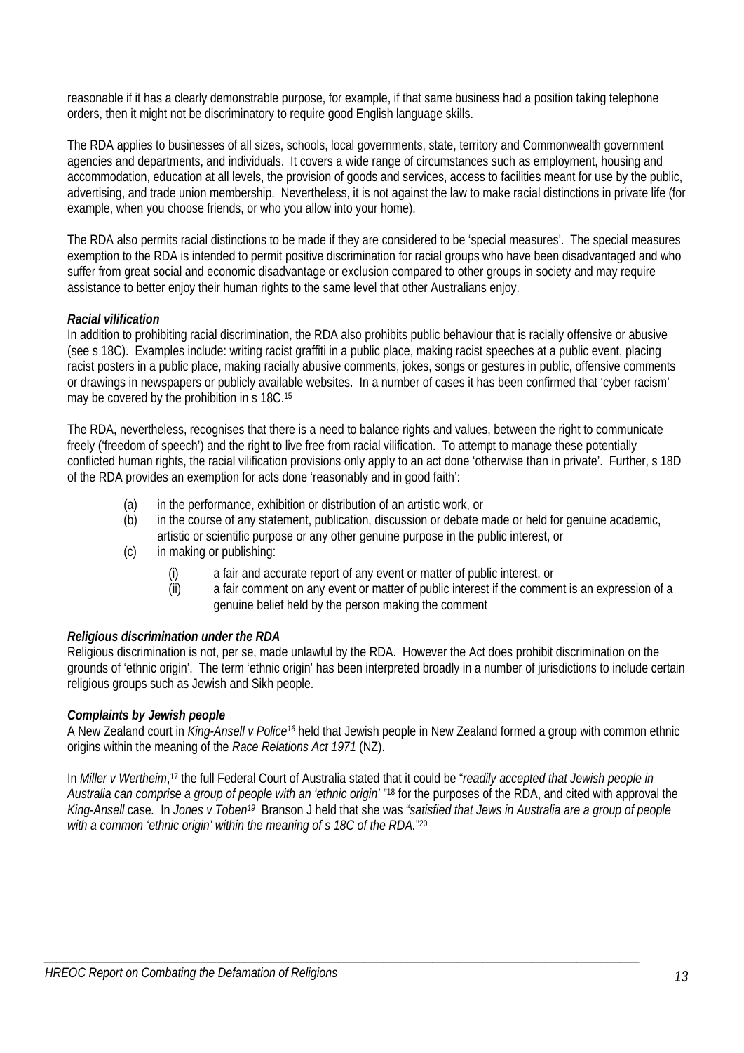reasonable if it has a clearly demonstrable purpose, for example, if that same business had a position taking telephone orders, then it might not be discriminatory to require good English language skills.

The RDA applies to businesses of all sizes, schools, local governments, state, territory and Commonwealth government agencies and departments, and individuals. It covers a wide range of circumstances such as employment, housing and accommodation, education at all levels, the provision of goods and services, access to facilities meant for use by the public, advertising, and trade union membership. Nevertheless, it is not against the law to make racial distinctions in private life (for example, when you choose friends, or who you allow into your home).

The RDA also permits racial distinctions to be made if they are considered to be 'special measures'. The special measures exemption to the RDA is intended to permit positive discrimination for racial groups who have been disadvantaged and who suffer from great social and economic disadvantage or exclusion compared to other groups in society and may require assistance to better enjoy their human rights to the same level that other Australians enjoy.

***Racial vilification***

In addition to prohibiting racial discrimination, the RDA also prohibits public behaviour that is racially offensive or abusive (see s 18C). Examples include: writing racist graffiti in a public place, making racist speeches at a public event, placing racist posters in a public place, making racially abusive comments, jokes, songs or gestures in public, offensive comments or drawings in newspapers or publicly available websites. In a number of cases it has been confirmed that 'cyber racism' may be covered by the prohibition in s 18C.[15]

The RDA, nevertheless, recognises that there is a need to balance rights and values, between the right to communicate freely ('freedom of speech') and the right to live free from racial vilification. To attempt to manage these potentially conflicted human rights, the racial vilification provisions only apply to an act done 'otherwise than in private'. Further, s 18D of the RDA provides an exemption for acts done 'reasonably and in good faith':

(a) in the performance, exhibition or distribution of an artistic work, or
(b) in the course of any statement, publication, discussion or debate made or held for genuine academic, artistic or scientific purpose or any other genuine purpose in the public interest, or
(c) in making or publishing:
    (i) a fair and accurate report of any event or matter of public interest, or
    (ii) a fair comment on any event or matter of public interest if the comment is an expression of a genuine belief held by the person making the comment

***Religious discrimination under the RDA***

Religious discrimination is not, per se, made unlawful by the RDA. However the Act does prohibit discrimination on the grounds of 'ethnic origin'. The term 'ethnic origin' has been interpreted broadly in a number of jurisdictions to include certain religious groups such as Jewish and Sikh people.

***Complaints by Jewish people***

A New Zealand court in *King-Ansell v Police*[16] held that Jewish people in New Zealand formed a group with common ethnic origins within the meaning of the *Race Relations Act 1971* (NZ).

In *Miller v Wertheim*,[17] the full Federal Court of Australia stated that it could be "*readily accepted that Jewish people in Australia can comprise a group of people with an 'ethnic origin'* "[18] for the purposes of the RDA, and cited with approval the *King-Ansell* case. In *Jones v Toben*[19] Branson J held that she was "*satisfied that Jews in Australia are a group of people with a common 'ethnic origin' within the meaning of s 18C of the RDA.*"[20]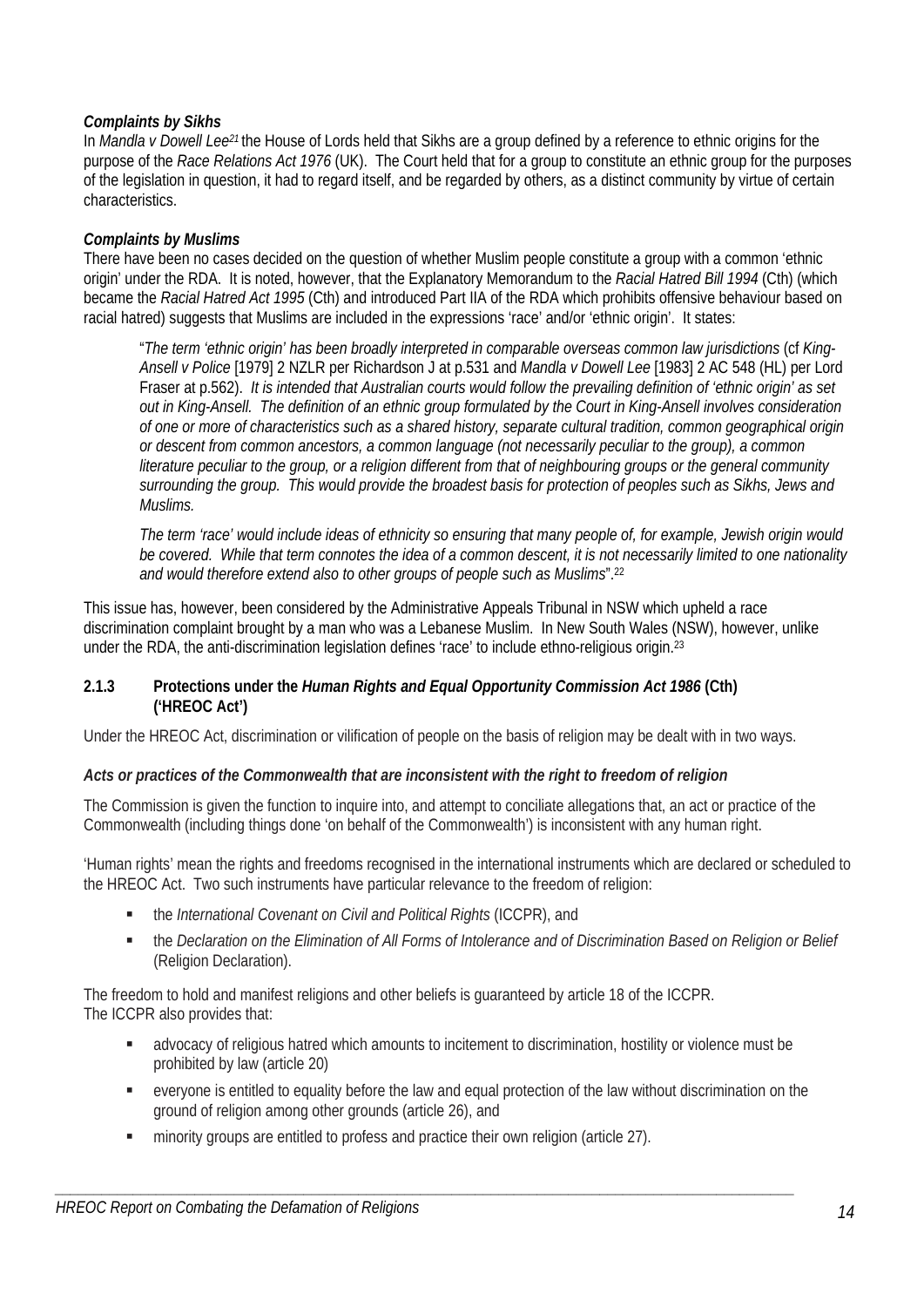***Complaints by Sikhs***

In *Mandla v Dowell Lee*[21] the House of Lords held that Sikhs are a group defined by a reference to ethnic origins for the purpose of the *Race Relations Act 1976* (UK). The Court held that for a group to constitute an ethnic group for the purposes of the legislation in question, it had to regard itself, and be regarded by others, as a distinct community by virtue of certain characteristics.

***Complaints by Muslims***

There have been no cases decided on the question of whether Muslim people constitute a group with a common 'ethnic origin' under the RDA. It is noted, however, that the Explanatory Memorandum to the *Racial Hatred Bill 1994* (Cth) (which became the *Racial Hatred Act 1995* (Cth) and introduced Part IIA of the RDA which prohibits offensive behaviour based on racial hatred) suggests that Muslims are included in the expressions 'race' and/or 'ethnic origin'. It states:

> "*The term 'ethnic origin' has been broadly interpreted in comparable overseas common law jurisdictions* (cf *King-Ansell v Police* [1979] 2 NZLR per Richardson J at p.531 and *Mandla v Dowell Lee* [1983] 2 AC 548 (HL) per Lord Fraser at p.562). *It is intended that Australian courts would follow the prevailing definition of 'ethnic origin' as set out in King-Ansell. The definition of an ethnic group formulated by the Court in King-Ansell involves consideration of one or more of characteristics such as a shared history, separate cultural tradition, common geographical origin or descent from common ancestors, a common language (not necessarily peculiar to the group), a common literature peculiar to the group, or a religion different from that of neighbouring groups or the general community surrounding the group. This would provide the broadest basis for protection of peoples such as Sikhs, Jews and Muslims.*
>
> *The term 'race' would include ideas of ethnicity so ensuring that many people of, for example, Jewish origin would be covered. While that term connotes the idea of a common descent, it is not necessarily limited to one nationality and would therefore extend also to other groups of people such as Muslims*".[22]

This issue has, however, been considered by the Administrative Appeals Tribunal in NSW which upheld a race discrimination complaint brought by a man who was a Lebanese Muslim. In New South Wales (NSW), however, unlike under the RDA, the anti-discrimination legislation defines 'race' to include ethno-religious origin.[23]

### 2.1.3 Protections under the *Human Rights and Equal Opportunity Commission Act 1986* (Cth) ('HREOC Act')

Under the HREOC Act, discrimination or vilification of people on the basis of religion may be dealt with in two ways.

***Acts or practices of the Commonwealth that are inconsistent with the right to freedom of religion***

The Commission is given the function to inquire into, and attempt to conciliate allegations that, an act or practice of the Commonwealth (including things done 'on behalf of the Commonwealth') is inconsistent with any human right.

'Human rights' mean the rights and freedoms recognised in the international instruments which are declared or scheduled to the HREOC Act. Two such instruments have particular relevance to the freedom of religion:

- the *International Covenant on Civil and Political Rights* (ICCPR), and
- the *Declaration on the Elimination of All Forms of Intolerance and of Discrimination Based on Religion or Belief* (Religion Declaration).

The freedom to hold and manifest religions and other beliefs is guaranteed by article 18 of the ICCPR.
The ICCPR also provides that:

- advocacy of religious hatred which amounts to incitement to discrimination, hostility or violence must be prohibited by law (article 20)
- everyone is entitled to equality before the law and equal protection of the law without discrimination on the ground of religion among other grounds (article 26), and
- minority groups are entitled to profess and practice their own religion (article 27).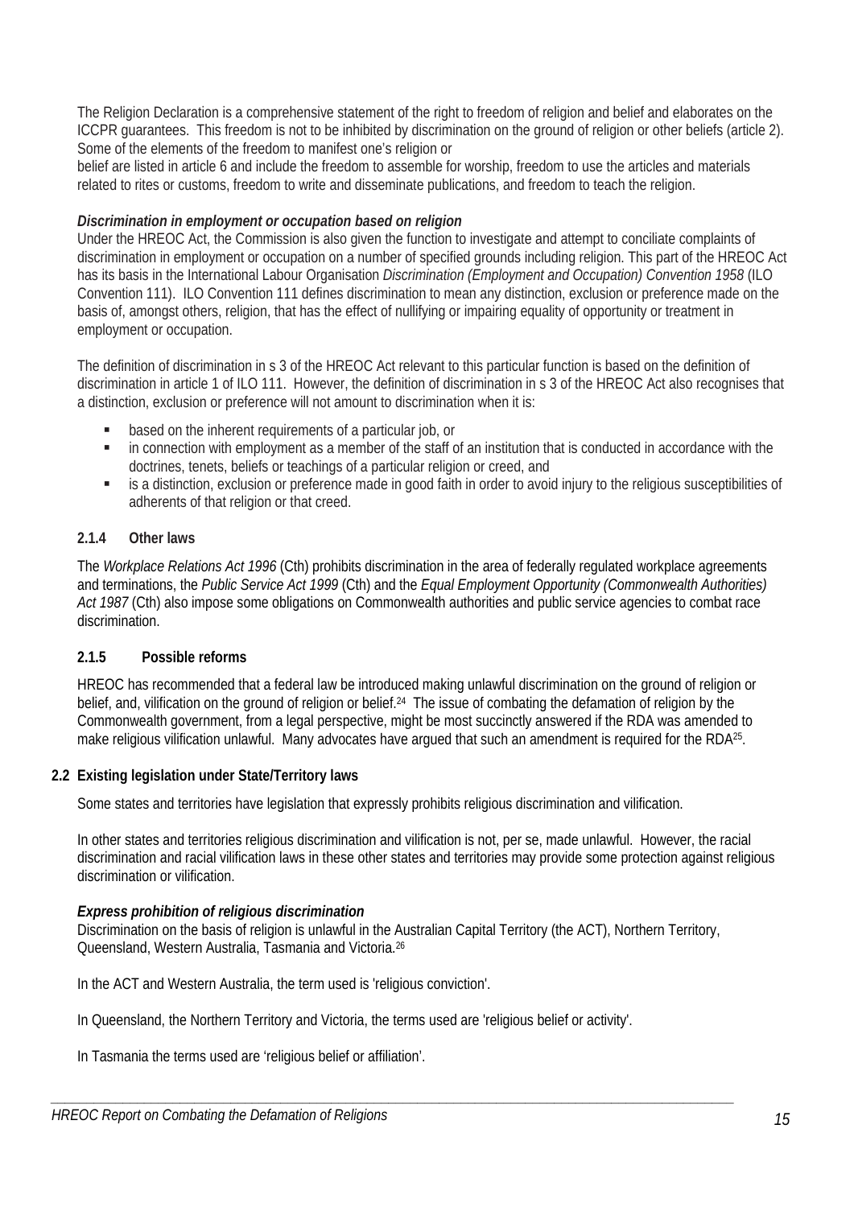The Religion Declaration is a comprehensive statement of the right to freedom of religion and belief and elaborates on the ICCPR guarantees. This freedom is not to be inhibited by discrimination on the ground of religion or other beliefs (article 2). Some of the elements of the freedom to manifest one's religion or belief are listed in article 6 and include the freedom to assemble for worship, freedom to use the articles and materials related to rites or customs, freedom to write and disseminate publications, and freedom to teach the religion.

***Discrimination in employment or occupation based on religion***

Under the HREOC Act, the Commission is also given the function to investigate and attempt to conciliate complaints of discrimination in employment or occupation on a number of specified grounds including religion. This part of the HREOC Act has its basis in the International Labour Organisation *Discrimination (Employment and Occupation) Convention 1958* (ILO Convention 111). ILO Convention 111 defines discrimination to mean any distinction, exclusion or preference made on the basis of, amongst others, religion, that has the effect of nullifying or impairing equality of opportunity or treatment in employment or occupation.

The definition of discrimination in s 3 of the HREOC Act relevant to this particular function is based on the definition of discrimination in article 1 of ILO 111. However, the definition of discrimination in s 3 of the HREOC Act also recognises that a distinction, exclusion or preference will not amount to discrimination when it is:

- based on the inherent requirements of a particular job, or
- in connection with employment as a member of the staff of an institution that is conducted in accordance with the doctrines, tenets, beliefs or teachings of a particular religion or creed, and
- is a distinction, exclusion or preference made in good faith in order to avoid injury to the religious susceptibilities of adherents of that religion or that creed.

#### 2.1.4 Other laws

The *Workplace Relations Act 1996* (Cth) prohibits discrimination in the area of federally regulated workplace agreements and terminations, the *Public Service Act 1999* (Cth) and the *Equal Employment Opportunity (Commonwealth Authorities) Act 1987* (Cth) also impose some obligations on Commonwealth authorities and public service agencies to combat race discrimination.

#### 2.1.5 Possible reforms

HREOC has recommended that a federal law be introduced making unlawful discrimination on the ground of religion or belief, and, vilification on the ground of religion or belief.[24] The issue of combating the defamation of religion by the Commonwealth government, from a legal perspective, might be most succinctly answered if the RDA was amended to make religious vilification unlawful. Many advocates have argued that such an amendment is required for the RDA[25].

### 2.2 Existing legislation under State/Territory laws

Some states and territories have legislation that expressly prohibits religious discrimination and vilification.

In other states and territories religious discrimination and vilification is not, per se, made unlawful. However, the racial discrimination and racial vilification laws in these other states and territories may provide some protection against religious discrimination or vilification.

***Express prohibition of religious discrimination***

Discrimination on the basis of religion is unlawful in the Australian Capital Territory (the ACT), Northern Territory, Queensland, Western Australia, Tasmania and Victoria.[26]

In the ACT and Western Australia, the term used is 'religious conviction'.

In Queensland, the Northern Territory and Victoria, the terms used are 'religious belief or activity'.

In Tasmania the terms used are 'religious belief or affiliation'.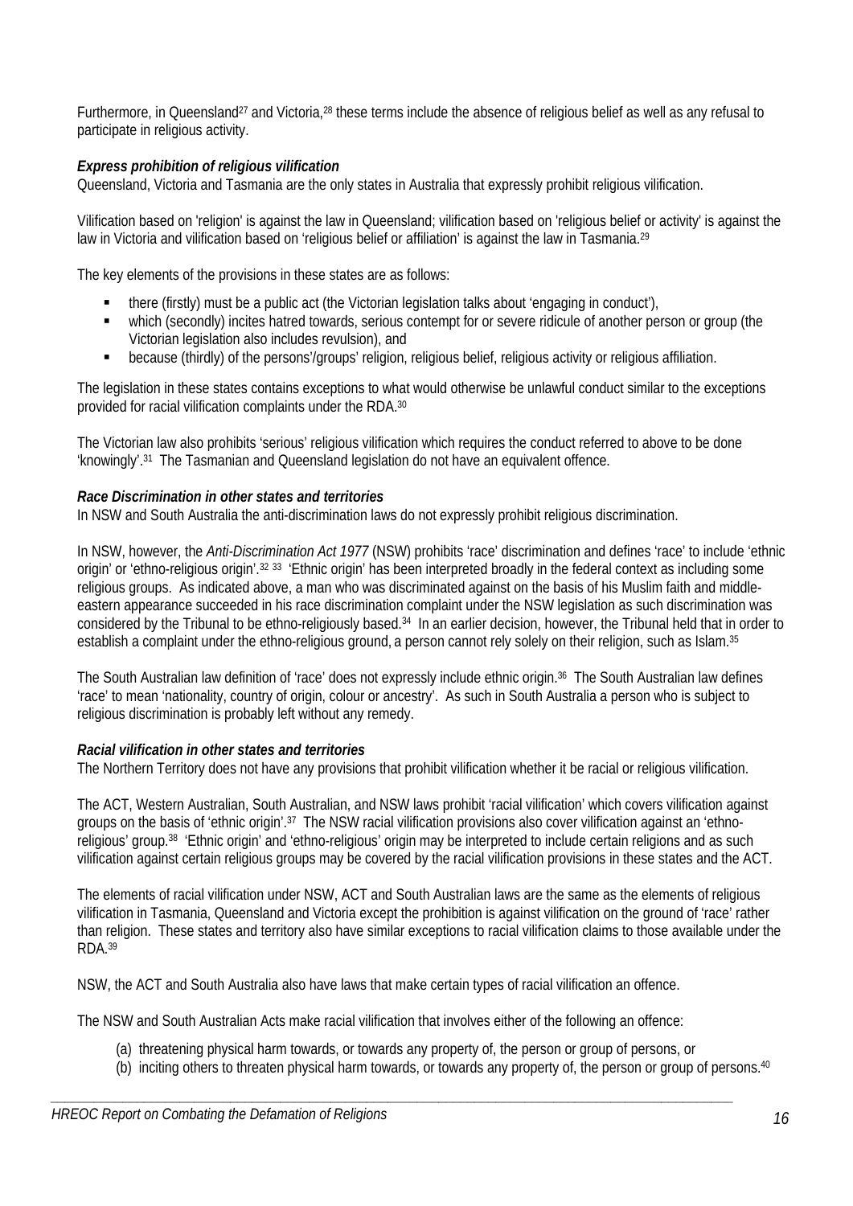Furthermore, in Queensland[27] and Victoria,[28] these terms include the absence of religious belief as well as any refusal to participate in religious activity.

***Express prohibition of religious vilification***

Queensland, Victoria and Tasmania are the only states in Australia that expressly prohibit religious vilification.

Vilification based on 'religion' is against the law in Queensland; vilification based on 'religious belief or activity' is against the law in Victoria and vilification based on 'religious belief or affiliation' is against the law in Tasmania.[29]

The key elements of the provisions in these states are as follows:

- there (firstly) must be a public act (the Victorian legislation talks about 'engaging in conduct'),
- which (secondly) incites hatred towards, serious contempt for or severe ridicule of another person or group (the Victorian legislation also includes revulsion), and
- because (thirdly) of the persons'/groups' religion, religious belief, religious activity or religious affiliation.

The legislation in these states contains exceptions to what would otherwise be unlawful conduct similar to the exceptions provided for racial vilification complaints under the RDA.[30]

The Victorian law also prohibits 'serious' religious vilification which requires the conduct referred to above to be done 'knowingly'.[31] The Tasmanian and Queensland legislation do not have an equivalent offence.

***Race Discrimination in other states and territories***

In NSW and South Australia the anti-discrimination laws do not expressly prohibit religious discrimination.

In NSW, however, the *Anti-Discrimination Act 1977* (NSW) prohibits 'race' discrimination and defines 'race' to include 'ethnic origin' or 'ethno-religious origin'.[32] [33] 'Ethnic origin' has been interpreted broadly in the federal context as including some religious groups. As indicated above, a man who was discriminated against on the basis of his Muslim faith and middle-eastern appearance succeeded in his race discrimination complaint under the NSW legislation as such discrimination was considered by the Tribunal to be ethno-religiously based.[34] In an earlier decision, however, the Tribunal held that in order to establish a complaint under the ethno-religious ground, a person cannot rely solely on their religion, such as Islam.[35]

The South Australian law definition of 'race' does not expressly include ethnic origin.[36] The South Australian law defines 'race' to mean 'nationality, country of origin, colour or ancestry'. As such in South Australia a person who is subject to religious discrimination is probably left without any remedy.

***Racial vilification in other states and territories***

The Northern Territory does not have any provisions that prohibit vilification whether it be racial or religious vilification.

The ACT, Western Australian, South Australian, and NSW laws prohibit 'racial vilification' which covers vilification against groups on the basis of 'ethnic origin'.[37] The NSW racial vilification provisions also cover vilification against an 'ethno-religious' group.[38] 'Ethnic origin' and 'ethno-religious' origin may be interpreted to include certain religions and as such vilification against certain religious groups may be covered by the racial vilification provisions in these states and the ACT.

The elements of racial vilification under NSW, ACT and South Australian laws are the same as the elements of religious vilification in Tasmania, Queensland and Victoria except the prohibition is against vilification on the ground of 'race' rather than religion. These states and territory also have similar exceptions to racial vilification claims to those available under the RDA.[39]

NSW, the ACT and South Australia also have laws that make certain types of racial vilification an offence.

The NSW and South Australian Acts make racial vilification that involves either of the following an offence:

(a) threatening physical harm towards, or towards any property of, the person or group of persons, or
(b) inciting others to threaten physical harm towards, or towards any property of, the person or group of persons.[40]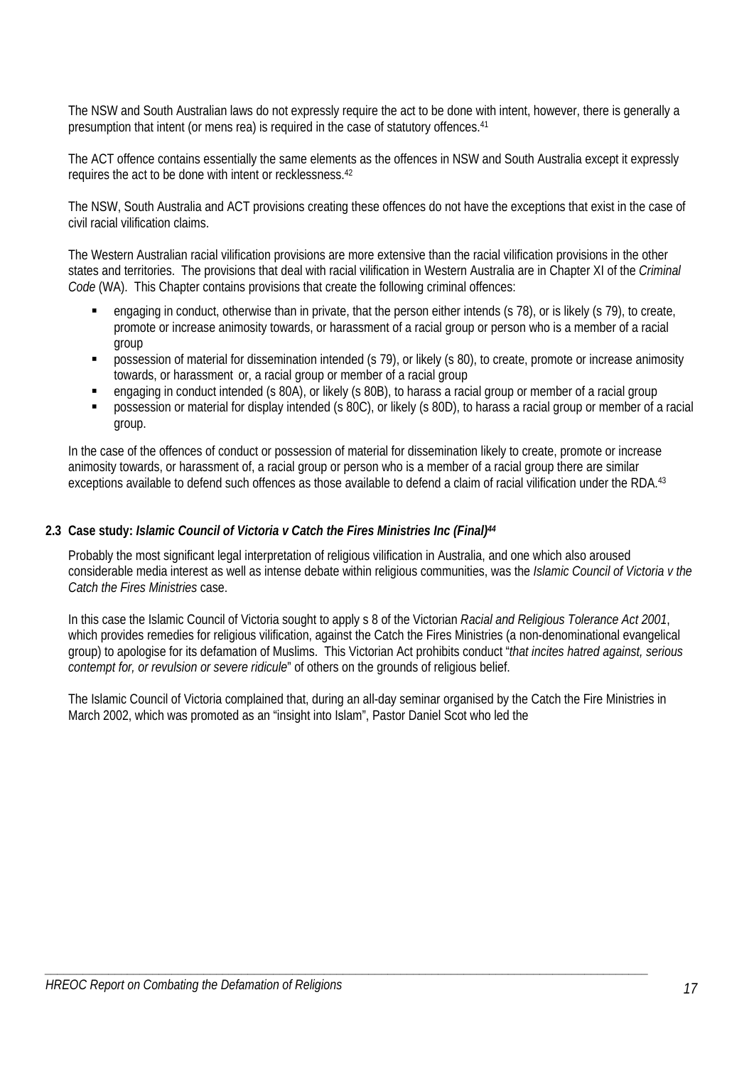The NSW and South Australian laws do not expressly require the act to be done with intent, however, there is generally a presumption that intent (or mens rea) is required in the case of statutory offences.[41]

The ACT offence contains essentially the same elements as the offences in NSW and South Australia except it expressly requires the act to be done with intent or recklessness.[42]

The NSW, South Australia and ACT provisions creating these offences do not have the exceptions that exist in the case of civil racial vilification claims.

The Western Australian racial vilification provisions are more extensive than the racial vilification provisions in the other states and territories. The provisions that deal with racial vilification in Western Australia are in Chapter XI of the *Criminal Code* (WA). This Chapter contains provisions that create the following criminal offences:

- engaging in conduct, otherwise than in private, that the person either intends (s 78), or is likely (s 79), to create, promote or increase animosity towards, or harassment of a racial group or person who is a member of a racial group
- possession of material for dissemination intended (s 79), or likely (s 80), to create, promote or increase animosity towards, or harassment or, a racial group or member of a racial group
- engaging in conduct intended (s 80A), or likely (s 80B), to harass a racial group or member of a racial group
- possession or material for display intended (s 80C), or likely (s 80D), to harass a racial group or member of a racial group.

In the case of the offences of conduct or possession of material for dissemination likely to create, promote or increase animosity towards, or harassment of, a racial group or person who is a member of a racial group there are similar exceptions available to defend such offences as those available to defend a claim of racial vilification under the RDA.[43]

### 2.3 Case study: *Islamic Council of Victoria v Catch the Fires Ministries Inc (Final)*[44]

Probably the most significant legal interpretation of religious vilification in Australia, and one which also aroused considerable media interest as well as intense debate within religious communities, was the *Islamic Council of Victoria v the Catch the Fires Ministries* case.

In this case the Islamic Council of Victoria sought to apply s 8 of the Victorian *Racial and Religious Tolerance Act 2001*, which provides remedies for religious vilification, against the Catch the Fires Ministries (a non-denominational evangelical group) to apologise for its defamation of Muslims. This Victorian Act prohibits conduct "*that incites hatred against, serious contempt for, or revulsion or severe ridicule*" of others on the grounds of religious belief.

The Islamic Council of Victoria complained that, during an all-day seminar organised by the Catch the Fire Ministries in March 2002, which was promoted as an "insight into Islam", Pastor Daniel Scot who led the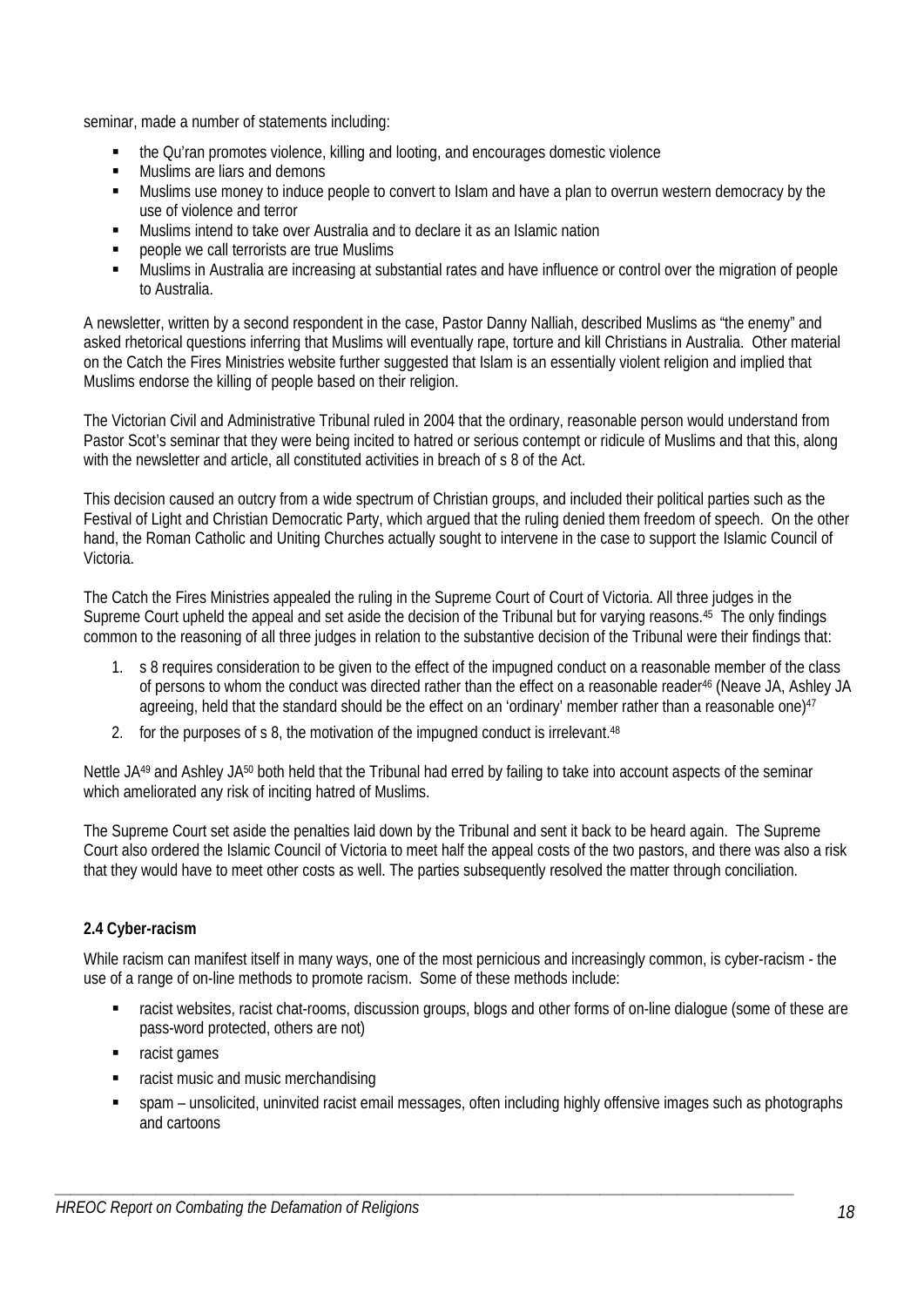seminar, made a number of statements including:

- the Qu'ran promotes violence, killing and looting, and encourages domestic violence
- Muslims are liars and demons
- Muslims use money to induce people to convert to Islam and have a plan to overrun western democracy by the use of violence and terror
- Muslims intend to take over Australia and to declare it as an Islamic nation
- people we call terrorists are true Muslims
- Muslims in Australia are increasing at substantial rates and have influence or control over the migration of people to Australia.

A newsletter, written by a second respondent in the case, Pastor Danny Nalliah, described Muslims as "the enemy" and asked rhetorical questions inferring that Muslims will eventually rape, torture and kill Christians in Australia. Other material on the Catch the Fires Ministries website further suggested that Islam is an essentially violent religion and implied that Muslims endorse the killing of people based on their religion.

The Victorian Civil and Administrative Tribunal ruled in 2004 that the ordinary, reasonable person would understand from Pastor Scot's seminar that they were being incited to hatred or serious contempt or ridicule of Muslims and that this, along with the newsletter and article, all constituted activities in breach of s 8 of the Act.

This decision caused an outcry from a wide spectrum of Christian groups, and included their political parties such as the Festival of Light and Christian Democratic Party, which argued that the ruling denied them freedom of speech. On the other hand, the Roman Catholic and Uniting Churches actually sought to intervene in the case to support the Islamic Council of Victoria.

The Catch the Fires Ministries appealed the ruling in the Supreme Court of Court of Victoria. All three judges in the Supreme Court upheld the appeal and set aside the decision of the Tribunal but for varying reasons.[45] The only findings common to the reasoning of all three judges in relation to the substantive decision of the Tribunal were their findings that:

1. s 8 requires consideration to be given to the effect of the impugned conduct on a reasonable member of the class of persons to whom the conduct was directed rather than the effect on a reasonable reader[46] (Neave JA, Ashley JA agreeing, held that the standard should be the effect on an 'ordinary' member rather than a reasonable one)[47]
2. for the purposes of s 8, the motivation of the impugned conduct is irrelevant.[48]

Nettle JA[49] and Ashley JA[50] both held that the Tribunal had erred by failing to take into account aspects of the seminar which ameliorated any risk of inciting hatred of Muslims.

The Supreme Court set aside the penalties laid down by the Tribunal and sent it back to be heard again. The Supreme Court also ordered the Islamic Council of Victoria to meet half the appeal costs of the two pastors, and there was also a risk that they would have to meet other costs as well. The parties subsequently resolved the matter through conciliation.

### 2.4 Cyber-racism

While racism can manifest itself in many ways, one of the most pernicious and increasingly common, is cyber-racism - the use of a range of on-line methods to promote racism. Some of these methods include:

- racist websites, racist chat-rooms, discussion groups, blogs and other forms of on-line dialogue (some of these are pass-word protected, others are not)
- racist games
- racist music and music merchandising
- spam – unsolicited, uninvited racist email messages, often including highly offensive images such as photographs and cartoons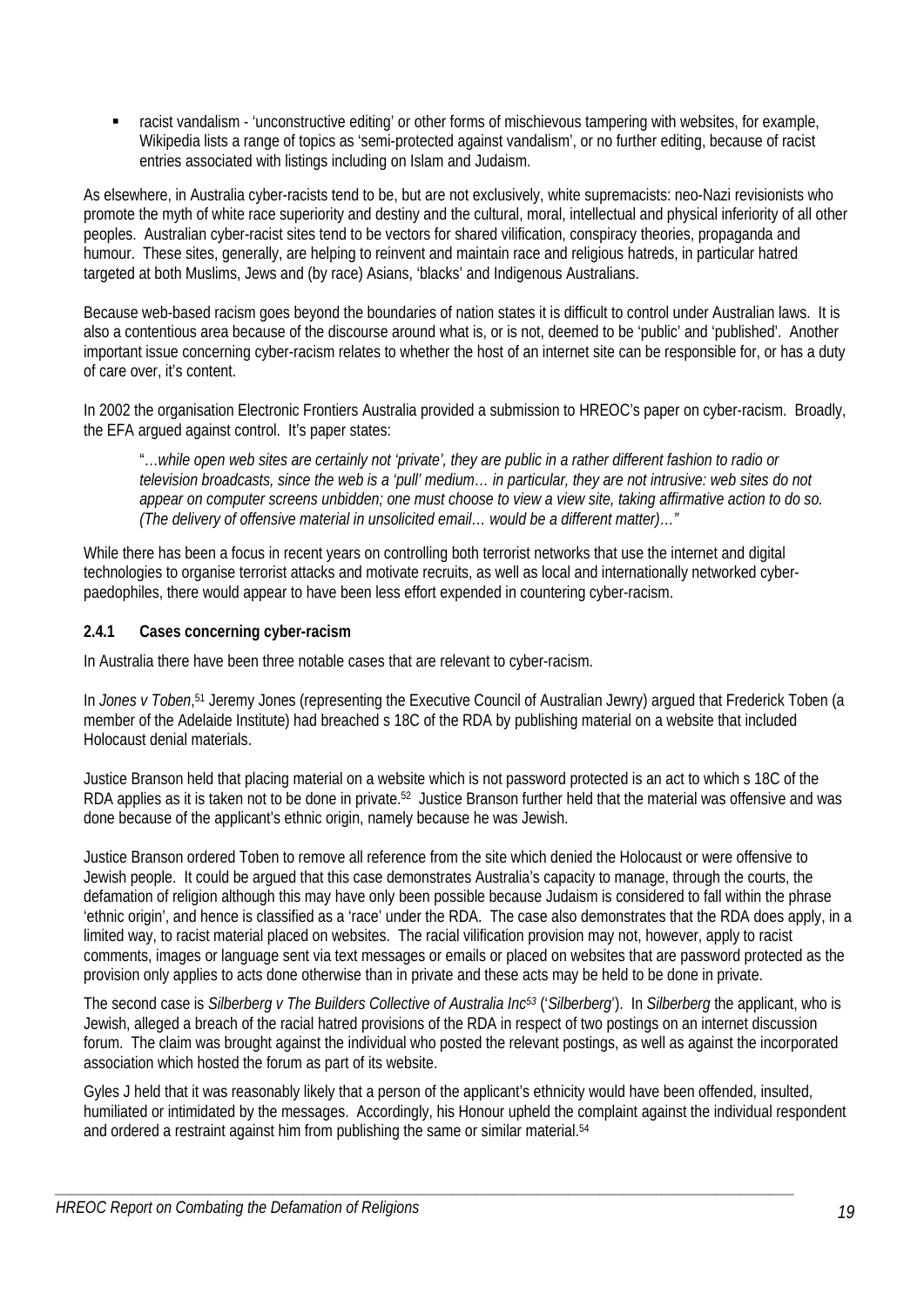- racist vandalism - 'unconstructive editing' or other forms of mischievous tampering with websites, for example, Wikipedia lists a range of topics as 'semi-protected against vandalism', or no further editing, because of racist entries associated with listings including on Islam and Judaism.

As elsewhere, in Australia cyber-racists tend to be, but are not exclusively, white supremacists: neo-Nazi revisionists who promote the myth of white race superiority and destiny and the cultural, moral, intellectual and physical inferiority of all other peoples. Australian cyber-racist sites tend to be vectors for shared vilification, conspiracy theories, propaganda and humour. These sites, generally, are helping to reinvent and maintain race and religious hatreds, in particular hatred targeted at both Muslims, Jews and (by race) Asians, 'blacks' and Indigenous Australians.

Because web-based racism goes beyond the boundaries of nation states it is difficult to control under Australian laws. It is also a contentious area because of the discourse around what is, or is not, deemed to be 'public' and 'published'. Another important issue concerning cyber-racism relates to whether the host of an internet site can be responsible for, or has a duty of care over, it's content.

In 2002 the organisation Electronic Frontiers Australia provided a submission to HREOC's paper on cyber-racism. Broadly, the EFA argued against control. It's paper states:

> "…*while open web sites are certainly not 'private', they are public in a rather different fashion to radio or television broadcasts, since the web is a 'pull' medium… in particular, they are not intrusive: web sites do not appear on computer screens unbidden; one must choose to view a view site, taking affirmative action to do so. (The delivery of offensive material in unsolicited email… would be a different matter)…"*

While there has been a focus in recent years on controlling both terrorist networks that use the internet and digital technologies to organise terrorist attacks and motivate recruits, as well as local and internationally networked cyber-paedophiles, there would appear to have been less effort expended in countering cyber-racism.

### 2.4.1 Cases concerning cyber-racism

In Australia there have been three notable cases that are relevant to cyber-racism.

In *Jones v Toben*,[51] Jeremy Jones (representing the Executive Council of Australian Jewry) argued that Frederick Toben (a member of the Adelaide Institute) had breached s 18C of the RDA by publishing material on a website that included Holocaust denial materials.

Justice Branson held that placing material on a website which is not password protected is an act to which s 18C of the RDA applies as it is taken not to be done in private.[52] Justice Branson further held that the material was offensive and was done because of the applicant's ethnic origin, namely because he was Jewish.

Justice Branson ordered Toben to remove all reference from the site which denied the Holocaust or were offensive to Jewish people. It could be argued that this case demonstrates Australia's capacity to manage, through the courts, the defamation of religion although this may have only been possible because Judaism is considered to fall within the phrase 'ethnic origin', and hence is classified as a 'race' under the RDA. The case also demonstrates that the RDA does apply, in a limited way, to racist material placed on websites. The racial vilification provision may not, however, apply to racist comments, images or language sent via text messages or emails or placed on websites that are password protected as the provision only applies to acts done otherwise than in private and these acts may be held to be done in private.

The second case is *Silberberg v The Builders Collective of Australia Inc*[53] ('*Silberberg*'). In *Silberberg* the applicant, who is Jewish, alleged a breach of the racial hatred provisions of the RDA in respect of two postings on an internet discussion forum. The claim was brought against the individual who posted the relevant postings, as well as against the incorporated association which hosted the forum as part of its website.

Gyles J held that it was reasonably likely that a person of the applicant's ethnicity would have been offended, insulted, humiliated or intimidated by the messages. Accordingly, his Honour upheld the complaint against the individual respondent and ordered a restraint against him from publishing the same or similar material.[54]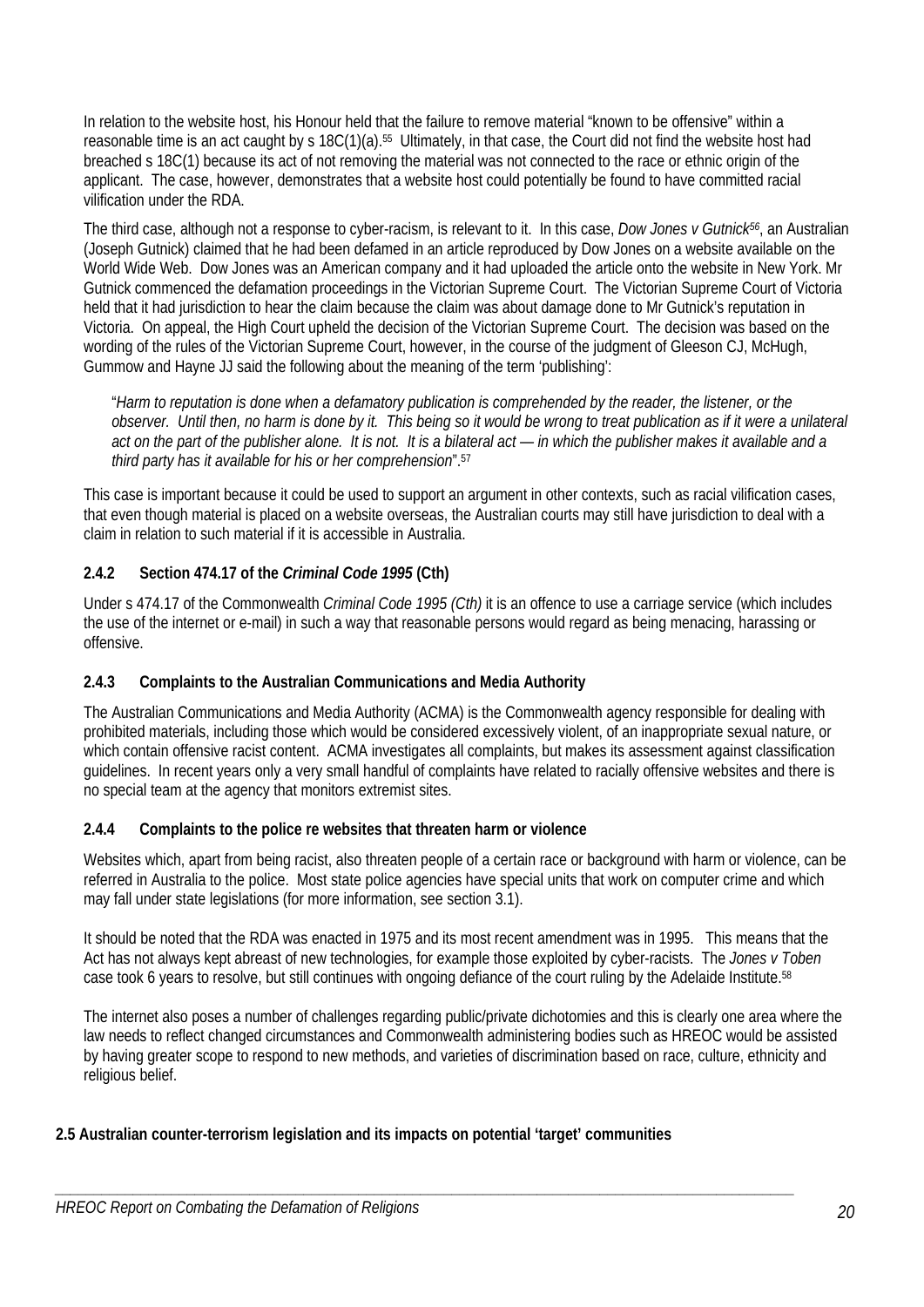In relation to the website host, his Honour held that the failure to remove material "known to be offensive" within a reasonable time is an act caught by s 18C(1)(a).[55] Ultimately, in that case, the Court did not find the website host had breached s 18C(1) because its act of not removing the material was not connected to the race or ethnic origin of the applicant. The case, however, demonstrates that a website host could potentially be found to have committed racial vilification under the RDA.

The third case, although not a response to cyber-racism, is relevant to it. In this case, *Dow Jones v Gutnick*[56], an Australian (Joseph Gutnick) claimed that he had been defamed in an article reproduced by Dow Jones on a website available on the World Wide Web. Dow Jones was an American company and it had uploaded the article onto the website in New York. Mr Gutnick commenced the defamation proceedings in the Victorian Supreme Court. The Victorian Supreme Court of Victoria held that it had jurisdiction to hear the claim because the claim was about damage done to Mr Gutnick's reputation in Victoria. On appeal, the High Court upheld the decision of the Victorian Supreme Court. The decision was based on the wording of the rules of the Victorian Supreme Court, however, in the course of the judgment of Gleeson CJ, McHugh, Gummow and Hayne JJ said the following about the meaning of the term 'publishing':

> "*Harm to reputation is done when a defamatory publication is comprehended by the reader, the listener, or the observer. Until then, no harm is done by it. This being so it would be wrong to treat publication as if it were a unilateral act on the part of the publisher alone. It is not. It is a bilateral act — in which the publisher makes it available and a third party has it available for his or her comprehension*".[57]

This case is important because it could be used to support an argument in other contexts, such as racial vilification cases, that even though material is placed on a website overseas, the Australian courts may still have jurisdiction to deal with a claim in relation to such material if it is accessible in Australia.

### 2.4.2 Section 474.17 of the *Criminal Code 1995* (Cth)

Under s 474.17 of the Commonwealth *Criminal Code 1995 (Cth)* it is an offence to use a carriage service (which includes the use of the internet or e-mail) in such a way that reasonable persons would regard as being menacing, harassing or offensive.

### 2.4.3 Complaints to the Australian Communications and Media Authority

The Australian Communications and Media Authority (ACMA) is the Commonwealth agency responsible for dealing with prohibited materials, including those which would be considered excessively violent, of an inappropriate sexual nature, or which contain offensive racist content. ACMA investigates all complaints, but makes its assessment against classification guidelines. In recent years only a very small handful of complaints have related to racially offensive websites and there is no special team at the agency that monitors extremist sites.

### 2.4.4 Complaints to the police re websites that threaten harm or violence

Websites which, apart from being racist, also threaten people of a certain race or background with harm or violence, can be referred in Australia to the police. Most state police agencies have special units that work on computer crime and which may fall under state legislations (for more information, see section 3.1).

It should be noted that the RDA was enacted in 1975 and its most recent amendment was in 1995. This means that the Act has not always kept abreast of new technologies, for example those exploited by cyber-racists. The *Jones v Toben* case took 6 years to resolve, but still continues with ongoing defiance of the court ruling by the Adelaide Institute.[58]

The internet also poses a number of challenges regarding public/private dichotomies and this is clearly one area where the law needs to reflect changed circumstances and Commonwealth administering bodies such as HREOC would be assisted by having greater scope to respond to new methods, and varieties of discrimination based on race, culture, ethnicity and religious belief.

## 2.5 Australian counter-terrorism legislation and its impacts on potential 'target' communities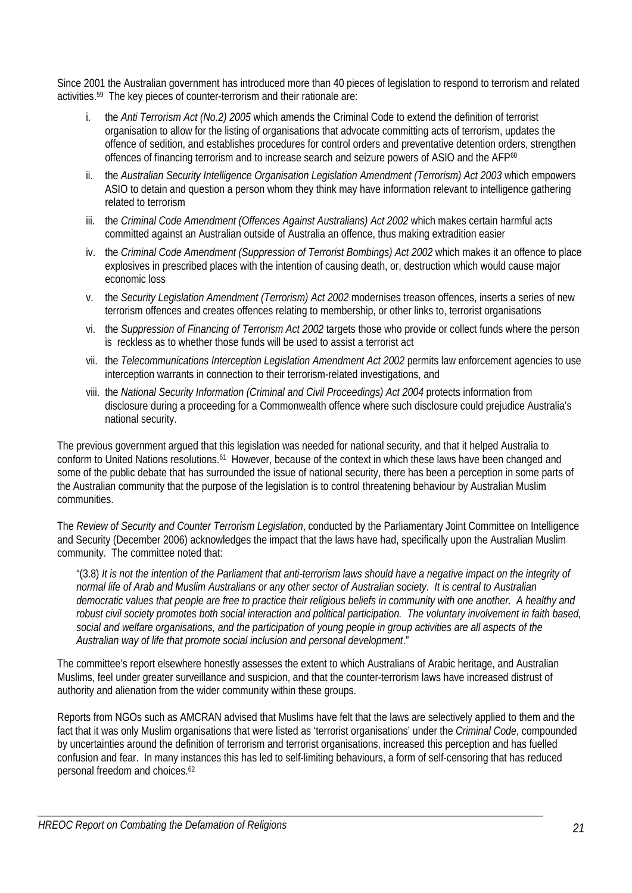Since 2001 the Australian government has introduced more than 40 pieces of legislation to respond to terrorism and related activities.[59] The key pieces of counter-terrorism and their rationale are:

i. the *Anti Terrorism Act (No.2) 2005* which amends the Criminal Code to extend the definition of terrorist organisation to allow for the listing of organisations that advocate committing acts of terrorism, updates the offence of sedition, and establishes procedures for control orders and preventative detention orders, strengthen offences of financing terrorism and to increase search and seizure powers of ASIO and the AFP[60]

ii. the *Australian Security Intelligence Organisation Legislation Amendment (Terrorism) Act 2003* which empowers ASIO to detain and question a person whom they think may have information relevant to intelligence gathering related to terrorism

iii. the *Criminal Code Amendment (Offences Against Australians) Act 2002* which makes certain harmful acts committed against an Australian outside of Australia an offence, thus making extradition easier

iv. the *Criminal Code Amendment (Suppression of Terrorist Bombings) Act 2002* which makes it an offence to place explosives in prescribed places with the intention of causing death, or, destruction which would cause major economic loss

v. the *Security Legislation Amendment (Terrorism) Act 2002* modernises treason offences, inserts a series of new terrorism offences and creates offences relating to membership, or other links to, terrorist organisations

vi. the *Suppression of Financing of Terrorism Act 2002* targets those who provide or collect funds where the person is reckless as to whether those funds will be used to assist a terrorist act

vii. the *Telecommunications Interception Legislation Amendment Act 2002* permits law enforcement agencies to use interception warrants in connection to their terrorism-related investigations, and

viii. the *National Security Information (Criminal and Civil Proceedings) Act 2004* protects information from disclosure during a proceeding for a Commonwealth offence where such disclosure could prejudice Australia's national security.

The previous government argued that this legislation was needed for national security, and that it helped Australia to conform to United Nations resolutions.[61] However, because of the context in which these laws have been changed and some of the public debate that has surrounded the issue of national security, there has been a perception in some parts of the Australian community that the purpose of the legislation is to control threatening behaviour by Australian Muslim communities.

The *Review of Security and Counter Terrorism Legislation*, conducted by the Parliamentary Joint Committee on Intelligence and Security (December 2006) acknowledges the impact that the laws have had, specifically upon the Australian Muslim community. The committee noted that:

> "(3.8) *It is not the intention of the Parliament that anti-terrorism laws should have a negative impact on the integrity of normal life of Arab and Muslim Australians or any other sector of Australian society. It is central to Australian democratic values that people are free to practice their religious beliefs in community with one another. A healthy and robust civil society promotes both social interaction and political participation. The voluntary involvement in faith based, social and welfare organisations, and the participation of young people in group activities are all aspects of the Australian way of life that promote social inclusion and personal development*."

The committee's report elsewhere honestly assesses the extent to which Australians of Arabic heritage, and Australian Muslims, feel under greater surveillance and suspicion, and that the counter-terrorism laws have increased distrust of authority and alienation from the wider community within these groups.

Reports from NGOs such as AMCRAN advised that Muslims have felt that the laws are selectively applied to them and the fact that it was only Muslim organisations that were listed as 'terrorist organisations' under the *Criminal Code*, compounded by uncertainties around the definition of terrorism and terrorist organisations, increased this perception and has fuelled confusion and fear. In many instances this has led to self-limiting behaviours, a form of self-censoring that has reduced personal freedom and choices.[62]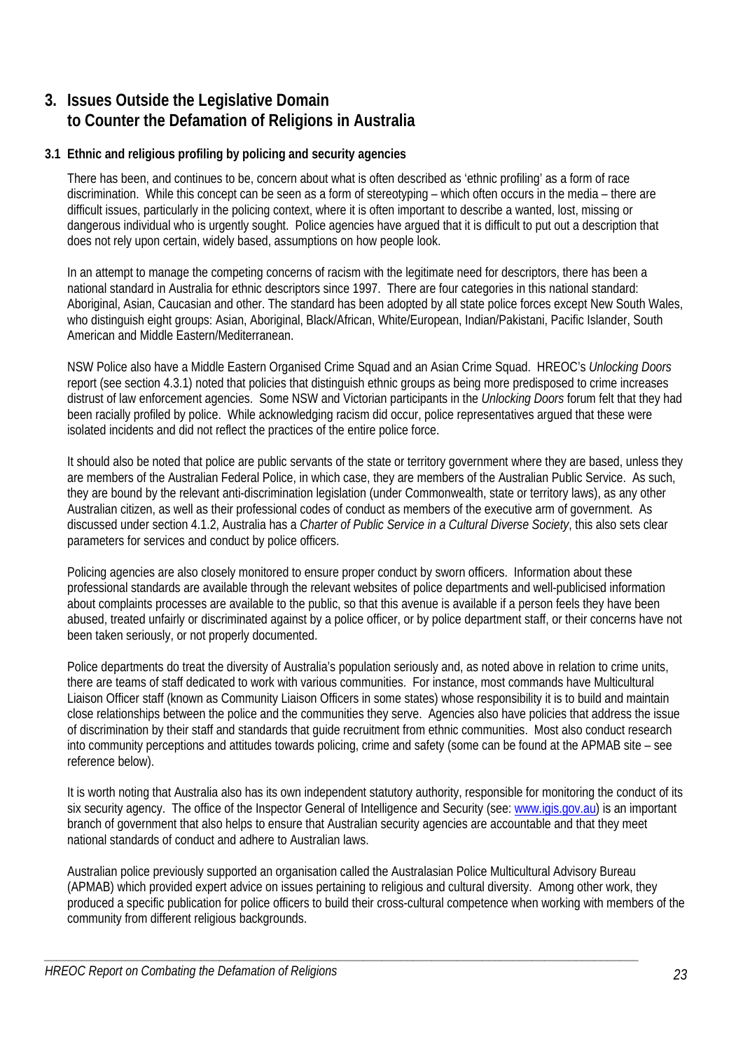# 3. Issues Outside the Legislative Domain to Counter the Defamation of Religions in Australia

## 3.1 Ethnic and religious profiling by policing and security agencies

There has been, and continues to be, concern about what is often described as 'ethnic profiling' as a form of race discrimination. While this concept can be seen as a form of stereotyping – which often occurs in the media – there are difficult issues, particularly in the policing context, where it is often important to describe a wanted, lost, missing or dangerous individual who is urgently sought. Police agencies have argued that it is difficult to put out a description that does not rely upon certain, widely based, assumptions on how people look.

In an attempt to manage the competing concerns of racism with the legitimate need for descriptors, there has been a national standard in Australia for ethnic descriptors since 1997. There are four categories in this national standard: Aboriginal, Asian, Caucasian and other. The standard has been adopted by all state police forces except New South Wales, who distinguish eight groups: Asian, Aboriginal, Black/African, White/European, Indian/Pakistani, Pacific Islander, South American and Middle Eastern/Mediterranean.

NSW Police also have a Middle Eastern Organised Crime Squad and an Asian Crime Squad. HREOC's *Unlocking Doors* report (see section 4.3.1) noted that policies that distinguish ethnic groups as being more predisposed to crime increases distrust of law enforcement agencies. Some NSW and Victorian participants in the *Unlocking Doors* forum felt that they had been racially profiled by police. While acknowledging racism did occur, police representatives argued that these were isolated incidents and did not reflect the practices of the entire police force.

It should also be noted that police are public servants of the state or territory government where they are based, unless they are members of the Australian Federal Police, in which case, they are members of the Australian Public Service. As such, they are bound by the relevant anti-discrimination legislation (under Commonwealth, state or territory laws), as any other Australian citizen, as well as their professional codes of conduct as members of the executive arm of government. As discussed under section 4.1.2, Australia has a *Charter of Public Service in a Cultural Diverse Society*, this also sets clear parameters for services and conduct by police officers.

Policing agencies are also closely monitored to ensure proper conduct by sworn officers. Information about these professional standards are available through the relevant websites of police departments and well-publicised information about complaints processes are available to the public, so that this avenue is available if a person feels they have been abused, treated unfairly or discriminated against by a police officer, or by police department staff, or their concerns have not been taken seriously, or not properly documented.

Police departments do treat the diversity of Australia's population seriously and, as noted above in relation to crime units, there are teams of staff dedicated to work with various communities. For instance, most commands have Multicultural Liaison Officer staff (known as Community Liaison Officers in some states) whose responsibility it is to build and maintain close relationships between the police and the communities they serve. Agencies also have policies that address the issue of discrimination by their staff and standards that guide recruitment from ethnic communities. Most also conduct research into community perceptions and attitudes towards policing, crime and safety (some can be found at the APMAB site – see reference below).

It is worth noting that Australia also has its own independent statutory authority, responsible for monitoring the conduct of its six security agency. The office of the Inspector General of Intelligence and Security (see: www.igis.gov.au) is an important branch of government that also helps to ensure that Australian security agencies are accountable and that they meet national standards of conduct and adhere to Australian laws.

Australian police previously supported an organisation called the Australasian Police Multicultural Advisory Bureau (APMAB) which provided expert advice on issues pertaining to religious and cultural diversity. Among other work, they produced a specific publication for police officers to build their cross-cultural competence when working with members of the community from different religious backgrounds.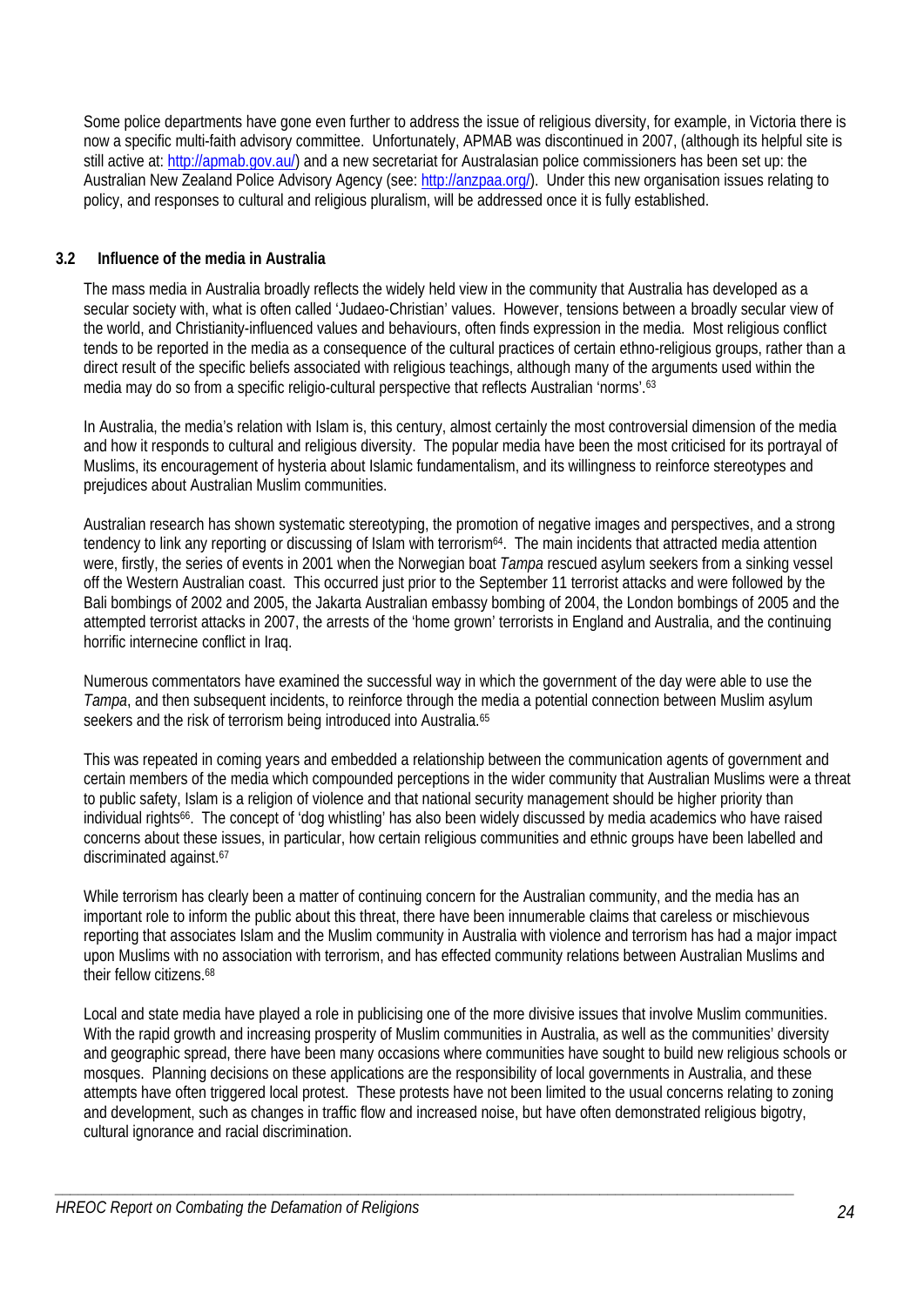Some police departments have gone even further to address the issue of religious diversity, for example, in Victoria there is now a specific multi-faith advisory committee. Unfortunately, APMAB was discontinued in 2007, (although its helpful site is still active at: http://apmab.gov.au/) and a new secretariat for Australasian police commissioners has been set up: the Australian New Zealand Police Advisory Agency (see: http://anzpaa.org/). Under this new organisation issues relating to policy, and responses to cultural and religious pluralism, will be addressed once it is fully established.

### 3.2 Influence of the media in Australia

The mass media in Australia broadly reflects the widely held view in the community that Australia has developed as a secular society with, what is often called 'Judaeo-Christian' values. However, tensions between a broadly secular view of the world, and Christianity-influenced values and behaviours, often finds expression in the media. Most religious conflict tends to be reported in the media as a consequence of the cultural practices of certain ethno-religious groups, rather than a direct result of the specific beliefs associated with religious teachings, although many of the arguments used within the media may do so from a specific religio-cultural perspective that reflects Australian 'norms'.[63]

In Australia, the media's relation with Islam is, this century, almost certainly the most controversial dimension of the media and how it responds to cultural and religious diversity. The popular media have been the most criticised for its portrayal of Muslims, its encouragement of hysteria about Islamic fundamentalism, and its willingness to reinforce stereotypes and prejudices about Australian Muslim communities.

Australian research has shown systematic stereotyping, the promotion of negative images and perspectives, and a strong tendency to link any reporting or discussing of Islam with terrorism[64]. The main incidents that attracted media attention were, firstly, the series of events in 2001 when the Norwegian boat *Tampa* rescued asylum seekers from a sinking vessel off the Western Australian coast. This occurred just prior to the September 11 terrorist attacks and were followed by the Bali bombings of 2002 and 2005, the Jakarta Australian embassy bombing of 2004, the London bombings of 2005 and the attempted terrorist attacks in 2007, the arrests of the 'home grown' terrorists in England and Australia, and the continuing horrific internecine conflict in Iraq.

Numerous commentators have examined the successful way in which the government of the day were able to use the *Tampa*, and then subsequent incidents, to reinforce through the media a potential connection between Muslim asylum seekers and the risk of terrorism being introduced into Australia.[65]

This was repeated in coming years and embedded a relationship between the communication agents of government and certain members of the media which compounded perceptions in the wider community that Australian Muslims were a threat to public safety, Islam is a religion of violence and that national security management should be higher priority than individual rights[66]. The concept of 'dog whistling' has also been widely discussed by media academics who have raised concerns about these issues, in particular, how certain religious communities and ethnic groups have been labelled and discriminated against.[67]

While terrorism has clearly been a matter of continuing concern for the Australian community, and the media has an important role to inform the public about this threat, there have been innumerable claims that careless or mischievous reporting that associates Islam and the Muslim community in Australia with violence and terrorism has had a major impact upon Muslims with no association with terrorism, and has effected community relations between Australian Muslims and their fellow citizens.[68]

Local and state media have played a role in publicising one of the more divisive issues that involve Muslim communities. With the rapid growth and increasing prosperity of Muslim communities in Australia, as well as the communities' diversity and geographic spread, there have been many occasions where communities have sought to build new religious schools or mosques. Planning decisions on these applications are the responsibility of local governments in Australia, and these attempts have often triggered local protest. These protests have not been limited to the usual concerns relating to zoning and development, such as changes in traffic flow and increased noise, but have often demonstrated religious bigotry, cultural ignorance and racial discrimination.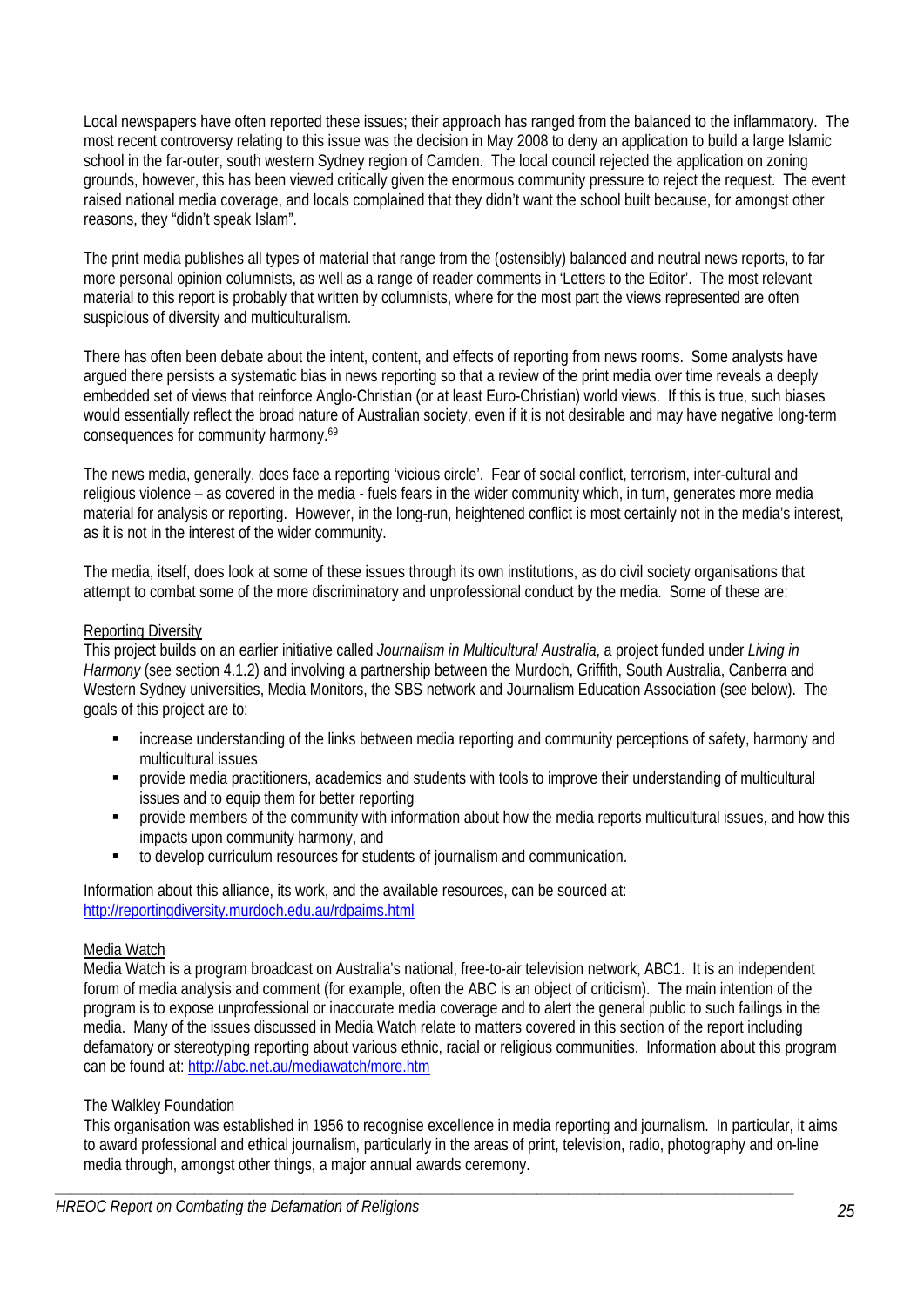Local newspapers have often reported these issues; their approach has ranged from the balanced to the inflammatory. The most recent controversy relating to this issue was the decision in May 2008 to deny an application to build a large Islamic school in the far-outer, south western Sydney region of Camden. The local council rejected the application on zoning grounds, however, this has been viewed critically given the enormous community pressure to reject the request. The event raised national media coverage, and locals complained that they didn't want the school built because, for amongst other reasons, they "didn't speak Islam".

The print media publishes all types of material that range from the (ostensibly) balanced and neutral news reports, to far more personal opinion columnists, as well as a range of reader comments in 'Letters to the Editor'. The most relevant material to this report is probably that written by columnists, where for the most part the views represented are often suspicious of diversity and multiculturalism.

There has often been debate about the intent, content, and effects of reporting from news rooms. Some analysts have argued there persists a systematic bias in news reporting so that a review of the print media over time reveals a deeply embedded set of views that reinforce Anglo-Christian (or at least Euro-Christian) world views. If this is true, such biases would essentially reflect the broad nature of Australian society, even if it is not desirable and may have negative long-term consequences for community harmony.[69]

The news media, generally, does face a reporting 'vicious circle'. Fear of social conflict, terrorism, inter-cultural and religious violence – as covered in the media - fuels fears in the wider community which, in turn, generates more media material for analysis or reporting. However, in the long-run, heightened conflict is most certainly not in the media's interest, as it is not in the interest of the wider community.

The media, itself, does look at some of these issues through its own institutions, as do civil society organisations that attempt to combat some of the more discriminatory and unprofessional conduct by the media. Some of these are:

Reporting Diversity

This project builds on an earlier initiative called *Journalism in Multicultural Australia*, a project funded under *Living in Harmony* (see section 4.1.2) and involving a partnership between the Murdoch, Griffith, South Australia, Canberra and Western Sydney universities, Media Monitors, the SBS network and Journalism Education Association (see below). The goals of this project are to:

- increase understanding of the links between media reporting and community perceptions of safety, harmony and multicultural issues
- provide media practitioners, academics and students with tools to improve their understanding of multicultural issues and to equip them for better reporting
- provide members of the community with information about how the media reports multicultural issues, and how this impacts upon community harmony, and
- to develop curriculum resources for students of journalism and communication.

Information about this alliance, its work, and the available resources, can be sourced at: http://reportingdiversity.murdoch.edu.au/rdpaims.html

Media Watch

Media Watch is a program broadcast on Australia's national, free-to-air television network, ABC1. It is an independent forum of media analysis and comment (for example, often the ABC is an object of criticism). The main intention of the program is to expose unprofessional or inaccurate media coverage and to alert the general public to such failings in the media. Many of the issues discussed in Media Watch relate to matters covered in this section of the report including defamatory or stereotyping reporting about various ethnic, racial or religious communities. Information about this program can be found at: http://abc.net.au/mediawatch/more.htm

The Walkley Foundation

This organisation was established in 1956 to recognise excellence in media reporting and journalism. In particular, it aims to award professional and ethical journalism, particularly in the areas of print, television, radio, photography and on-line media through, amongst other things, a major annual awards ceremony.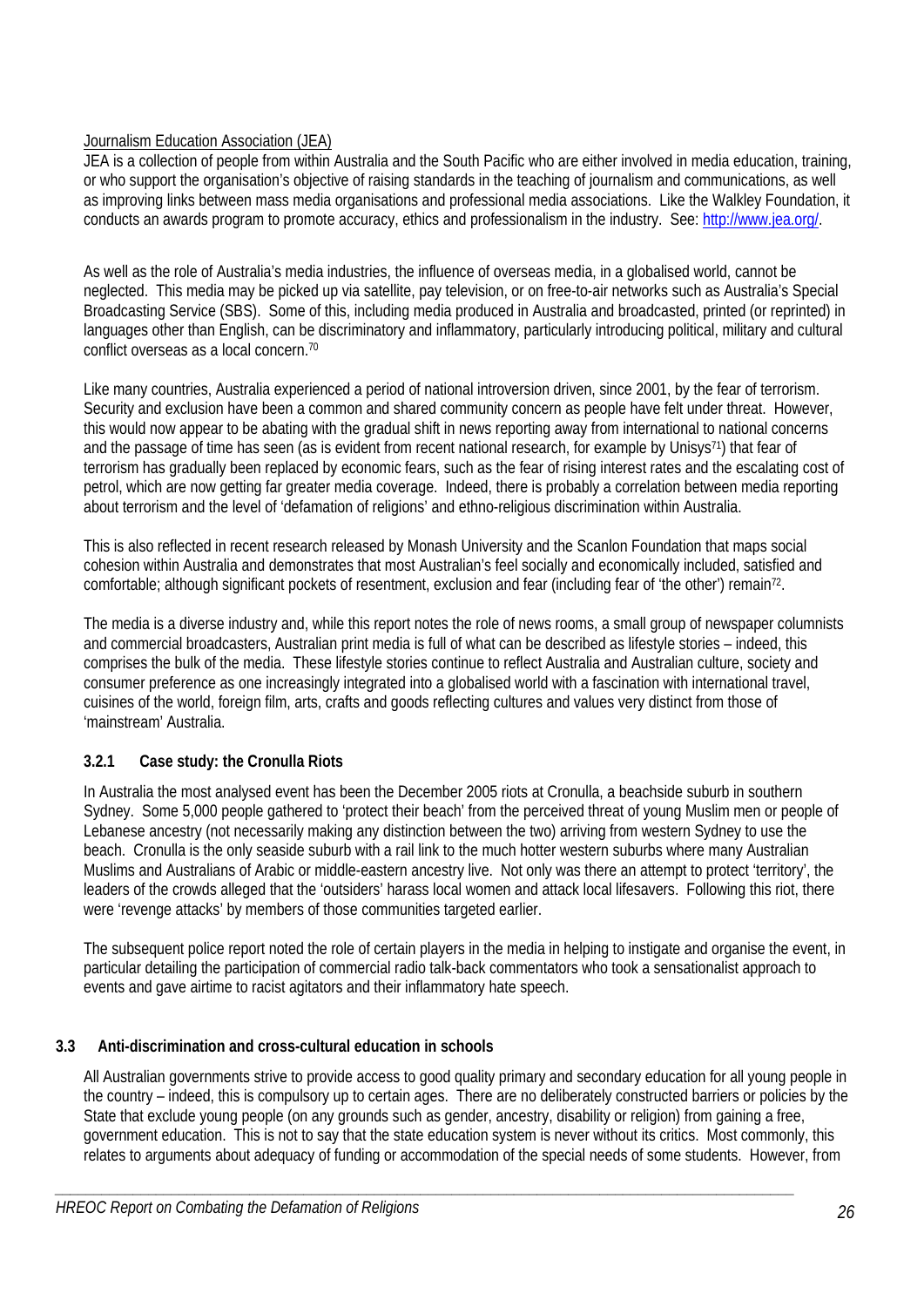Journalism Education Association (JEA)

JEA is a collection of people from within Australia and the South Pacific who are either involved in media education, training, or who support the organisation's objective of raising standards in the teaching of journalism and communications, as well as improving links between mass media organisations and professional media associations. Like the Walkley Foundation, it conducts an awards program to promote accuracy, ethics and professionalism in the industry. See: http://www.jea.org/.

As well as the role of Australia's media industries, the influence of overseas media, in a globalised world, cannot be neglected. This media may be picked up via satellite, pay television, or on free-to-air networks such as Australia's Special Broadcasting Service (SBS). Some of this, including media produced in Australia and broadcasted, printed (or reprinted) in languages other than English, can be discriminatory and inflammatory, particularly introducing political, military and cultural conflict overseas as a local concern.[70]

Like many countries, Australia experienced a period of national introversion driven, since 2001, by the fear of terrorism. Security and exclusion have been a common and shared community concern as people have felt under threat. However, this would now appear to be abating with the gradual shift in news reporting away from international to national concerns and the passage of time has seen (as is evident from recent national research, for example by Unisys[71]) that fear of terrorism has gradually been replaced by economic fears, such as the fear of rising interest rates and the escalating cost of petrol, which are now getting far greater media coverage. Indeed, there is probably a correlation between media reporting about terrorism and the level of 'defamation of religions' and ethno-religious discrimination within Australia.

This is also reflected in recent research released by Monash University and the Scanlon Foundation that maps social cohesion within Australia and demonstrates that most Australian's feel socially and economically included, satisfied and comfortable; although significant pockets of resentment, exclusion and fear (including fear of 'the other') remain[72].

The media is a diverse industry and, while this report notes the role of news rooms, a small group of newspaper columnists and commercial broadcasters, Australian print media is full of what can be described as lifestyle stories – indeed, this comprises the bulk of the media. These lifestyle stories continue to reflect Australia and Australian culture, society and consumer preference as one increasingly integrated into a globalised world with a fascination with international travel, cuisines of the world, foreign film, arts, crafts and goods reflecting cultures and values very distinct from those of 'mainstream' Australia.

#### 3.2.1 Case study: the Cronulla Riots

In Australia the most analysed event has been the December 2005 riots at Cronulla, a beachside suburb in southern Sydney. Some 5,000 people gathered to 'protect their beach' from the perceived threat of young Muslim men or people of Lebanese ancestry (not necessarily making any distinction between the two) arriving from western Sydney to use the beach. Cronulla is the only seaside suburb with a rail link to the much hotter western suburbs where many Australian Muslims and Australians of Arabic or middle-eastern ancestry live. Not only was there an attempt to protect 'territory', the leaders of the crowds alleged that the 'outsiders' harass local women and attack local lifesavers. Following this riot, there were 'revenge attacks' by members of those communities targeted earlier.

The subsequent police report noted the role of certain players in the media in helping to instigate and organise the event, in particular detailing the participation of commercial radio talk-back commentators who took a sensationalist approach to events and gave airtime to racist agitators and their inflammatory hate speech.

### 3.3 Anti-discrimination and cross-cultural education in schools

All Australian governments strive to provide access to good quality primary and secondary education for all young people in the country – indeed, this is compulsory up to certain ages. There are no deliberately constructed barriers or policies by the State that exclude young people (on any grounds such as gender, ancestry, disability or religion) from gaining a free, government education. This is not to say that the state education system is never without its critics. Most commonly, this relates to arguments about adequacy of funding or accommodation of the special needs of some students. However, from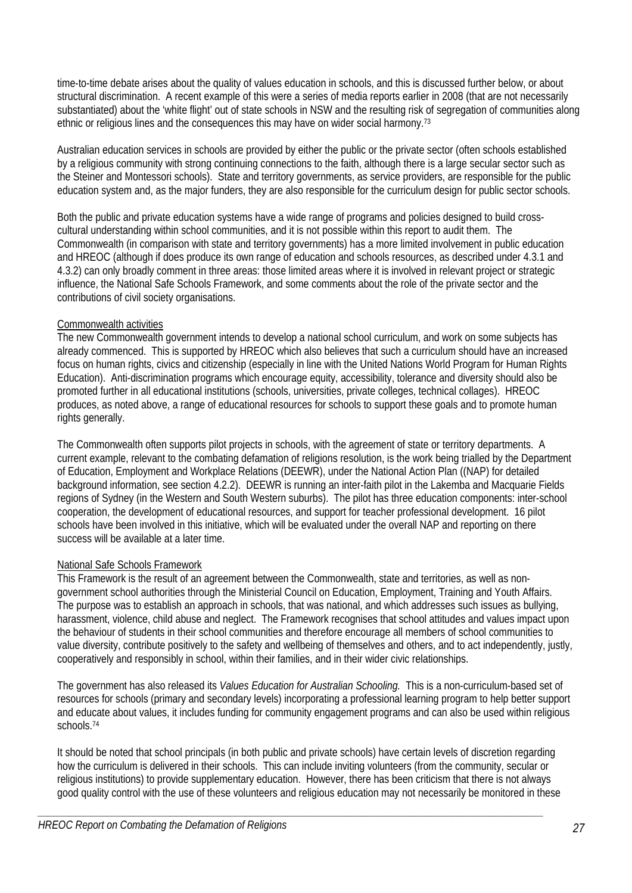time-to-time debate arises about the quality of values education in schools, and this is discussed further below, or about structural discrimination. A recent example of this were a series of media reports earlier in 2008 (that are not necessarily substantiated) about the 'white flight' out of state schools in NSW and the resulting risk of segregation of communities along ethnic or religious lines and the consequences this may have on wider social harmony.[73]

Australian education services in schools are provided by either the public or the private sector (often schools established by a religious community with strong continuing connections to the faith, although there is a large secular sector such as the Steiner and Montessori schools). State and territory governments, as service providers, are responsible for the public education system and, as the major funders, they are also responsible for the curriculum design for public sector schools.

Both the public and private education systems have a wide range of programs and policies designed to build cross-cultural understanding within school communities, and it is not possible within this report to audit them. The Commonwealth (in comparison with state and territory governments) has a more limited involvement in public education and HREOC (although if does produce its own range of education and schools resources, as described under 4.3.1 and 4.3.2) can only broadly comment in three areas: those limited areas where it is involved in relevant project or strategic influence, the National Safe Schools Framework, and some comments about the role of the private sector and the contributions of civil society organisations.

Commonwealth activities

The new Commonwealth government intends to develop a national school curriculum, and work on some subjects has already commenced. This is supported by HREOC which also believes that such a curriculum should have an increased focus on human rights, civics and citizenship (especially in line with the United Nations World Program for Human Rights Education). Anti-discrimination programs which encourage equity, accessibility, tolerance and diversity should also be promoted further in all educational institutions (schools, universities, private colleges, technical collages). HREOC produces, as noted above, a range of educational resources for schools to support these goals and to promote human rights generally.

The Commonwealth often supports pilot projects in schools, with the agreement of state or territory departments. A current example, relevant to the combating defamation of religions resolution, is the work being trialled by the Department of Education, Employment and Workplace Relations (DEEWR), under the National Action Plan ((NAP) for detailed background information, see section 4.2.2). DEEWR is running an inter-faith pilot in the Lakemba and Macquarie Fields regions of Sydney (in the Western and South Western suburbs). The pilot has three education components: inter-school cooperation, the development of educational resources, and support for teacher professional development. 16 pilot schools have been involved in this initiative, which will be evaluated under the overall NAP and reporting on there success will be available at a later time.

National Safe Schools Framework

This Framework is the result of an agreement between the Commonwealth, state and territories, as well as non-government school authorities through the Ministerial Council on Education, Employment, Training and Youth Affairs. The purpose was to establish an approach in schools, that was national, and which addresses such issues as bullying, harassment, violence, child abuse and neglect. The Framework recognises that school attitudes and values impact upon the behaviour of students in their school communities and therefore encourage all members of school communities to value diversity, contribute positively to the safety and wellbeing of themselves and others, and to act independently, justly, cooperatively and responsibly in school, within their families, and in their wider civic relationships.

The government has also released its *Values Education for Australian Schooling.* This is a non-curriculum-based set of resources for schools (primary and secondary levels) incorporating a professional learning program to help better support and educate about values, it includes funding for community engagement programs and can also be used within religious schools.[74]

It should be noted that school principals (in both public and private schools) have certain levels of discretion regarding how the curriculum is delivered in their schools. This can include inviting volunteers (from the community, secular or religious institutions) to provide supplementary education. However, there has been criticism that there is not always good quality control with the use of these volunteers and religious education may not necessarily be monitored in these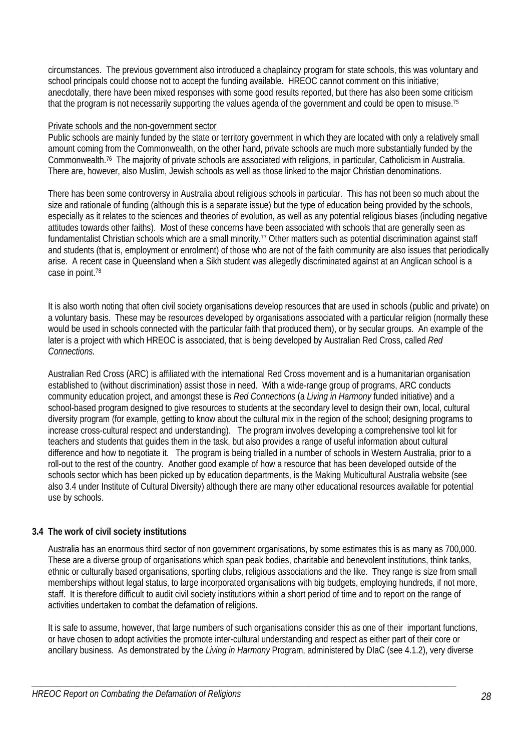circumstances. The previous government also introduced a chaplaincy program for state schools, this was voluntary and school principals could choose not to accept the funding available. HREOC cannot comment on this initiative; anecdotally, there have been mixed responses with some good results reported, but there has also been some criticism that the program is not necessarily supporting the values agenda of the government and could be open to misuse.[75]

Private schools and the non-government sector

Public schools are mainly funded by the state or territory government in which they are located with only a relatively small amount coming from the Commonwealth, on the other hand, private schools are much more substantially funded by the Commonwealth.[76] The majority of private schools are associated with religions, in particular, Catholicism in Australia. There are, however, also Muslim, Jewish schools as well as those linked to the major Christian denominations.

There has been some controversy in Australia about religious schools in particular. This has not been so much about the size and rationale of funding (although this is a separate issue) but the type of education being provided by the schools, especially as it relates to the sciences and theories of evolution, as well as any potential religious biases (including negative attitudes towards other faiths). Most of these concerns have been associated with schools that are generally seen as fundamentalist Christian schools which are a small minority.[77] Other matters such as potential discrimination against staff and students (that is, employment or enrolment) of those who are not of the faith community are also issues that periodically arise. A recent case in Queensland when a Sikh student was allegedly discriminated against at an Anglican school is a case in point.[78]

It is also worth noting that often civil society organisations develop resources that are used in schools (public and private) on a voluntary basis. These may be resources developed by organisations associated with a particular religion (normally these would be used in schools connected with the particular faith that produced them), or by secular groups. An example of the later is a project with which HREOC is associated, that is being developed by Australian Red Cross, called *Red Connections.*

Australian Red Cross (ARC) is affiliated with the international Red Cross movement and is a humanitarian organisation established to (without discrimination) assist those in need. With a wide-range group of programs, ARC conducts community education project, and amongst these is *Red Connections* (a *Living in Harmony* funded initiative) and a school-based program designed to give resources to students at the secondary level to design their own, local, cultural diversity program (for example, getting to know about the cultural mix in the region of the school; designing programs to increase cross-cultural respect and understanding). The program involves developing a comprehensive tool kit for teachers and students that guides them in the task, but also provides a range of useful information about cultural difference and how to negotiate it. The program is being trialled in a number of schools in Western Australia, prior to a roll-out to the rest of the country. Another good example of how a resource that has been developed outside of the schools sector which has been picked up by education departments, is the Making Multicultural Australia website (see also 3.4 under Institute of Cultural Diversity) although there are many other educational resources available for potential use by schools.

### 3.4 The work of civil society institutions

Australia has an enormous third sector of non government organisations, by some estimates this is as many as 700,000. These are a diverse group of organisations which span peak bodies, charitable and benevolent institutions, think tanks, ethnic or culturally based organisations, sporting clubs, religious associations and the like. They range is size from small memberships without legal status, to large incorporated organisations with big budgets, employing hundreds, if not more, staff. It is therefore difficult to audit civil society institutions within a short period of time and to report on the range of activities undertaken to combat the defamation of religions.

It is safe to assume, however, that large numbers of such organisations consider this as one of their important functions, or have chosen to adopt activities the promote inter-cultural understanding and respect as either part of their core or ancillary business. As demonstrated by the *Living in Harmony* Program, administered by DIaC (see 4.1.2), very diverse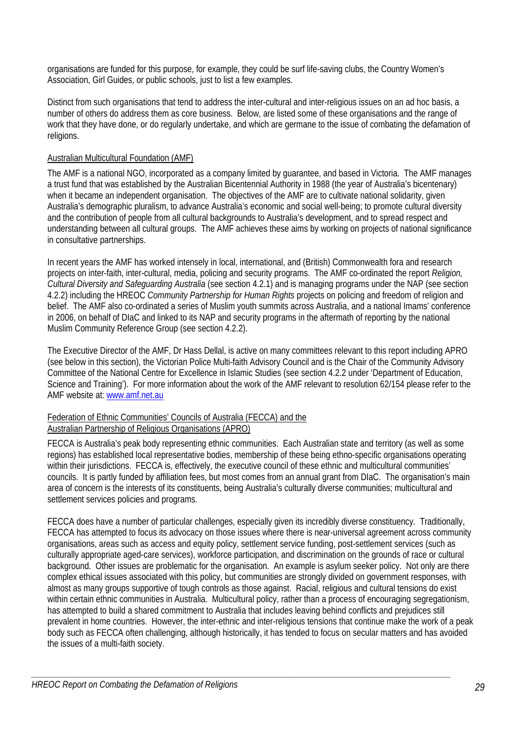organisations are funded for this purpose, for example, they could be surf life-saving clubs, the Country Women's Association, Girl Guides, or public schools, just to list a few examples.

Distinct from such organisations that tend to address the inter-cultural and inter-religious issues on an ad hoc basis, a number of others do address them as core business. Below, are listed some of these organisations and the range of work that they have done, or do regularly undertake, and which are germane to the issue of combating the defamation of religions.

<u>Australian Multicultural Foundation (AMF)</u>

The AMF is a national NGO, incorporated as a company limited by guarantee, and based in Victoria. The AMF manages a trust fund that was established by the Australian Bicentennial Authority in 1988 (the year of Australia's bicentenary) when it became an independent organisation. The objectives of the AMF are to cultivate national solidarity, given Australia's demographic pluralism, to advance Australia's economic and social well-being; to promote cultural diversity and the contribution of people from all cultural backgrounds to Australia's development, and to spread respect and understanding between all cultural groups. The AMF achieves these aims by working on projects of national significance in consultative partnerships.

In recent years the AMF has worked intensely in local, international, and (British) Commonwealth fora and research projects on inter-faith, inter-cultural, media, policing and security programs. The AMF co-ordinated the report *Religion, Cultural Diversity and Safeguarding Australia* (see section 4.2.1) and is managing programs under the NAP (see section 4.2.2) including the HREOC *Community Partnership for Human Rights* projects on policing and freedom of religion and belief. The AMF also co-ordinated a series of Muslim youth summits across Australia, and a national Imams' conference in 2006, on behalf of DIaC and linked to its NAP and security programs in the aftermath of reporting by the national Muslim Community Reference Group (see section 4.2.2).

The Executive Director of the AMF, Dr Hass Dellal, is active on many committees relevant to this report including APRO (see below in this section), the Victorian Police Multi-faith Advisory Council and is the Chair of the Community Advisory Committee of the National Centre for Excellence in Islamic Studies (see section 4.2.2 under 'Department of Education, Science and Training'). For more information about the work of the AMF relevant to resolution 62/154 please refer to the AMF website at: www.amf.net.au

<u>Federation of Ethnic Communities' Councils of Australia (FECCA) and the Australian Partnership of Religious Organisations (APRO)</u>

FECCA is Australia's peak body representing ethnic communities. Each Australian state and territory (as well as some regions) has established local representative bodies, membership of these being ethno-specific organisations operating within their jurisdictions. FECCA is, effectively, the executive council of these ethnic and multicultural communities' councils. It is partly funded by affiliation fees, but most comes from an annual grant from DIaC. The organisation's main area of concern is the interests of its constituents, being Australia's culturally diverse communities; multicultural and settlement services policies and programs.

FECCA does have a number of particular challenges, especially given its incredibly diverse constituency. Traditionally, FECCA has attempted to focus its advocacy on those issues where there is near-universal agreement across community organisations, areas such as access and equity policy, settlement service funding, post-settlement services (such as culturally appropriate aged-care services), workforce participation, and discrimination on the grounds of race or cultural background. Other issues are problematic for the organisation. An example is asylum seeker policy. Not only are there complex ethical issues associated with this policy, but communities are strongly divided on government responses, with almost as many groups supportive of tough controls as those against. Racial, religious and cultural tensions do exist within certain ethnic communities in Australia. Multicultural policy, rather than a process of encouraging segregationism, has attempted to build a shared commitment to Australia that includes leaving behind conflicts and prejudices still prevalent in home countries. However, the inter-ethnic and inter-religious tensions that continue make the work of a peak body such as FECCA often challenging, although historically, it has tended to focus on secular matters and has avoided the issues of a multi-faith society.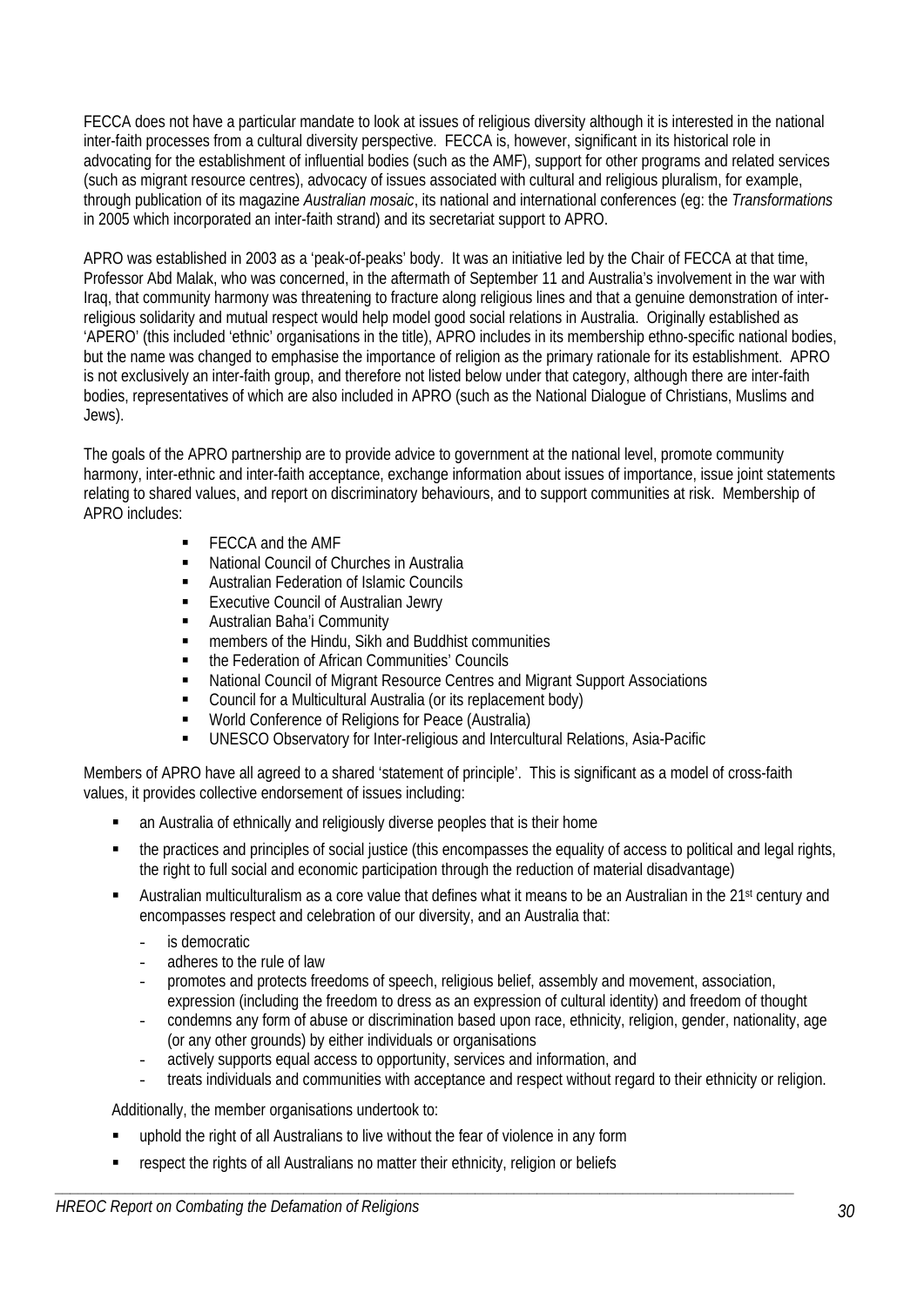FECCA does not have a particular mandate to look at issues of religious diversity although it is interested in the national inter-faith processes from a cultural diversity perspective. FECCA is, however, significant in its historical role in advocating for the establishment of influential bodies (such as the AMF), support for other programs and related services (such as migrant resource centres), advocacy of issues associated with cultural and religious pluralism, for example, through publication of its magazine *Australian mosaic*, its national and international conferences (eg: the *Transformations* in 2005 which incorporated an inter-faith strand) and its secretariat support to APRO.

APRO was established in 2003 as a 'peak-of-peaks' body. It was an initiative led by the Chair of FECCA at that time, Professor Abd Malak, who was concerned, in the aftermath of September 11 and Australia's involvement in the war with Iraq, that community harmony was threatening to fracture along religious lines and that a genuine demonstration of inter-religious solidarity and mutual respect would help model good social relations in Australia. Originally established as 'APERO' (this included 'ethnic' organisations in the title), APRO includes in its membership ethno-specific national bodies, but the name was changed to emphasise the importance of religion as the primary rationale for its establishment. APRO is not exclusively an inter-faith group, and therefore not listed below under that category, although there are inter-faith bodies, representatives of which are also included in APRO (such as the National Dialogue of Christians, Muslims and Jews).

The goals of the APRO partnership are to provide advice to government at the national level, promote community harmony, inter-ethnic and inter-faith acceptance, exchange information about issues of importance, issue joint statements relating to shared values, and report on discriminatory behaviours, and to support communities at risk. Membership of APRO includes:

- FECCA and the AMF
- National Council of Churches in Australia
- Australian Federation of Islamic Councils
- Executive Council of Australian Jewry
- Australian Baha'i Community
- members of the Hindu, Sikh and Buddhist communities
- the Federation of African Communities' Councils
- National Council of Migrant Resource Centres and Migrant Support Associations
- Council for a Multicultural Australia (or its replacement body)
- World Conference of Religions for Peace (Australia)
- UNESCO Observatory for Inter-religious and Intercultural Relations, Asia-Pacific

Members of APRO have all agreed to a shared 'statement of principle'. This is significant as a model of cross-faith values, it provides collective endorsement of issues including:

- an Australia of ethnically and religiously diverse peoples that is their home
- the practices and principles of social justice (this encompasses the equality of access to political and legal rights, the right to full social and economic participation through the reduction of material disadvantage)
- Australian multiculturalism as a core value that defines what it means to be an Australian in the 21st century and encompasses respect and celebration of our diversity, and an Australia that:
  - is democratic
  - adheres to the rule of law
  - promotes and protects freedoms of speech, religious belief, assembly and movement, association, expression (including the freedom to dress as an expression of cultural identity) and freedom of thought
  - condemns any form of abuse or discrimination based upon race, ethnicity, religion, gender, nationality, age (or any other grounds) by either individuals or organisations
  - actively supports equal access to opportunity, services and information, and
  - treats individuals and communities with acceptance and respect without regard to their ethnicity or religion.

Additionally, the member organisations undertook to:

- uphold the right of all Australians to live without the fear of violence in any form
- respect the rights of all Australians no matter their ethnicity, religion or beliefs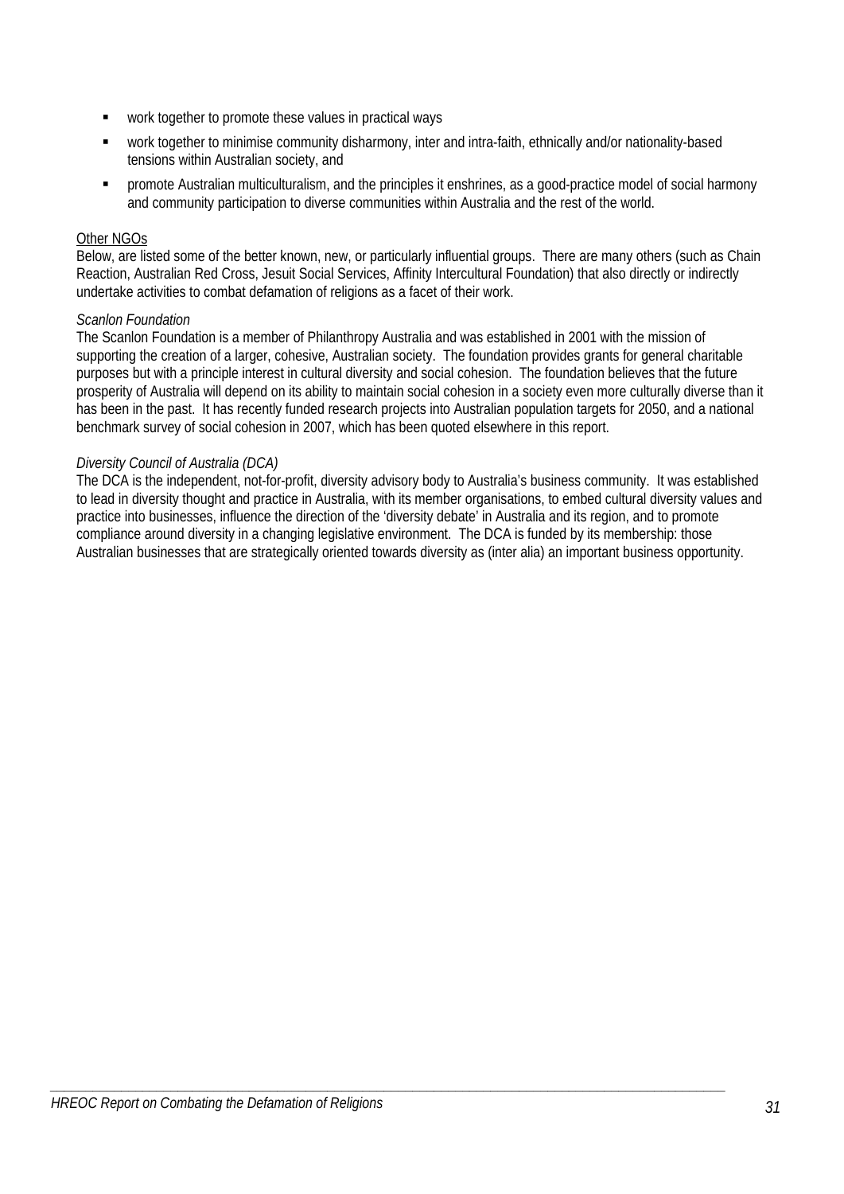- work together to promote these values in practical ways
- work together to minimise community disharmony, inter and intra-faith, ethnically and/or nationality-based tensions within Australian society, and
- promote Australian multiculturalism, and the principles it enshrines, as a good-practice model of social harmony and community participation to diverse communities within Australia and the rest of the world.

<u>Other NGOs</u>

Below, are listed some of the better known, new, or particularly influential groups. There are many others (such as Chain Reaction, Australian Red Cross, Jesuit Social Services, Affinity Intercultural Foundation) that also directly or indirectly undertake activities to combat defamation of religions as a facet of their work.

*Scanlon Foundation*

The Scanlon Foundation is a member of Philanthropy Australia and was established in 2001 with the mission of supporting the creation of a larger, cohesive, Australian society. The foundation provides grants for general charitable purposes but with a principle interest in cultural diversity and social cohesion. The foundation believes that the future prosperity of Australia will depend on its ability to maintain social cohesion in a society even more culturally diverse than it has been in the past. It has recently funded research projects into Australian population targets for 2050, and a national benchmark survey of social cohesion in 2007, which has been quoted elsewhere in this report.

*Diversity Council of Australia (DCA)*

The DCA is the independent, not-for-profit, diversity advisory body to Australia's business community. It was established to lead in diversity thought and practice in Australia, with its member organisations, to embed cultural diversity values and practice into businesses, influence the direction of the 'diversity debate' in Australia and its region, and to promote compliance around diversity in a changing legislative environment. The DCA is funded by its membership: those Australian businesses that are strategically oriented towards diversity as (inter alia) an important business opportunity.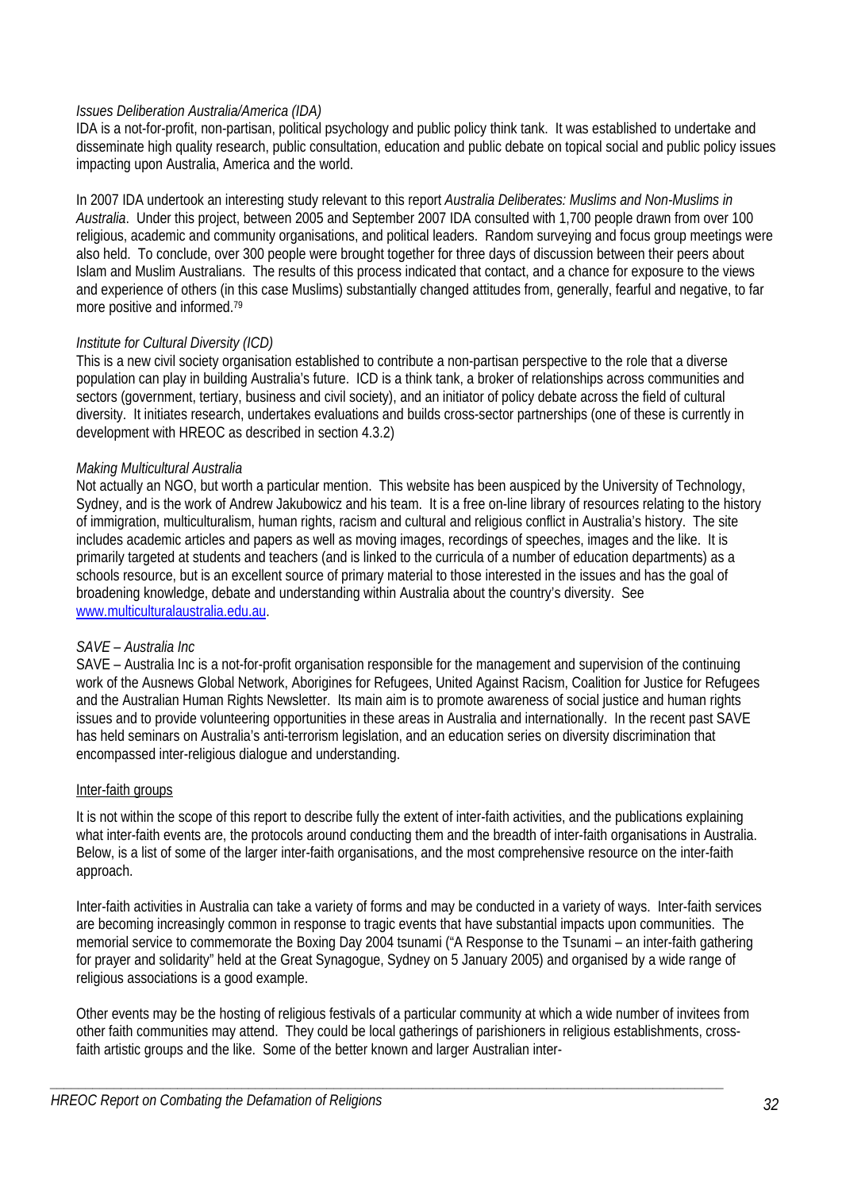*Issues Deliberation Australia/America (IDA)*

IDA is a not-for-profit, non-partisan, political psychology and public policy think tank. It was established to undertake and disseminate high quality research, public consultation, education and public debate on topical social and public policy issues impacting upon Australia, America and the world.

In 2007 IDA undertook an interesting study relevant to this report *Australia Deliberates: Muslims and Non-Muslims in Australia*. Under this project, between 2005 and September 2007 IDA consulted with 1,700 people drawn from over 100 religious, academic and community organisations, and political leaders. Random surveying and focus group meetings were also held. To conclude, over 300 people were brought together for three days of discussion between their peers about Islam and Muslim Australians. The results of this process indicated that contact, and a chance for exposure to the views and experience of others (in this case Muslims) substantially changed attitudes from, generally, fearful and negative, to far more positive and informed.[79]

*Institute for Cultural Diversity (ICD)*

This is a new civil society organisation established to contribute a non-partisan perspective to the role that a diverse population can play in building Australia's future. ICD is a think tank, a broker of relationships across communities and sectors (government, tertiary, business and civil society), and an initiator of policy debate across the field of cultural diversity. It initiates research, undertakes evaluations and builds cross-sector partnerships (one of these is currently in development with HREOC as described in section 4.3.2)

*Making Multicultural Australia*

Not actually an NGO, but worth a particular mention. This website has been auspiced by the University of Technology, Sydney, and is the work of Andrew Jakubowicz and his team. It is a free on-line library of resources relating to the history of immigration, multiculturalism, human rights, racism and cultural and religious conflict in Australia's history. The site includes academic articles and papers as well as moving images, recordings of speeches, images and the like. It is primarily targeted at students and teachers (and is linked to the curricula of a number of education departments) as a schools resource, but is an excellent source of primary material to those interested in the issues and has the goal of broadening knowledge, debate and understanding within Australia about the country's diversity. See [www.multiculturalaustralia.edu.au](http://www.multiculturalaustralia.edu.au).

*SAVE – Australia Inc*

SAVE – Australia Inc is a not-for-profit organisation responsible for the management and supervision of the continuing work of the Ausnews Global Network, Aborigines for Refugees, United Against Racism, Coalition for Justice for Refugees and the Australian Human Rights Newsletter. Its main aim is to promote awareness of social justice and human rights issues and to provide volunteering opportunities in these areas in Australia and internationally. In the recent past SAVE has held seminars on Australia's anti-terrorism legislation, and an education series on diversity discrimination that encompassed inter-religious dialogue and understanding.

Inter-faith groups

It is not within the scope of this report to describe fully the extent of inter-faith activities, and the publications explaining what inter-faith events are, the protocols around conducting them and the breadth of inter-faith organisations in Australia. Below, is a list of some of the larger inter-faith organisations, and the most comprehensive resource on the inter-faith approach.

Inter-faith activities in Australia can take a variety of forms and may be conducted in a variety of ways. Inter-faith services are becoming increasingly common in response to tragic events that have substantial impacts upon communities. The memorial service to commemorate the Boxing Day 2004 tsunami ("A Response to the Tsunami – an inter-faith gathering for prayer and solidarity" held at the Great Synagogue, Sydney on 5 January 2005) and organised by a wide range of religious associations is a good example.

Other events may be the hosting of religious festivals of a particular community at which a wide number of invitees from other faith communities may attend. They could be local gatherings of parishioners in religious establishments, cross-faith artistic groups and the like. Some of the better known and larger Australian inter-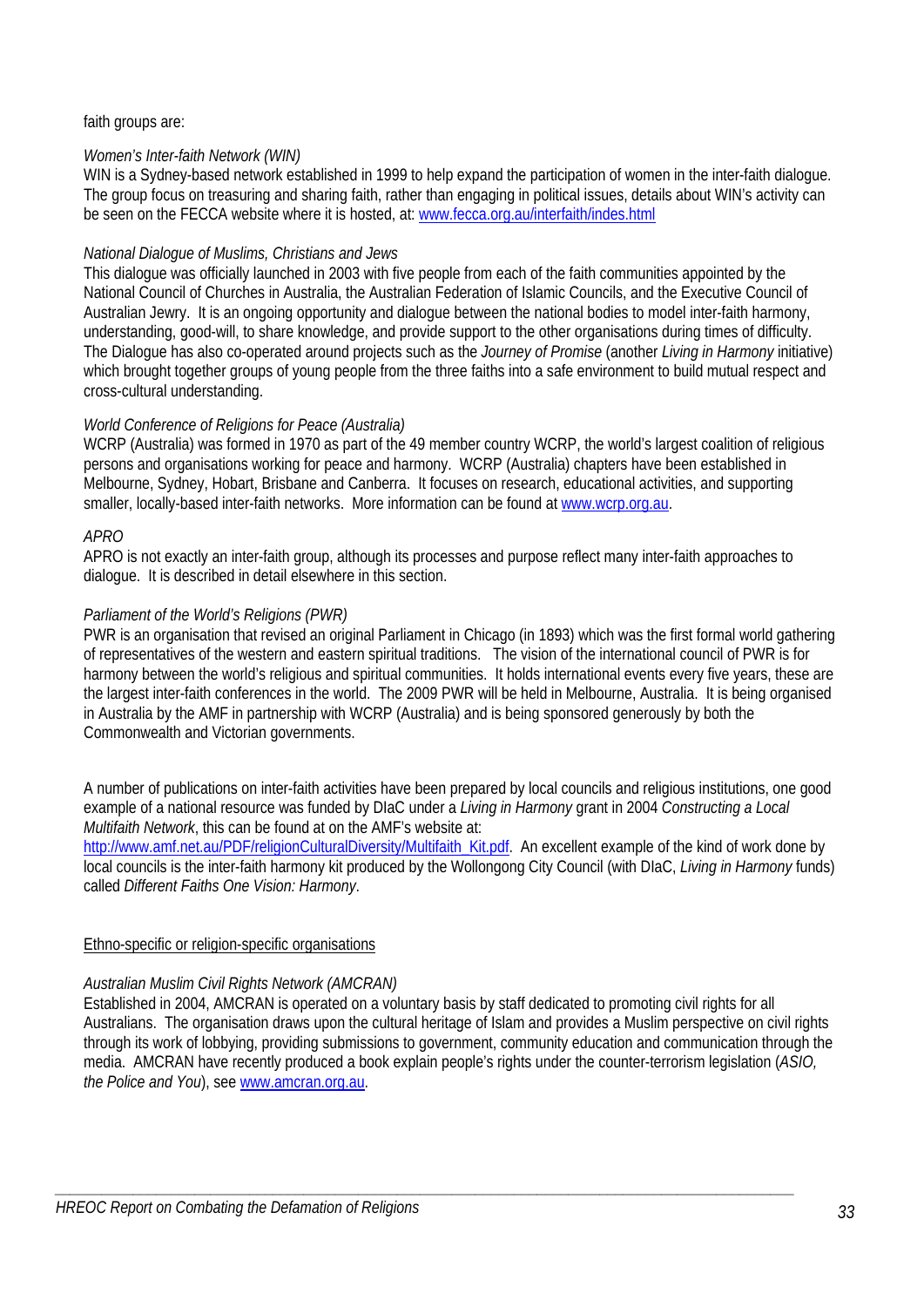faith groups are:

*Women's Inter-faith Network (WIN)*
WIN is a Sydney-based network established in 1999 to help expand the participation of women in the inter-faith dialogue. The group focus on treasuring and sharing faith, rather than engaging in political issues, details about WIN's activity can be seen on the FECCA website where it is hosted, at: www.fecca.org.au/interfaith/indes.html

*National Dialogue of Muslims, Christians and Jews*
This dialogue was officially launched in 2003 with five people from each of the faith communities appointed by the National Council of Churches in Australia, the Australian Federation of Islamic Councils, and the Executive Council of Australian Jewry. It is an ongoing opportunity and dialogue between the national bodies to model inter-faith harmony, understanding, good-will, to share knowledge, and provide support to the other organisations during times of difficulty. The Dialogue has also co-operated around projects such as the *Journey of Promise* (another *Living in Harmony* initiative) which brought together groups of young people from the three faiths into a safe environment to build mutual respect and cross-cultural understanding.

*World Conference of Religions for Peace (Australia)*
WCRP (Australia) was formed in 1970 as part of the 49 member country WCRP, the world's largest coalition of religious persons and organisations working for peace and harmony. WCRP (Australia) chapters have been established in Melbourne, Sydney, Hobart, Brisbane and Canberra. It focuses on research, educational activities, and supporting smaller, locally-based inter-faith networks. More information can be found at www.wcrp.org.au.

*APRO*
APRO is not exactly an inter-faith group, although its processes and purpose reflect many inter-faith approaches to dialogue. It is described in detail elsewhere in this section.

*Parliament of the World's Religions (PWR)*
PWR is an organisation that revised an original Parliament in Chicago (in 1893) which was the first formal world gathering of representatives of the western and eastern spiritual traditions. The vision of the international council of PWR is for harmony between the world's religious and spiritual communities. It holds international events every five years, these are the largest inter-faith conferences in the world. The 2009 PWR will be held in Melbourne, Australia. It is being organised in Australia by the AMF in partnership with WCRP (Australia) and is being sponsored generously by both the Commonwealth and Victorian governments.

A number of publications on inter-faith activities have been prepared by local councils and religious institutions, one good example of a national resource was funded by DIaC under a *Living in Harmony* grant in 2004 *Constructing a Local Multifaith Network*, this can be found at on the AMF's website at: http://www.amf.net.au/PDF/religionCulturalDiversity/Multifaith_Kit.pdf. An excellent example of the kind of work done by local councils is the inter-faith harmony kit produced by the Wollongong City Council (with DIaC, *Living in Harmony* funds) called *Different Faiths One Vision: Harmony*.

Ethno-specific or religion-specific organisations

*Australian Muslim Civil Rights Network (AMCRAN)*
Established in 2004, AMCRAN is operated on a voluntary basis by staff dedicated to promoting civil rights for all Australians. The organisation draws upon the cultural heritage of Islam and provides a Muslim perspective on civil rights through its work of lobbying, providing submissions to government, community education and communication through the media. AMCRAN have recently produced a book explain people's rights under the counter-terrorism legislation (*ASIO, the Police and You*), see www.amcran.org.au.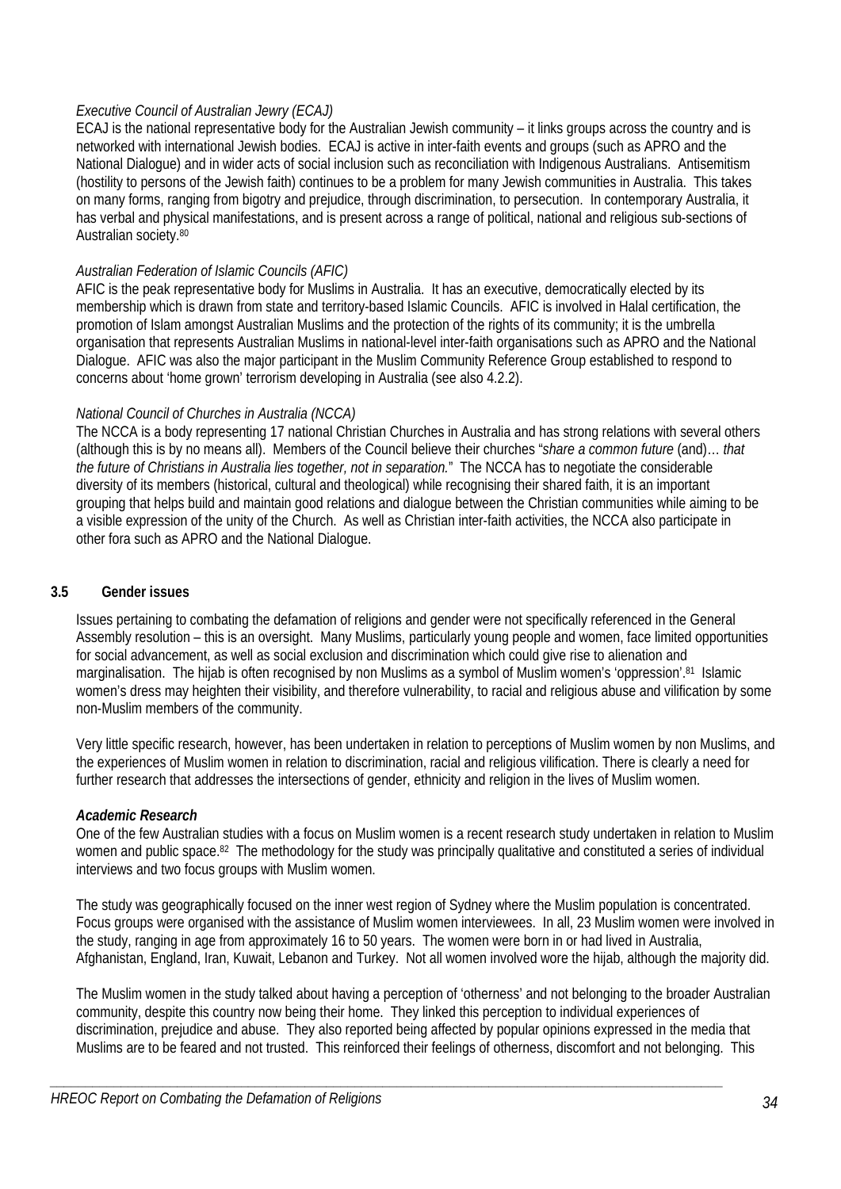*Executive Council of Australian Jewry (ECAJ)*
ECAJ is the national representative body for the Australian Jewish community – it links groups across the country and is networked with international Jewish bodies. ECAJ is active in inter-faith events and groups (such as APRO and the National Dialogue) and in wider acts of social inclusion such as reconciliation with Indigenous Australians. Antisemitism (hostility to persons of the Jewish faith) continues to be a problem for many Jewish communities in Australia. This takes on many forms, ranging from bigotry and prejudice, through discrimination, to persecution. In contemporary Australia, it has verbal and physical manifestations, and is present across a range of political, national and religious sub-sections of Australian society.[80]

*Australian Federation of Islamic Councils (AFIC)*
AFIC is the peak representative body for Muslims in Australia. It has an executive, democratically elected by its membership which is drawn from state and territory-based Islamic Councils. AFIC is involved in Halal certification, the promotion of Islam amongst Australian Muslims and the protection of the rights of its community; it is the umbrella organisation that represents Australian Muslims in national-level inter-faith organisations such as APRO and the National Dialogue. AFIC was also the major participant in the Muslim Community Reference Group established to respond to concerns about 'home grown' terrorism developing in Australia (see also 4.2.2).

*National Council of Churches in Australia (NCCA)*
The NCCA is a body representing 17 national Christian Churches in Australia and has strong relations with several others (although this is by no means all). Members of the Council believe their churches "*share a common future* (and)… *that the future of Christians in Australia lies together, not in separation.*" The NCCA has to negotiate the considerable diversity of its members (historical, cultural and theological) while recognising their shared faith, it is an important grouping that helps build and maintain good relations and dialogue between the Christian communities while aiming to be a visible expression of the unity of the Church. As well as Christian inter-faith activities, the NCCA also participate in other fora such as APRO and the National Dialogue.

## 3.5 Gender issues

Issues pertaining to combating the defamation of religions and gender were not specifically referenced in the General Assembly resolution – this is an oversight. Many Muslims, particularly young people and women, face limited opportunities for social advancement, as well as social exclusion and discrimination which could give rise to alienation and marginalisation. The hijab is often recognised by non Muslims as a symbol of Muslim women's 'oppression'.[81] Islamic women's dress may heighten their visibility, and therefore vulnerability, to racial and religious abuse and vilification by some non-Muslim members of the community.

Very little specific research, however, has been undertaken in relation to perceptions of Muslim women by non Muslims, and the experiences of Muslim women in relation to discrimination, racial and religious vilification. There is clearly a need for further research that addresses the intersections of gender, ethnicity and religion in the lives of Muslim women.

***Academic Research***
One of the few Australian studies with a focus on Muslim women is a recent research study undertaken in relation to Muslim women and public space.[82] The methodology for the study was principally qualitative and constituted a series of individual interviews and two focus groups with Muslim women.

The study was geographically focused on the inner west region of Sydney where the Muslim population is concentrated. Focus groups were organised with the assistance of Muslim women interviewees. In all, 23 Muslim women were involved in the study, ranging in age from approximately 16 to 50 years. The women were born in or had lived in Australia, Afghanistan, England, Iran, Kuwait, Lebanon and Turkey. Not all women involved wore the hijab, although the majority did.

The Muslim women in the study talked about having a perception of 'otherness' and not belonging to the broader Australian community, despite this country now being their home. They linked this perception to individual experiences of discrimination, prejudice and abuse. They also reported being affected by popular opinions expressed in the media that Muslims are to be feared and not trusted. This reinforced their feelings of otherness, discomfort and not belonging. This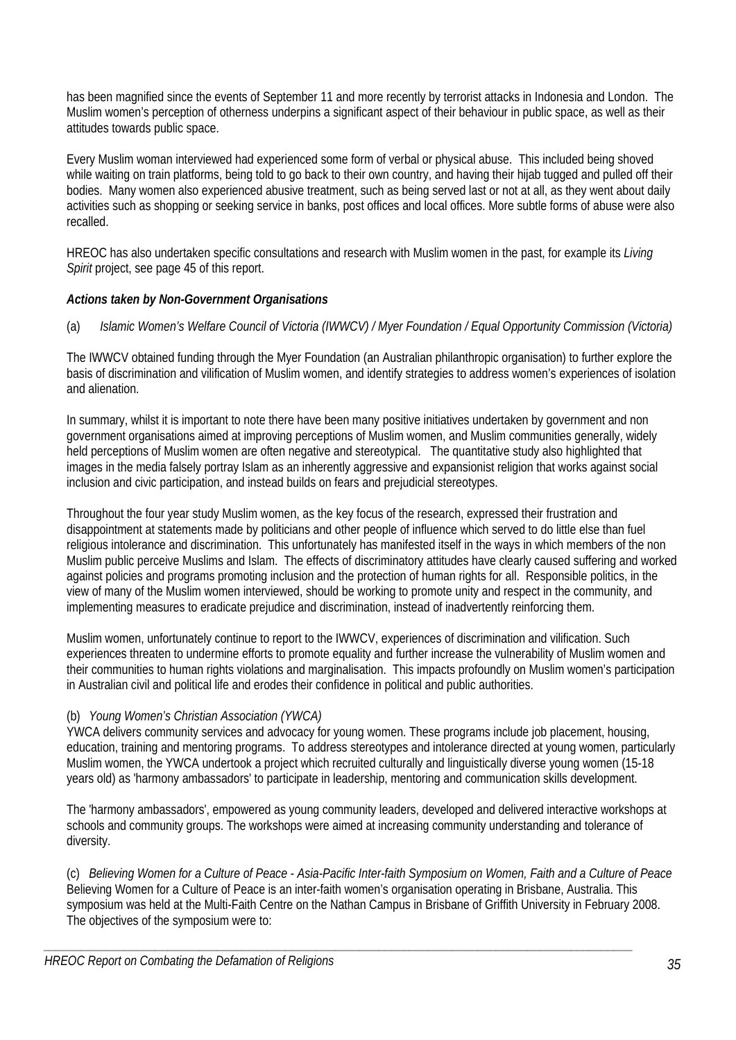has been magnified since the events of September 11 and more recently by terrorist attacks in Indonesia and London. The Muslim women's perception of otherness underpins a significant aspect of their behaviour in public space, as well as their attitudes towards public space.

Every Muslim woman interviewed had experienced some form of verbal or physical abuse. This included being shoved while waiting on train platforms, being told to go back to their own country, and having their hijab tugged and pulled off their bodies. Many women also experienced abusive treatment, such as being served last or not at all, as they went about daily activities such as shopping or seeking service in banks, post offices and local offices. More subtle forms of abuse were also recalled.

HREOC has also undertaken specific consultations and research with Muslim women in the past, for example its *Living Spirit* project, see page 45 of this report.

***Actions taken by Non-Government Organisations***

(a) *Islamic Women's Welfare Council of Victoria (IWWCV) / Myer Foundation / Equal Opportunity Commission (Victoria)*

The IWWCV obtained funding through the Myer Foundation (an Australian philanthropic organisation) to further explore the basis of discrimination and vilification of Muslim women, and identify strategies to address women's experiences of isolation and alienation.

In summary, whilst it is important to note there have been many positive initiatives undertaken by government and non government organisations aimed at improving perceptions of Muslim women, and Muslim communities generally, widely held perceptions of Muslim women are often negative and stereotypical. The quantitative study also highlighted that images in the media falsely portray Islam as an inherently aggressive and expansionist religion that works against social inclusion and civic participation, and instead builds on fears and prejudicial stereotypes.

Throughout the four year study Muslim women, as the key focus of the research, expressed their frustration and disappointment at statements made by politicians and other people of influence which served to do little else than fuel religious intolerance and discrimination. This unfortunately has manifested itself in the ways in which members of the non Muslim public perceive Muslims and Islam. The effects of discriminatory attitudes have clearly caused suffering and worked against policies and programs promoting inclusion and the protection of human rights for all. Responsible politics, in the view of many of the Muslim women interviewed, should be working to promote unity and respect in the community, and implementing measures to eradicate prejudice and discrimination, instead of inadvertently reinforcing them.

Muslim women, unfortunately continue to report to the IWWCV, experiences of discrimination and vilification. Such experiences threaten to undermine efforts to promote equality and further increase the vulnerability of Muslim women and their communities to human rights violations and marginalisation. This impacts profoundly on Muslim women's participation in Australian civil and political life and erodes their confidence in political and public authorities.

(b) *Young Women's Christian Association (YWCA)*

YWCA delivers community services and advocacy for young women. These programs include job placement, housing, education, training and mentoring programs. To address stereotypes and intolerance directed at young women, particularly Muslim women, the YWCA undertook a project which recruited culturally and linguistically diverse young women (15-18 years old) as 'harmony ambassadors' to participate in leadership, mentoring and communication skills development.

The 'harmony ambassadors', empowered as young community leaders, developed and delivered interactive workshops at schools and community groups. The workshops were aimed at increasing community understanding and tolerance of diversity.

(c) *Believing Women for a Culture of Peace - Asia-Pacific Inter-faith Symposium on Women, Faith and a Culture of Peace*

Believing Women for a Culture of Peace is an inter-faith women's organisation operating in Brisbane, Australia. This symposium was held at the Multi-Faith Centre on the Nathan Campus in Brisbane of Griffith University in February 2008. The objectives of the symposium were to: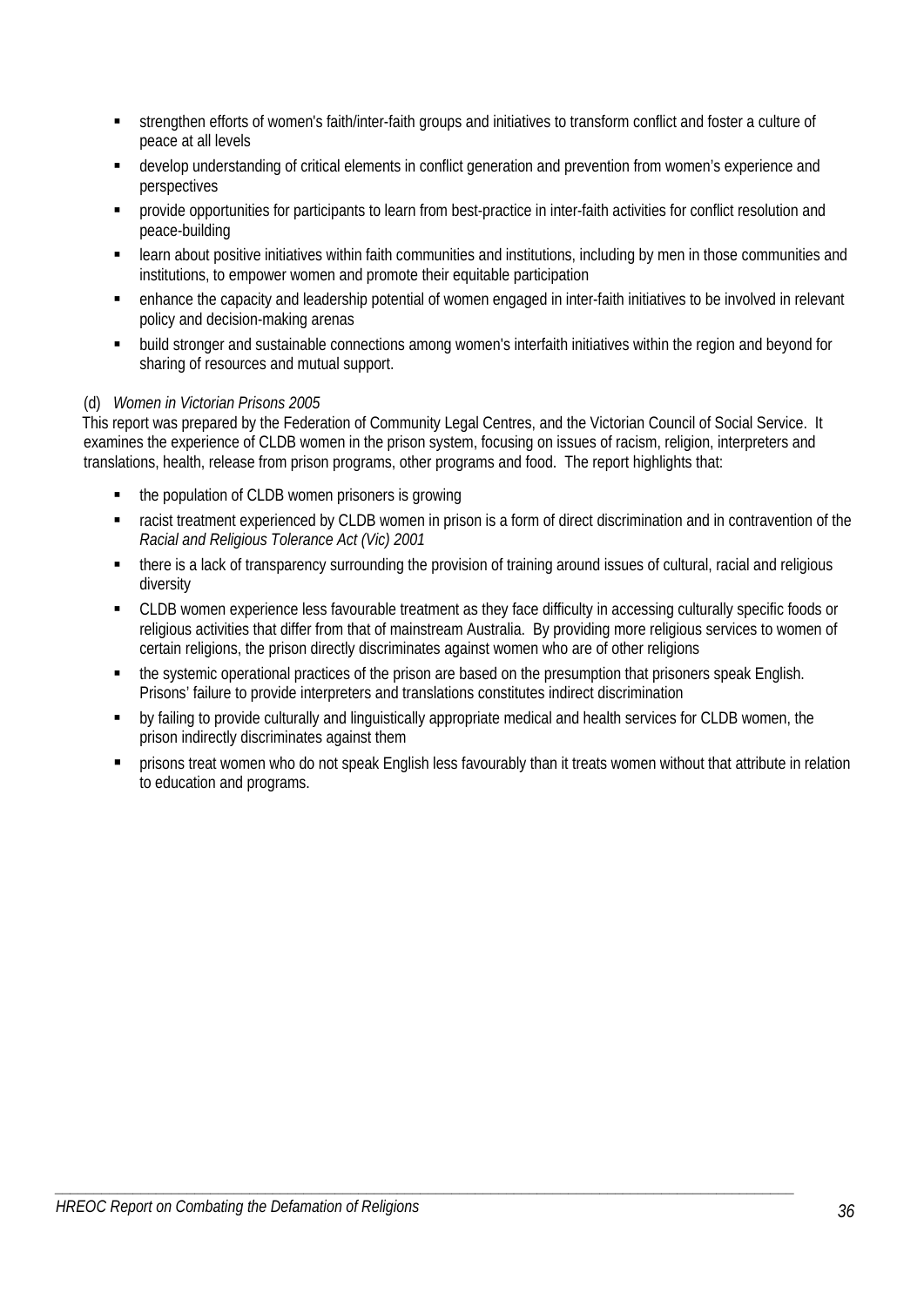- strengthen efforts of women's faith/inter-faith groups and initiatives to transform conflict and foster a culture of peace at all levels
- develop understanding of critical elements in conflict generation and prevention from women's experience and perspectives
- provide opportunities for participants to learn from best-practice in inter-faith activities for conflict resolution and peace-building
- learn about positive initiatives within faith communities and institutions, including by men in those communities and institutions, to empower women and promote their equitable participation
- enhance the capacity and leadership potential of women engaged in inter-faith initiatives to be involved in relevant policy and decision-making arenas
- build stronger and sustainable connections among women's interfaith initiatives within the region and beyond for sharing of resources and mutual support.

(d) *Women in Victorian Prisons 2005*

This report was prepared by the Federation of Community Legal Centres, and the Victorian Council of Social Service. It examines the experience of CLDB women in the prison system, focusing on issues of racism, religion, interpreters and translations, health, release from prison programs, other programs and food. The report highlights that:

- the population of CLDB women prisoners is growing
- racist treatment experienced by CLDB women in prison is a form of direct discrimination and in contravention of the *Racial and Religious Tolerance Act (Vic) 2001*
- there is a lack of transparency surrounding the provision of training around issues of cultural, racial and religious diversity
- CLDB women experience less favourable treatment as they face difficulty in accessing culturally specific foods or religious activities that differ from that of mainstream Australia. By providing more religious services to women of certain religions, the prison directly discriminates against women who are of other religions
- the systemic operational practices of the prison are based on the presumption that prisoners speak English. Prisons' failure to provide interpreters and translations constitutes indirect discrimination
- by failing to provide culturally and linguistically appropriate medical and health services for CLDB women, the prison indirectly discriminates against them
- prisons treat women who do not speak English less favourably than it treats women without that attribute in relation to education and programs.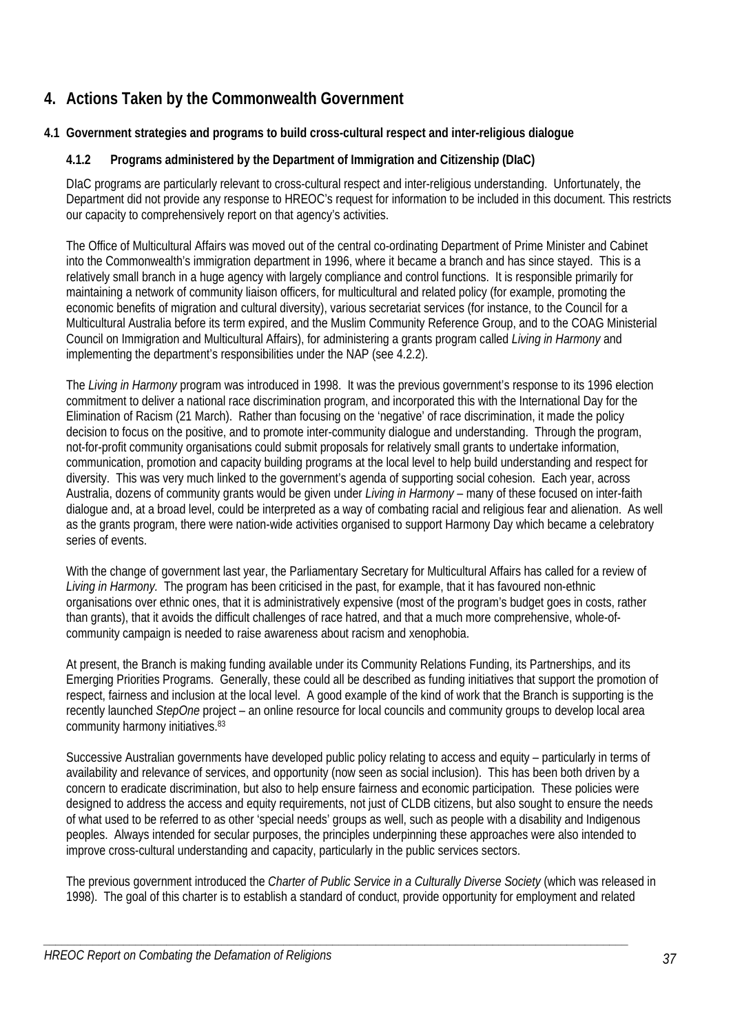# 4. Actions Taken by the Commonwealth Government

## 4.1 Government strategies and programs to build cross-cultural respect and inter-religious dialogue

### 4.1.2 Programs administered by the Department of Immigration and Citizenship (DIaC)

DIaC programs are particularly relevant to cross-cultural respect and inter-religious understanding. Unfortunately, the Department did not provide any response to HREOC's request for information to be included in this document. This restricts our capacity to comprehensively report on that agency's activities.

The Office of Multicultural Affairs was moved out of the central co-ordinating Department of Prime Minister and Cabinet into the Commonwealth's immigration department in 1996, where it became a branch and has since stayed. This is a relatively small branch in a huge agency with largely compliance and control functions. It is responsible primarily for maintaining a network of community liaison officers, for multicultural and related policy (for example, promoting the economic benefits of migration and cultural diversity), various secretariat services (for instance, to the Council for a Multicultural Australia before its term expired, and the Muslim Community Reference Group, and to the COAG Ministerial Council on Immigration and Multicultural Affairs), for administering a grants program called *Living in Harmony* and implementing the department's responsibilities under the NAP (see 4.2.2).

The *Living in Harmony* program was introduced in 1998. It was the previous government's response to its 1996 election commitment to deliver a national race discrimination program, and incorporated this with the International Day for the Elimination of Racism (21 March). Rather than focusing on the 'negative' of race discrimination, it made the policy decision to focus on the positive, and to promote inter-community dialogue and understanding. Through the program, not-for-profit community organisations could submit proposals for relatively small grants to undertake information, communication, promotion and capacity building programs at the local level to help build understanding and respect for diversity. This was very much linked to the government's agenda of supporting social cohesion. Each year, across Australia, dozens of community grants would be given under *Living in Harmony* – many of these focused on inter-faith dialogue and, at a broad level, could be interpreted as a way of combating racial and religious fear and alienation. As well as the grants program, there were nation-wide activities organised to support Harmony Day which became a celebratory series of events.

With the change of government last year, the Parliamentary Secretary for Multicultural Affairs has called for a review of *Living in Harmony.* The program has been criticised in the past, for example, that it has favoured non-ethnic organisations over ethnic ones, that it is administratively expensive (most of the program's budget goes in costs, rather than grants), that it avoids the difficult challenges of race hatred, and that a much more comprehensive, whole-of-community campaign is needed to raise awareness about racism and xenophobia.

At present, the Branch is making funding available under its Community Relations Funding, its Partnerships, and its Emerging Priorities Programs. Generally, these could all be described as funding initiatives that support the promotion of respect, fairness and inclusion at the local level. A good example of the kind of work that the Branch is supporting is the recently launched *StepOne* project – an online resource for local councils and community groups to develop local area community harmony initiatives.[83]

Successive Australian governments have developed public policy relating to access and equity – particularly in terms of availability and relevance of services, and opportunity (now seen as social inclusion). This has been both driven by a concern to eradicate discrimination, but also to help ensure fairness and economic participation. These policies were designed to address the access and equity requirements, not just of CLDB citizens, but also sought to ensure the needs of what used to be referred to as other 'special needs' groups as well, such as people with a disability and Indigenous peoples. Always intended for secular purposes, the principles underpinning these approaches were also intended to improve cross-cultural understanding and capacity, particularly in the public services sectors.

The previous government introduced the *Charter of Public Service in a Culturally Diverse Society* (which was released in 1998). The goal of this charter is to establish a standard of conduct, provide opportunity for employment and related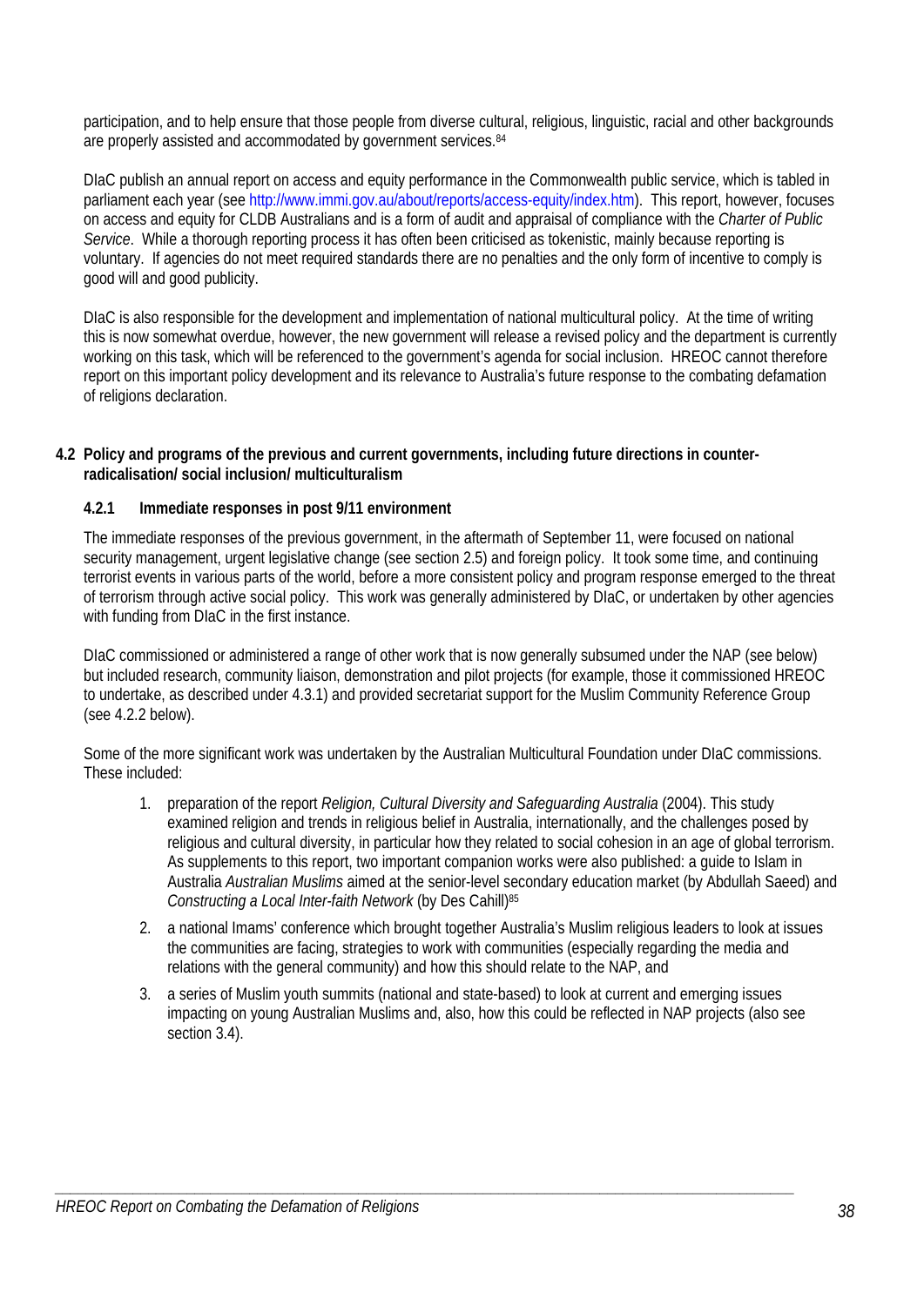participation, and to help ensure that those people from diverse cultural, religious, linguistic, racial and other backgrounds are properly assisted and accommodated by government services.[84]

DIaC publish an annual report on access and equity performance in the Commonwealth public service, which is tabled in parliament each year (see http://www.immi.gov.au/about/reports/access-equity/index.htm). This report, however, focuses on access and equity for CLDB Australians and is a form of audit and appraisal of compliance with the *Charter of Public Service*. While a thorough reporting process it has often been criticised as tokenistic, mainly because reporting is voluntary. If agencies do not meet required standards there are no penalties and the only form of incentive to comply is good will and good publicity.

DIaC is also responsible for the development and implementation of national multicultural policy. At the time of writing this is now somewhat overdue, however, the new government will release a revised policy and the department is currently working on this task, which will be referenced to the government's agenda for social inclusion. HREOC cannot therefore report on this important policy development and its relevance to Australia's future response to the combating defamation of religions declaration.

## 4.2 Policy and programs of the previous and current governments, including future directions in counter-radicalisation/ social inclusion/ multiculturalism

### 4.2.1 Immediate responses in post 9/11 environment

The immediate responses of the previous government, in the aftermath of September 11, were focused on national security management, urgent legislative change (see section 2.5) and foreign policy. It took some time, and continuing terrorist events in various parts of the world, before a more consistent policy and program response emerged to the threat of terrorism through active social policy. This work was generally administered by DIaC, or undertaken by other agencies with funding from DIaC in the first instance.

DIaC commissioned or administered a range of other work that is now generally subsumed under the NAP (see below) but included research, community liaison, demonstration and pilot projects (for example, those it commissioned HREOC to undertake, as described under 4.3.1) and provided secretariat support for the Muslim Community Reference Group (see 4.2.2 below).

Some of the more significant work was undertaken by the Australian Multicultural Foundation under DIaC commissions. These included:

1. preparation of the report *Religion, Cultural Diversity and Safeguarding Australia* (2004). This study examined religion and trends in religious belief in Australia, internationally, and the challenges posed by religious and cultural diversity, in particular how they related to social cohesion in an age of global terrorism. As supplements to this report, two important companion works were also published: a guide to Islam in Australia *Australian Muslims* aimed at the senior-level secondary education market (by Abdullah Saeed) and *Constructing a Local Inter-faith Network* (by Des Cahill)[85]
2. a national Imams' conference which brought together Australia's Muslim religious leaders to look at issues the communities are facing, strategies to work with communities (especially regarding the media and relations with the general community) and how this should relate to the NAP, and
3. a series of Muslim youth summits (national and state-based) to look at current and emerging issues impacting on young Australian Muslims and, also, how this could be reflected in NAP projects (also see section 3.4).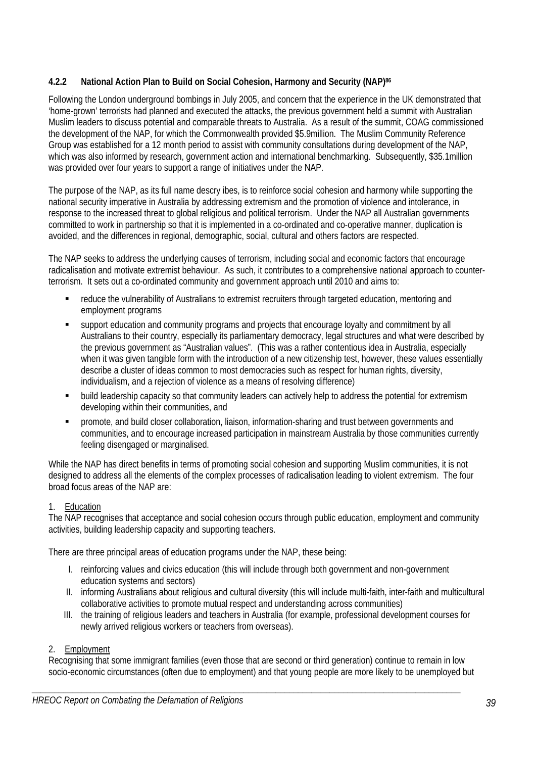#### 4.2.2 National Action Plan to Build on Social Cohesion, Harmony and Security (NAP)[86]

Following the London underground bombings in July 2005, and concern that the experience in the UK demonstrated that 'home-grown' terrorists had planned and executed the attacks, the previous government held a summit with Australian Muslim leaders to discuss potential and comparable threats to Australia. As a result of the summit, COAG commissioned the development of the NAP, for which the Commonwealth provided $5.9million. The Muslim Community Reference Group was established for a 12 month period to assist with community consultations during development of the NAP, which was also informed by research, government action and international benchmarking. Subsequently, $35.1million was provided over four years to support a range of initiatives under the NAP.

The purpose of the NAP, as its full name descry ibes, is to reinforce social cohesion and harmony while supporting the national security imperative in Australia by addressing extremism and the promotion of violence and intolerance, in response to the increased threat to global religious and political terrorism. Under the NAP all Australian governments committed to work in partnership so that it is implemented in a co-ordinated and co-operative manner, duplication is avoided, and the differences in regional, demographic, social, cultural and others factors are respected.

The NAP seeks to address the underlying causes of terrorism, including social and economic factors that encourage radicalisation and motivate extremist behaviour. As such, it contributes to a comprehensive national approach to counter-terrorism. It sets out a co-ordinated community and government approach until 2010 and aims to:

- reduce the vulnerability of Australians to extremist recruiters through targeted education, mentoring and employment programs
- support education and community programs and projects that encourage loyalty and commitment by all Australians to their country, especially its parliamentary democracy, legal structures and what were described by the previous government as "Australian values". (This was a rather contentious idea in Australia, especially when it was given tangible form with the introduction of a new citizenship test, however, these values essentially describe a cluster of ideas common to most democracies such as respect for human rights, diversity, individualism, and a rejection of violence as a means of resolving difference)
- build leadership capacity so that community leaders can actively help to address the potential for extremism developing within their communities, and
- promote, and build closer collaboration, liaison, information-sharing and trust between governments and communities, and to encourage increased participation in mainstream Australia by those communities currently feeling disengaged or marginalised.

While the NAP has direct benefits in terms of promoting social cohesion and supporting Muslim communities, it is not designed to address all the elements of the complex processes of radicalisation leading to violent extremism. The four broad focus areas of the NAP are:

1. <u>Education</u>

The NAP recognises that acceptance and social cohesion occurs through public education, employment and community activities, building leadership capacity and supporting teachers.

There are three principal areas of education programs under the NAP, these being:

I. reinforcing values and civics education (this will include through both government and non-government education systems and sectors)
II. informing Australians about religious and cultural diversity (this will include multi-faith, inter-faith and multicultural collaborative activities to promote mutual respect and understanding across communities)
III. the training of religious leaders and teachers in Australia (for example, professional development courses for newly arrived religious workers or teachers from overseas).

2. <u>Employment</u>

Recognising that some immigrant families (even those that are second or third generation) continue to remain in low socio-economic circumstances (often due to employment) and that young people are more likely to be unemployed but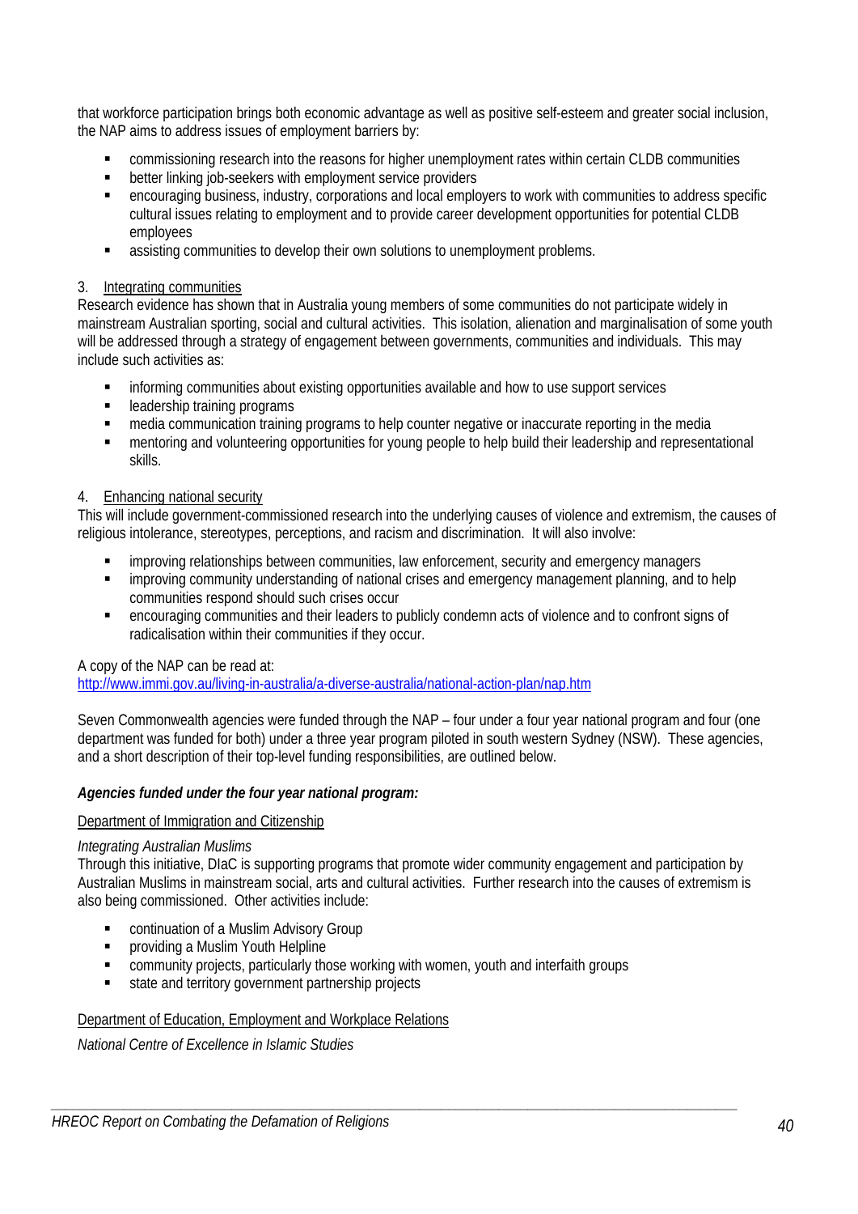that workforce participation brings both economic advantage as well as positive self-esteem and greater social inclusion, the NAP aims to address issues of employment barriers by:

- commissioning research into the reasons for higher unemployment rates within certain CLDB communities
- better linking job-seekers with employment service providers
- encouraging business, industry, corporations and local employers to work with communities to address specific cultural issues relating to employment and to provide career development opportunities for potential CLDB employees
- assisting communities to develop their own solutions to unemployment problems.

3. Integrating communities

Research evidence has shown that in Australia young members of some communities do not participate widely in mainstream Australian sporting, social and cultural activities. This isolation, alienation and marginalisation of some youth will be addressed through a strategy of engagement between governments, communities and individuals. This may include such activities as:

- informing communities about existing opportunities available and how to use support services
- leadership training programs
- media communication training programs to help counter negative or inaccurate reporting in the media
- mentoring and volunteering opportunities for young people to help build their leadership and representational skills.

4. Enhancing national security

This will include government-commissioned research into the underlying causes of violence and extremism, the causes of religious intolerance, stereotypes, perceptions, and racism and discrimination. It will also involve:

- improving relationships between communities, law enforcement, security and emergency managers
- improving community understanding of national crises and emergency management planning, and to help communities respond should such crises occur
- encouraging communities and their leaders to publicly condemn acts of violence and to confront signs of radicalisation within their communities if they occur.

A copy of the NAP can be read at:
http://www.immi.gov.au/living-in-australia/a-diverse-australia/national-action-plan/nap.htm

Seven Commonwealth agencies were funded through the NAP – four under a four year national program and four (one department was funded for both) under a three year program piloted in south western Sydney (NSW). These agencies, and a short description of their top-level funding responsibilities, are outlined below.

***Agencies funded under the four year national program:***

Department of Immigration and Citizenship

*Integrating Australian Muslims*

Through this initiative, DIaC is supporting programs that promote wider community engagement and participation by Australian Muslims in mainstream social, arts and cultural activities. Further research into the causes of extremism is also being commissioned. Other activities include:

- continuation of a Muslim Advisory Group
- providing a Muslim Youth Helpline
- community projects, particularly those working with women, youth and interfaith groups
- state and territory government partnership projects

Department of Education, Employment and Workplace Relations

*National Centre of Excellence in Islamic Studies*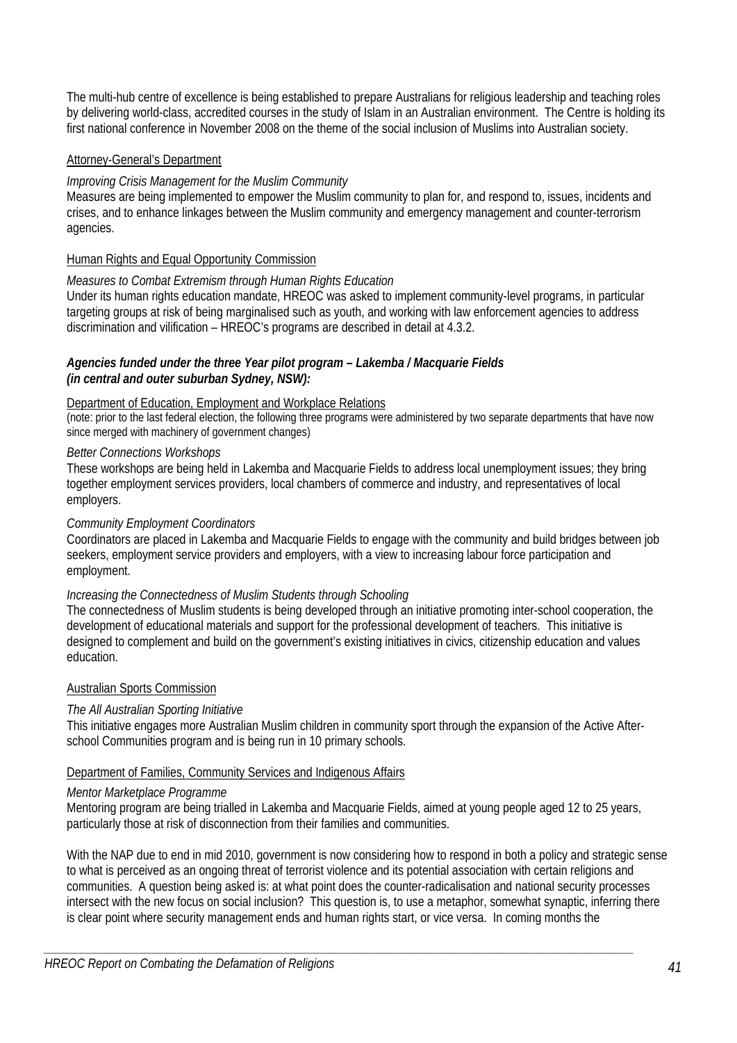The multi-hub centre of excellence is being established to prepare Australians for religious leadership and teaching roles by delivering world-class, accredited courses in the study of Islam in an Australian environment. The Centre is holding its first national conference in November 2008 on the theme of the social inclusion of Muslims into Australian society.

<u>Attorney-General's Department</u>

*Improving Crisis Management for the Muslim Community*
Measures are being implemented to empower the Muslim community to plan for, and respond to, issues, incidents and crises, and to enhance linkages between the Muslim community and emergency management and counter-terrorism agencies.

<u>Human Rights and Equal Opportunity Commission</u>

*Measures to Combat Extremism through Human Rights Education*
Under its human rights education mandate, HREOC was asked to implement community-level programs, in particular targeting groups at risk of being marginalised such as youth, and working with law enforcement agencies to address discrimination and vilification – HREOC's programs are described in detail at 4.3.2.

***Agencies funded under the three Year pilot program – Lakemba / Macquarie Fields (in central and outer suburban Sydney, NSW):***

<u>Department of Education, Employment and Workplace Relations</u>
(note: prior to the last federal election, the following three programs were administered by two separate departments that have now since merged with machinery of government changes)

*Better Connections Workshops*
These workshops are being held in Lakemba and Macquarie Fields to address local unemployment issues; they bring together employment services providers, local chambers of commerce and industry, and representatives of local employers.

*Community Employment Coordinators*
Coordinators are placed in Lakemba and Macquarie Fields to engage with the community and build bridges between job seekers, employment service providers and employers, with a view to increasing labour force participation and employment.

*Increasing the Connectedness of Muslim Students through Schooling*
The connectedness of Muslim students is being developed through an initiative promoting inter-school cooperation, the development of educational materials and support for the professional development of teachers. This initiative is designed to complement and build on the government's existing initiatives in civics, citizenship education and values education.

<u>Australian Sports Commission</u>

*The All Australian Sporting Initiative*
This initiative engages more Australian Muslim children in community sport through the expansion of the Active After-school Communities program and is being run in 10 primary schools.

<u>Department of Families, Community Services and Indigenous Affairs</u>

*Mentor Marketplace Programme*
Mentoring program are being trialled in Lakemba and Macquarie Fields, aimed at young people aged 12 to 25 years, particularly those at risk of disconnection from their families and communities.

With the NAP due to end in mid 2010, government is now considering how to respond in both a policy and strategic sense to what is perceived as an ongoing threat of terrorist violence and its potential association with certain religions and communities. A question being asked is: at what point does the counter-radicalisation and national security processes intersect with the new focus on social inclusion? This question is, to use a metaphor, somewhat synaptic, inferring there is clear point where security management ends and human rights start, or vice versa. In coming months the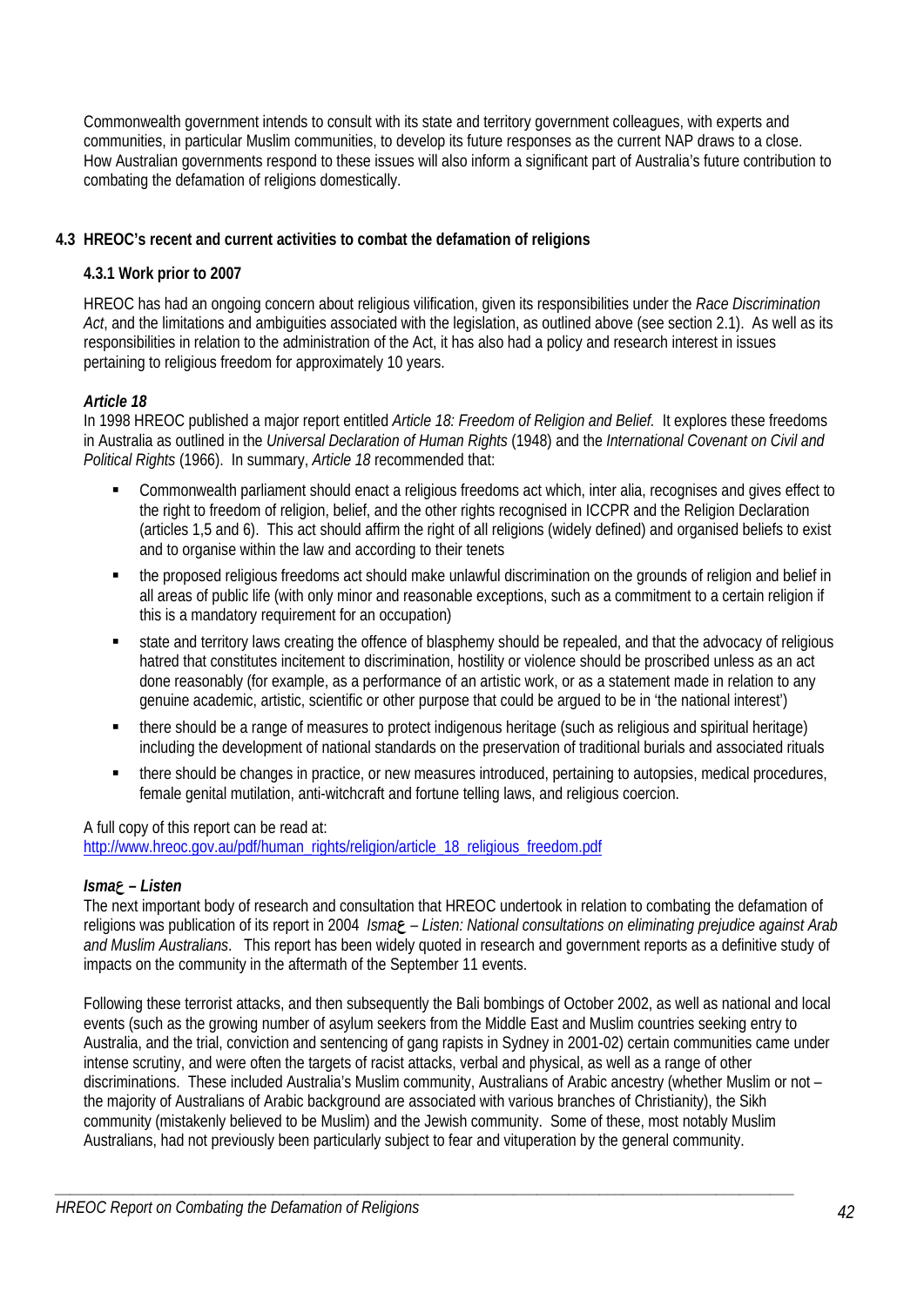Commonwealth government intends to consult with its state and territory government colleagues, with experts and communities, in particular Muslim communities, to develop its future responses as the current NAP draws to a close. How Australian governments respond to these issues will also inform a significant part of Australia's future contribution to combating the defamation of religions domestically.

## 4.3 HREOC's recent and current activities to combat the defamation of religions

### 4.3.1 Work prior to 2007

HREOC has had an ongoing concern about religious vilification, given its responsibilities under the *Race Discrimination Act*, and the limitations and ambiguities associated with the legislation, as outlined above (see section 2.1). As well as its responsibilities in relation to the administration of the Act, it has also had a policy and research interest in issues pertaining to religious freedom for approximately 10 years.

***Article 18***

In 1998 HREOC published a major report entitled *Article 18: Freedom of Religion and Belief.* It explores these freedoms in Australia as outlined in the *Universal Declaration of Human Rights* (1948) and the *International Covenant on Civil and Political Rights* (1966). In summary, *Article 18* recommended that:

- Commonwealth parliament should enact a religious freedoms act which, inter alia, recognises and gives effect to the right to freedom of religion, belief, and the other rights recognised in ICCPR and the Religion Declaration (articles 1,5 and 6). This act should affirm the right of all religions (widely defined) and organised beliefs to exist and to organise within the law and according to their tenets
- the proposed religious freedoms act should make unlawful discrimination on the grounds of religion and belief in all areas of public life (with only minor and reasonable exceptions, such as a commitment to a certain religion if this is a mandatory requirement for an occupation)
- state and territory laws creating the offence of blasphemy should be repealed, and that the advocacy of religious hatred that constitutes incitement to discrimination, hostility or violence should be proscribed unless as an act done reasonably (for example, as a performance of an artistic work, or as a statement made in relation to any genuine academic, artistic, scientific or other purpose that could be argued to be in 'the national interest')
- there should be a range of measures to protect indigenous heritage (such as religious and spiritual heritage) including the development of national standards on the preservation of traditional burials and associated rituals
- there should be changes in practice, or new measures introduced, pertaining to autopsies, medical procedures, female genital mutilation, anti-witchcraft and fortune telling laws, and religious coercion.

A full copy of this report can be read at:
http://www.hreoc.gov.au/pdf/human_rights/religion/article_18_religious_freedom.pdf

***Ismaع – Listen***

The next important body of research and consultation that HREOC undertook in relation to combating the defamation of religions was publication of its report in 2004 *Ismaع – Listen: National consultations on eliminating prejudice against Arab and Muslim Australians*. This report has been widely quoted in research and government reports as a definitive study of impacts on the community in the aftermath of the September 11 events.

Following these terrorist attacks, and then subsequently the Bali bombings of October 2002, as well as national and local events (such as the growing number of asylum seekers from the Middle East and Muslim countries seeking entry to Australia, and the trial, conviction and sentencing of gang rapists in Sydney in 2001-02) certain communities came under intense scrutiny, and were often the targets of racist attacks, verbal and physical, as well as a range of other discriminations. These included Australia's Muslim community, Australians of Arabic ancestry (whether Muslim or not – the majority of Australians of Arabic background are associated with various branches of Christianity), the Sikh community (mistakenly believed to be Muslim) and the Jewish community. Some of these, most notably Muslim Australians, had not previously been particularly subject to fear and vituperation by the general community.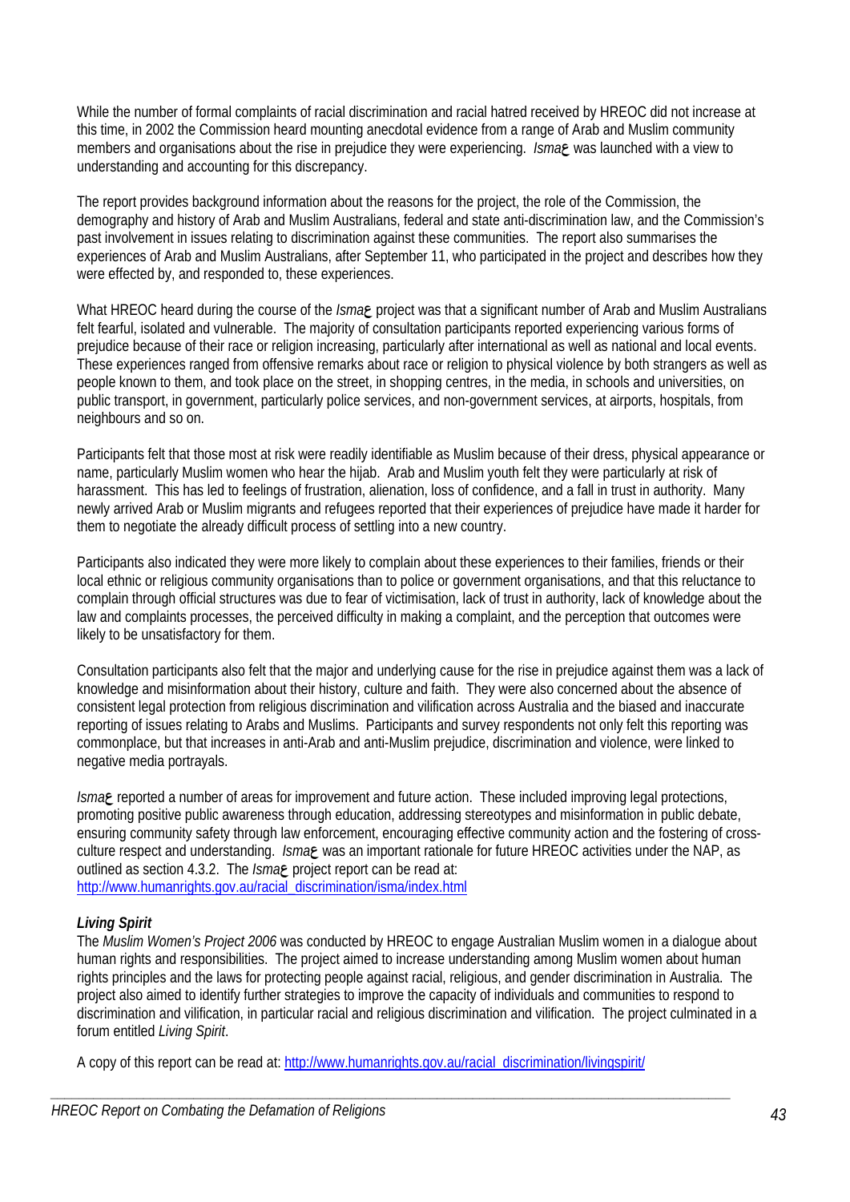While the number of formal complaints of racial discrimination and racial hatred received by HREOC did not increase at this time, in 2002 the Commission heard mounting anecdotal evidence from a range of Arab and Muslim community members and organisations about the rise in prejudice they were experiencing. *Isma*ع was launched with a view to understanding and accounting for this discrepancy.

The report provides background information about the reasons for the project, the role of the Commission, the demography and history of Arab and Muslim Australians, federal and state anti-discrimination law, and the Commission's past involvement in issues relating to discrimination against these communities. The report also summarises the experiences of Arab and Muslim Australians, after September 11, who participated in the project and describes how they were effected by, and responded to, these experiences.

What HREOC heard during the course of the *Isma*ع project was that a significant number of Arab and Muslim Australians felt fearful, isolated and vulnerable. The majority of consultation participants reported experiencing various forms of prejudice because of their race or religion increasing, particularly after international as well as national and local events. These experiences ranged from offensive remarks about race or religion to physical violence by both strangers as well as people known to them, and took place on the street, in shopping centres, in the media, in schools and universities, on public transport, in government, particularly police services, and non-government services, at airports, hospitals, from neighbours and so on.

Participants felt that those most at risk were readily identifiable as Muslim because of their dress, physical appearance or name, particularly Muslim women who hear the hijab. Arab and Muslim youth felt they were particularly at risk of harassment. This has led to feelings of frustration, alienation, loss of confidence, and a fall in trust in authority. Many newly arrived Arab or Muslim migrants and refugees reported that their experiences of prejudice have made it harder for them to negotiate the already difficult process of settling into a new country.

Participants also indicated they were more likely to complain about these experiences to their families, friends or their local ethnic or religious community organisations than to police or government organisations, and that this reluctance to complain through official structures was due to fear of victimisation, lack of trust in authority, lack of knowledge about the law and complaints processes, the perceived difficulty in making a complaint, and the perception that outcomes were likely to be unsatisfactory for them.

Consultation participants also felt that the major and underlying cause for the rise in prejudice against them was a lack of knowledge and misinformation about their history, culture and faith. They were also concerned about the absence of consistent legal protection from religious discrimination and vilification across Australia and the biased and inaccurate reporting of issues relating to Arabs and Muslims. Participants and survey respondents not only felt this reporting was commonplace, but that increases in anti-Arab and anti-Muslim prejudice, discrimination and violence, were linked to negative media portrayals.

*Isma*ع reported a number of areas for improvement and future action. These included improving legal protections, promoting positive public awareness through education, addressing stereotypes and misinformation in public debate, ensuring community safety through law enforcement, encouraging effective community action and the fostering of cross-culture respect and understanding. *Isma*ع was an important rationale for future HREOC activities under the NAP, as outlined as section 4.3.2. The *Isma*ع project report can be read at: http://www.humanrights.gov.au/racial_discrimination/isma/index.html

***Living Spirit***

The *Muslim Women's Project 2006* was conducted by HREOC to engage Australian Muslim women in a dialogue about human rights and responsibilities. The project aimed to increase understanding among Muslim women about human rights principles and the laws for protecting people against racial, religious, and gender discrimination in Australia. The project also aimed to identify further strategies to improve the capacity of individuals and communities to respond to discrimination and vilification, in particular racial and religious discrimination and vilification. The project culminated in a forum entitled *Living Spirit*.

A copy of this report can be read at: http://www.humanrights.gov.au/racial_discrimination/livingspirit/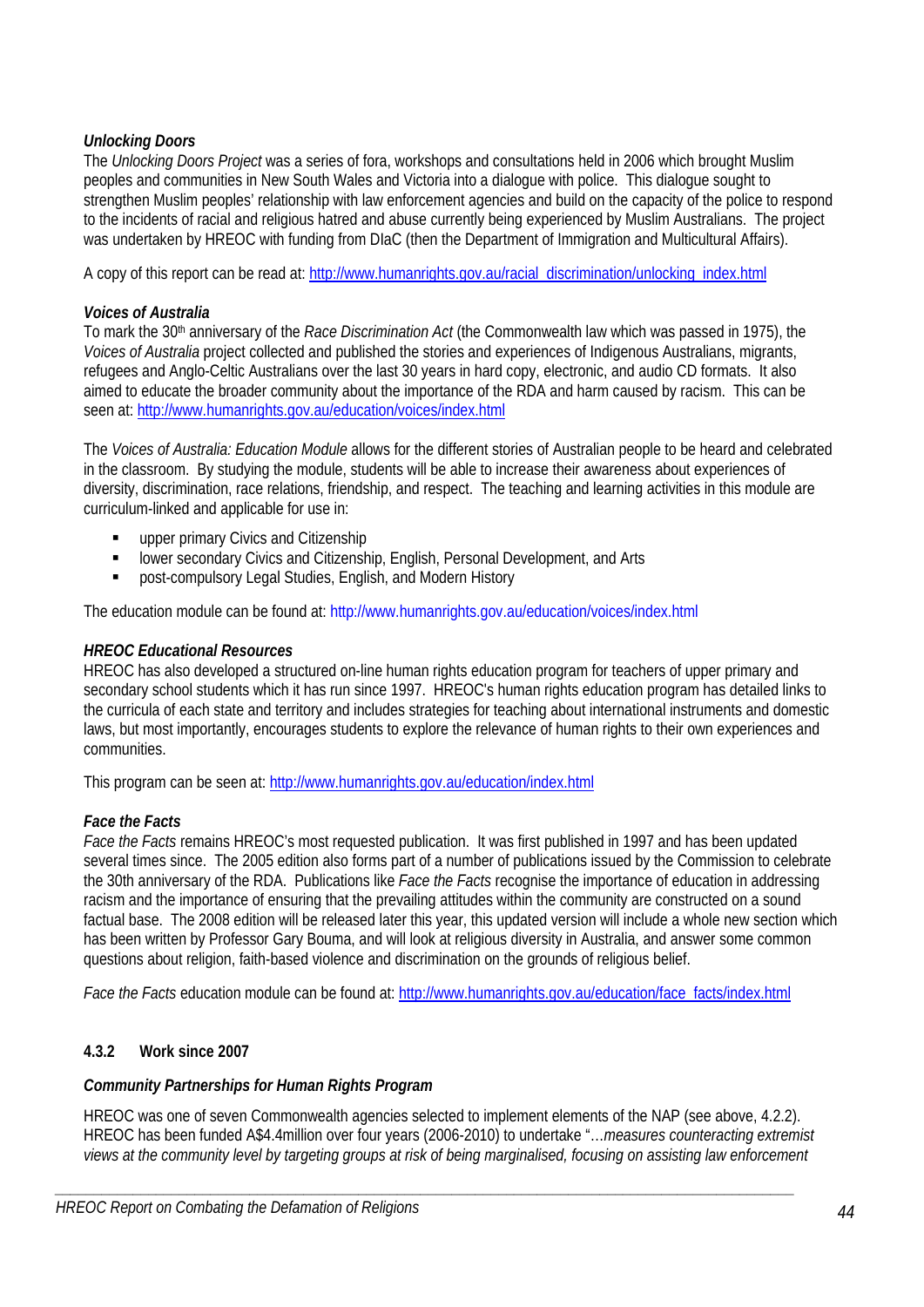***Unlocking Doors***

The *Unlocking Doors Project* was a series of fora, workshops and consultations held in 2006 which brought Muslim peoples and communities in New South Wales and Victoria into a dialogue with police. This dialogue sought to strengthen Muslim peoples' relationship with law enforcement agencies and build on the capacity of the police to respond to the incidents of racial and religious hatred and abuse currently being experienced by Muslim Australians. The project was undertaken by HREOC with funding from DIaC (then the Department of Immigration and Multicultural Affairs).

A copy of this report can be read at: http://www.humanrights.gov.au/racial_discrimination/unlocking_index.html

***Voices of Australia***

To mark the 30th anniversary of the *Race Discrimination Act* (the Commonwealth law which was passed in 1975), the *Voices of Australia* project collected and published the stories and experiences of Indigenous Australians, migrants, refugees and Anglo-Celtic Australians over the last 30 years in hard copy, electronic, and audio CD formats. It also aimed to educate the broader community about the importance of the RDA and harm caused by racism. This can be seen at: http://www.humanrights.gov.au/education/voices/index.html

The *Voices of Australia: Education Module* allows for the different stories of Australian people to be heard and celebrated in the classroom. By studying the module, students will be able to increase their awareness about experiences of diversity, discrimination, race relations, friendship, and respect. The teaching and learning activities in this module are curriculum-linked and applicable for use in:

- upper primary Civics and Citizenship
- lower secondary Civics and Citizenship, English, Personal Development, and Arts
- post-compulsory Legal Studies, English, and Modern History

The education module can be found at: http://www.humanrights.gov.au/education/voices/index.html

***HREOC Educational Resources***

HREOC has also developed a structured on-line human rights education program for teachers of upper primary and secondary school students which it has run since 1997. HREOC's human rights education program has detailed links to the curricula of each state and territory and includes strategies for teaching about international instruments and domestic laws, but most importantly, encourages students to explore the relevance of human rights to their own experiences and communities.

This program can be seen at: http://www.humanrights.gov.au/education/index.html

***Face the Facts***

*Face the Facts* remains HREOC's most requested publication. It was first published in 1997 and has been updated several times since. The 2005 edition also forms part of a number of publications issued by the Commission to celebrate the 30th anniversary of the RDA. Publications like *Face the Facts* recognise the importance of education in addressing racism and the importance of ensuring that the prevailing attitudes within the community are constructed on a sound factual base. The 2008 edition will be released later this year, this updated version will include a whole new section which has been written by Professor Gary Bouma, and will look at religious diversity in Australia, and answer some common questions about religion, faith-based violence and discrimination on the grounds of religious belief.

*Face the Facts* education module can be found at: http://www.humanrights.gov.au/education/face_facts/index.html

#### 4.3.2 Work since 2007

***Community Partnerships for Human Rights Program***

HREOC was one of seven Commonwealth agencies selected to implement elements of the NAP (see above, 4.2.2). HREOC has been funded A$4.4million over four years (2006-2010) to undertake "*…measures counteracting extremist views at the community level by targeting groups at risk of being marginalised, focusing on assisting law enforcement*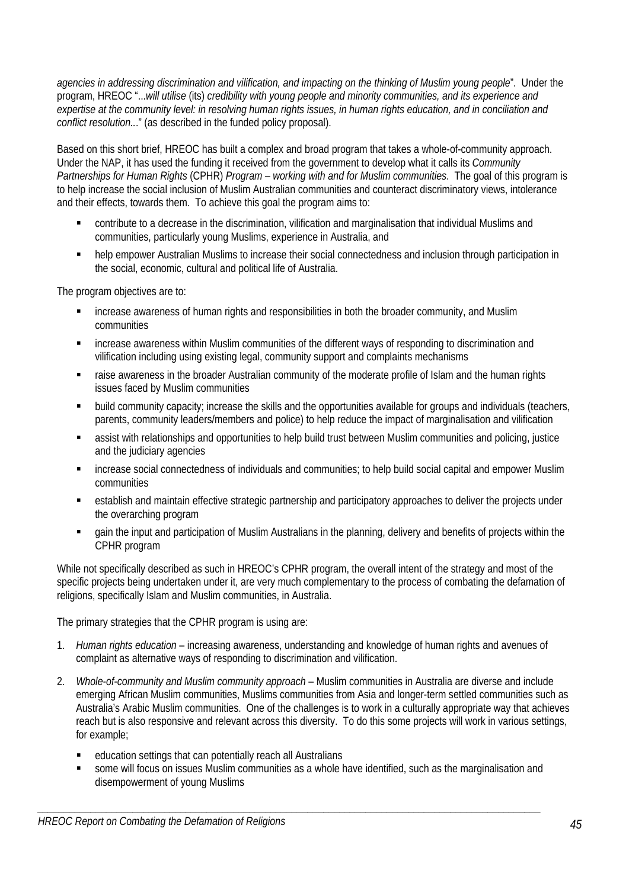*agencies in addressing discrimination and vilification, and impacting on the thinking of Muslim young people*". Under the program, HREOC "...*will utilise* (its) *credibility with young people and minority communities, and its experience and expertise at the community level: in resolving human rights issues, in human rights education, and in conciliation and conflict resolution*..." (as described in the funded policy proposal).

Based on this short brief, HREOC has built a complex and broad program that takes a whole-of-community approach. Under the NAP, it has used the funding it received from the government to develop what it calls its *Community Partnerships for Human Rights* (CPHR) *Program – working with and for Muslim communities*. The goal of this program is to help increase the social inclusion of Muslim Australian communities and counteract discriminatory views, intolerance and their effects, towards them. To achieve this goal the program aims to:

- contribute to a decrease in the discrimination, vilification and marginalisation that individual Muslims and communities, particularly young Muslims, experience in Australia, and
- help empower Australian Muslims to increase their social connectedness and inclusion through participation in the social, economic, cultural and political life of Australia.

The program objectives are to:

- increase awareness of human rights and responsibilities in both the broader community, and Muslim communities
- increase awareness within Muslim communities of the different ways of responding to discrimination and vilification including using existing legal, community support and complaints mechanisms
- raise awareness in the broader Australian community of the moderate profile of Islam and the human rights issues faced by Muslim communities
- build community capacity; increase the skills and the opportunities available for groups and individuals (teachers, parents, community leaders/members and police) to help reduce the impact of marginalisation and vilification
- assist with relationships and opportunities to help build trust between Muslim communities and policing, justice and the judiciary agencies
- increase social connectedness of individuals and communities; to help build social capital and empower Muslim communities
- establish and maintain effective strategic partnership and participatory approaches to deliver the projects under the overarching program
- gain the input and participation of Muslim Australians in the planning, delivery and benefits of projects within the CPHR program

While not specifically described as such in HREOC's CPHR program, the overall intent of the strategy and most of the specific projects being undertaken under it, are very much complementary to the process of combating the defamation of religions, specifically Islam and Muslim communities, in Australia.

The primary strategies that the CPHR program is using are:

1. *Human rights education* – increasing awareness, understanding and knowledge of human rights and avenues of complaint as alternative ways of responding to discrimination and vilification.
2. *Whole-of-community and Muslim community approach* – Muslim communities in Australia are diverse and include emerging African Muslim communities, Muslims communities from Asia and longer-term settled communities such as Australia's Arabic Muslim communities. One of the challenges is to work in a culturally appropriate way that achieves reach but is also responsive and relevant across this diversity. To do this some projects will work in various settings, for example;
   - education settings that can potentially reach all Australians
   - some will focus on issues Muslim communities as a whole have identified, such as the marginalisation and disempowerment of young Muslims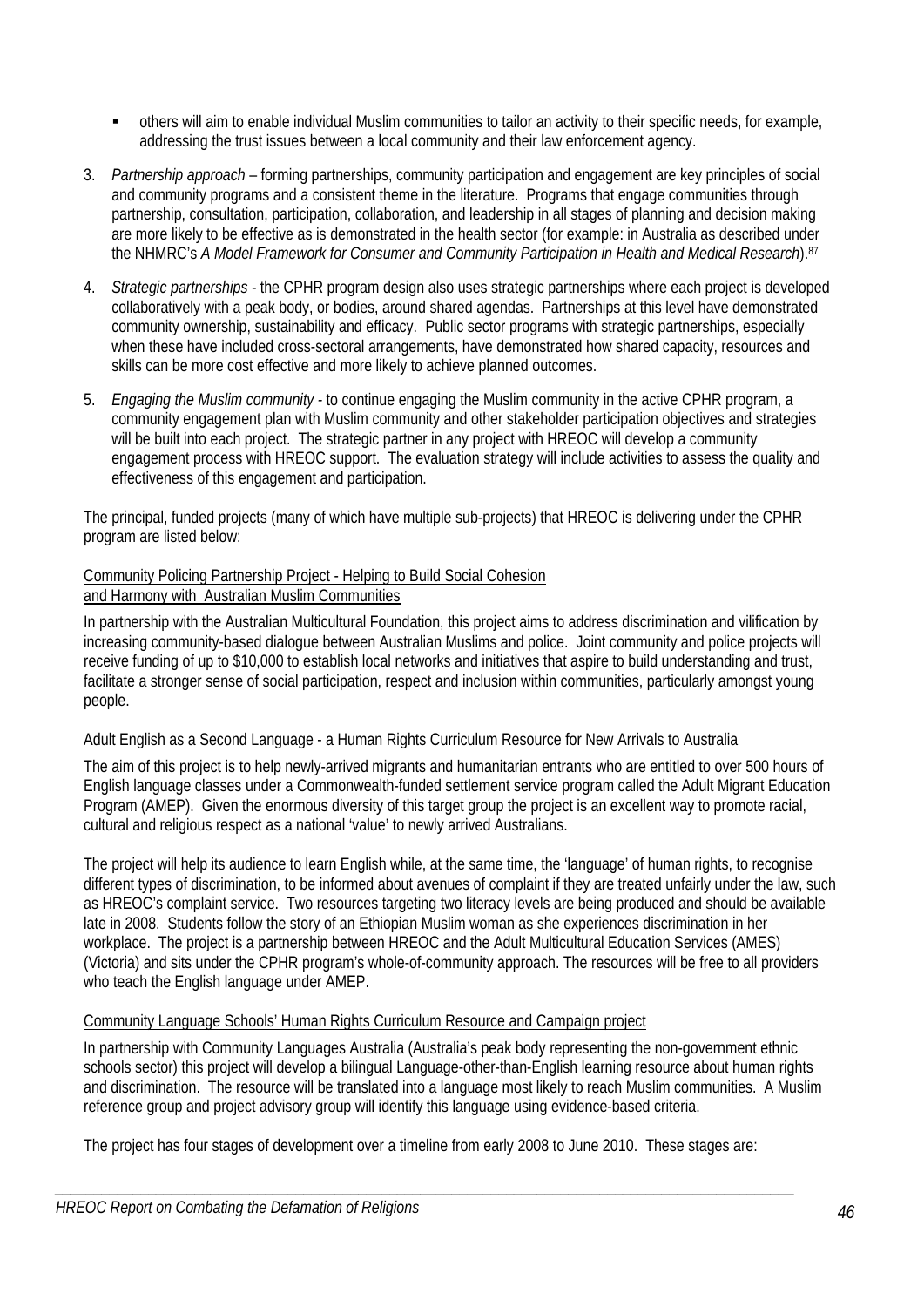- others will aim to enable individual Muslim communities to tailor an activity to their specific needs, for example, addressing the trust issues between a local community and their law enforcement agency.

3. *Partnership approach* – forming partnerships, community participation and engagement are key principles of social and community programs and a consistent theme in the literature. Programs that engage communities through partnership, consultation, participation, collaboration, and leadership in all stages of planning and decision making are more likely to be effective as is demonstrated in the health sector (for example: in Australia as described under the NHMRC's *A Model Framework for Consumer and Community Participation in Health and Medical Research*).[87]

4. *Strategic partnerships* - the CPHR program design also uses strategic partnerships where each project is developed collaboratively with a peak body, or bodies, around shared agendas. Partnerships at this level have demonstrated community ownership, sustainability and efficacy. Public sector programs with strategic partnerships, especially when these have included cross-sectoral arrangements, have demonstrated how shared capacity, resources and skills can be more cost effective and more likely to achieve planned outcomes.

5. *Engaging the Muslim community* - to continue engaging the Muslim community in the active CPHR program, a community engagement plan with Muslim community and other stakeholder participation objectives and strategies will be built into each project. The strategic partner in any project with HREOC will develop a community engagement process with HREOC support. The evaluation strategy will include activities to assess the quality and effectiveness of this engagement and participation.

The principal, funded projects (many of which have multiple sub-projects) that HREOC is delivering under the CPHR program are listed below:

<u>Community Policing Partnership Project - Helping to Build Social Cohesion and Harmony with Australian Muslim Communities</u>

In partnership with the Australian Multicultural Foundation, this project aims to address discrimination and vilification by increasing community-based dialogue between Australian Muslims and police. Joint community and police projects will receive funding of up to $10,000 to establish local networks and initiatives that aspire to build understanding and trust, facilitate a stronger sense of social participation, respect and inclusion within communities, particularly amongst young people.

<u>Adult English as a Second Language - a Human Rights Curriculum Resource for New Arrivals to Australia</u>

The aim of this project is to help newly-arrived migrants and humanitarian entrants who are entitled to over 500 hours of English language classes under a Commonwealth-funded settlement service program called the Adult Migrant Education Program (AMEP). Given the enormous diversity of this target group the project is an excellent way to promote racial, cultural and religious respect as a national 'value' to newly arrived Australians.

The project will help its audience to learn English while, at the same time, the 'language' of human rights, to recognise different types of discrimination, to be informed about avenues of complaint if they are treated unfairly under the law, such as HREOC's complaint service. Two resources targeting two literacy levels are being produced and should be available late in 2008. Students follow the story of an Ethiopian Muslim woman as she experiences discrimination in her workplace. The project is a partnership between HREOC and the Adult Multicultural Education Services (AMES) (Victoria) and sits under the CPHR program's whole-of-community approach. The resources will be free to all providers who teach the English language under AMEP.

<u>Community Language Schools' Human Rights Curriculum Resource and Campaign project</u>

In partnership with Community Languages Australia (Australia's peak body representing the non-government ethnic schools sector) this project will develop a bilingual Language-other-than-English learning resource about human rights and discrimination. The resource will be translated into a language most likely to reach Muslim communities. A Muslim reference group and project advisory group will identify this language using evidence-based criteria.

The project has four stages of development over a timeline from early 2008 to June 2010. These stages are: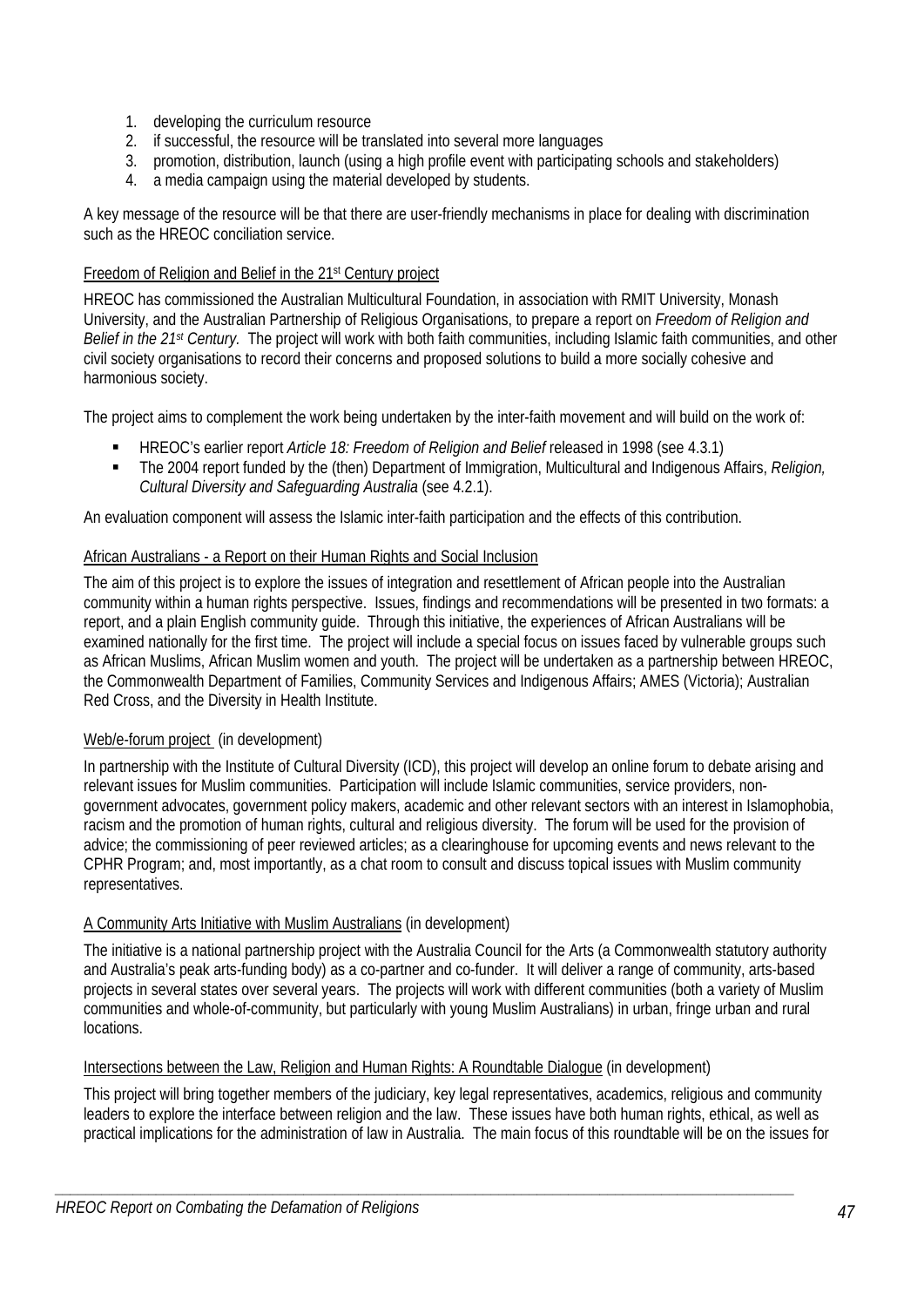1. developing the curriculum resource
2. if successful, the resource will be translated into several more languages
3. promotion, distribution, launch (using a high profile event with participating schools and stakeholders)
4. a media campaign using the material developed by students.

A key message of the resource will be that there are user-friendly mechanisms in place for dealing with discrimination such as the HREOC conciliation service.

Freedom of Religion and Belief in the 21st Century project

HREOC has commissioned the Australian Multicultural Foundation, in association with RMIT University, Monash University, and the Australian Partnership of Religious Organisations, to prepare a report on *Freedom of Religion and Belief in the 21st Century.* The project will work with both faith communities, including Islamic faith communities, and other civil society organisations to record their concerns and proposed solutions to build a more socially cohesive and harmonious society.

The project aims to complement the work being undertaken by the inter-faith movement and will build on the work of:

- HREOC's earlier report *Article 18: Freedom of Religion and Belief* released in 1998 (see 4.3.1)
- The 2004 report funded by the (then) Department of Immigration, Multicultural and Indigenous Affairs, *Religion, Cultural Diversity and Safeguarding Australia* (see 4.2.1).

An evaluation component will assess the Islamic inter-faith participation and the effects of this contribution.

African Australians - a Report on their Human Rights and Social Inclusion

The aim of this project is to explore the issues of integration and resettlement of African people into the Australian community within a human rights perspective. Issues, findings and recommendations will be presented in two formats: a report, and a plain English community guide. Through this initiative, the experiences of African Australians will be examined nationally for the first time. The project will include a special focus on issues faced by vulnerable groups such as African Muslims, African Muslim women and youth. The project will be undertaken as a partnership between HREOC, the Commonwealth Department of Families, Community Services and Indigenous Affairs; AMES (Victoria); Australian Red Cross, and the Diversity in Health Institute.

Web/e-forum project (in development)

In partnership with the Institute of Cultural Diversity (ICD), this project will develop an online forum to debate arising and relevant issues for Muslim communities. Participation will include Islamic communities, service providers, non-government advocates, government policy makers, academic and other relevant sectors with an interest in Islamophobia, racism and the promotion of human rights, cultural and religious diversity. The forum will be used for the provision of advice; the commissioning of peer reviewed articles; as a clearinghouse for upcoming events and news relevant to the CPHR Program; and, most importantly, as a chat room to consult and discuss topical issues with Muslim community representatives.

A Community Arts Initiative with Muslim Australians (in development)

The initiative is a national partnership project with the Australia Council for the Arts (a Commonwealth statutory authority and Australia's peak arts-funding body) as a co-partner and co-funder. It will deliver a range of community, arts-based projects in several states over several years. The projects will work with different communities (both a variety of Muslim communities and whole-of-community, but particularly with young Muslim Australians) in urban, fringe urban and rural locations.

Intersections between the Law, Religion and Human Rights: A Roundtable Dialogue (in development)

This project will bring together members of the judiciary, key legal representatives, academics, religious and community leaders to explore the interface between religion and the law. These issues have both human rights, ethical, as well as practical implications for the administration of law in Australia. The main focus of this roundtable will be on the issues for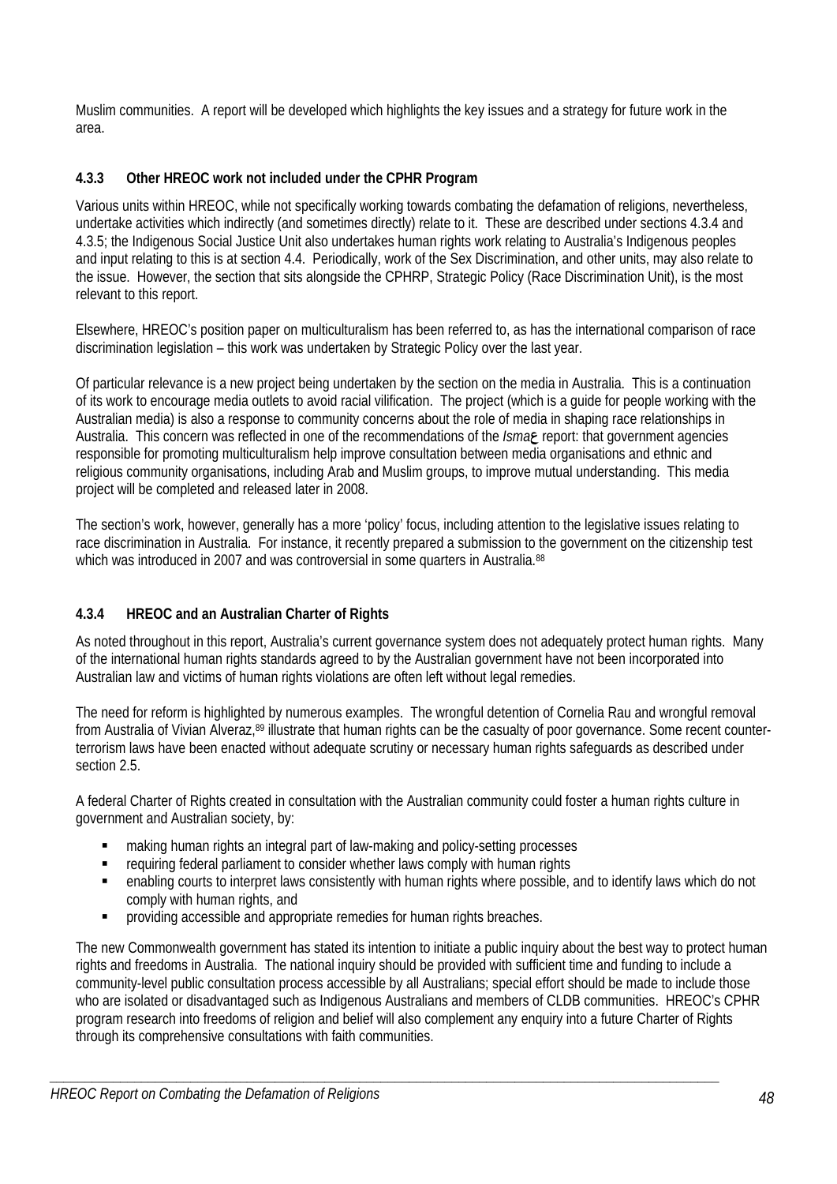Muslim communities. A report will be developed which highlights the key issues and a strategy for future work in the area.

### 4.3.3 Other HREOC work not included under the CPHR Program

Various units within HREOC, while not specifically working towards combating the defamation of religions, nevertheless, undertake activities which indirectly (and sometimes directly) relate to it. These are described under sections 4.3.4 and 4.3.5; the Indigenous Social Justice Unit also undertakes human rights work relating to Australia's Indigenous peoples and input relating to this is at section 4.4. Periodically, work of the Sex Discrimination, and other units, may also relate to the issue. However, the section that sits alongside the CPHRP, Strategic Policy (Race Discrimination Unit), is the most relevant to this report.

Elsewhere, HREOC's position paper on multiculturalism has been referred to, as has the international comparison of race discrimination legislation – this work was undertaken by Strategic Policy over the last year.

Of particular relevance is a new project being undertaken by the section on the media in Australia. This is a continuation of its work to encourage media outlets to avoid racial vilification. The project (which is a guide for people working with the Australian media) is also a response to community concerns about the role of media in shaping race relationships in Australia. This concern was reflected in one of the recommendations of the *Isma*ع report: that government agencies responsible for promoting multiculturalism help improve consultation between media organisations and ethnic and religious community organisations, including Arab and Muslim groups, to improve mutual understanding. This media project will be completed and released later in 2008.

The section's work, however, generally has a more 'policy' focus, including attention to the legislative issues relating to race discrimination in Australia. For instance, it recently prepared a submission to the government on the citizenship test which was introduced in 2007 and was controversial in some quarters in Australia.[88]

### 4.3.4 HREOC and an Australian Charter of Rights

As noted throughout in this report, Australia's current governance system does not adequately protect human rights. Many of the international human rights standards agreed to by the Australian government have not been incorporated into Australian law and victims of human rights violations are often left without legal remedies.

The need for reform is highlighted by numerous examples. The wrongful detention of Cornelia Rau and wrongful removal from Australia of Vivian Alveraz,[89] illustrate that human rights can be the casualty of poor governance. Some recent counter-terrorism laws have been enacted without adequate scrutiny or necessary human rights safeguards as described under section 2.5.

A federal Charter of Rights created in consultation with the Australian community could foster a human rights culture in government and Australian society, by:

- making human rights an integral part of law-making and policy-setting processes
- requiring federal parliament to consider whether laws comply with human rights
- enabling courts to interpret laws consistently with human rights where possible, and to identify laws which do not comply with human rights, and
- providing accessible and appropriate remedies for human rights breaches.

The new Commonwealth government has stated its intention to initiate a public inquiry about the best way to protect human rights and freedoms in Australia. The national inquiry should be provided with sufficient time and funding to include a community-level public consultation process accessible by all Australians; special effort should be made to include those who are isolated or disadvantaged such as Indigenous Australians and members of CLDB communities. HREOC's CPHR program research into freedoms of religion and belief will also complement any enquiry into a future Charter of Rights through its comprehensive consultations with faith communities.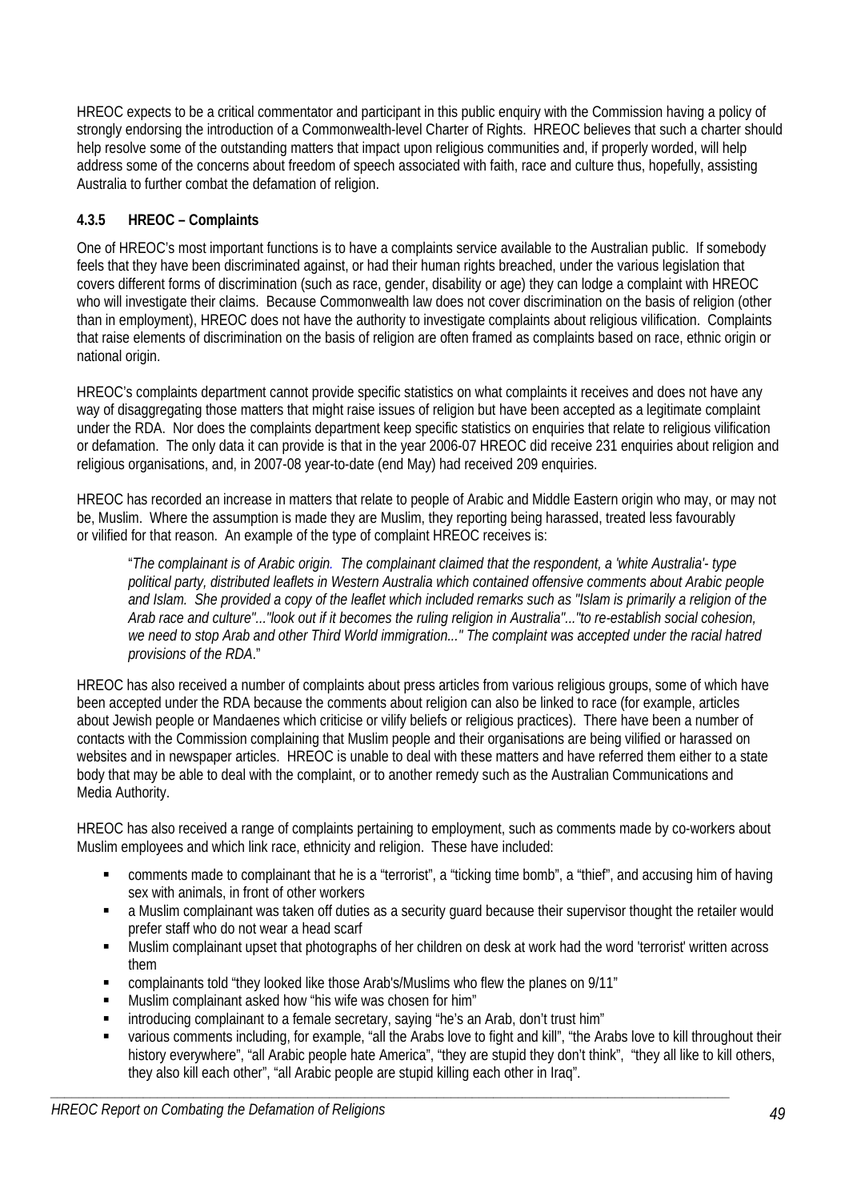HREOC expects to be a critical commentator and participant in this public enquiry with the Commission having a policy of strongly endorsing the introduction of a Commonwealth-level Charter of Rights. HREOC believes that such a charter should help resolve some of the outstanding matters that impact upon religious communities and, if properly worded, will help address some of the concerns about freedom of speech associated with faith, race and culture thus, hopefully, assisting Australia to further combat the defamation of religion.

#### 4.3.5 HREOC – Complaints

One of HREOC's most important functions is to have a complaints service available to the Australian public. If somebody feels that they have been discriminated against, or had their human rights breached, under the various legislation that covers different forms of discrimination (such as race, gender, disability or age) they can lodge a complaint with HREOC who will investigate their claims. Because Commonwealth law does not cover discrimination on the basis of religion (other than in employment), HREOC does not have the authority to investigate complaints about religious vilification. Complaints that raise elements of discrimination on the basis of religion are often framed as complaints based on race, ethnic origin or national origin.

HREOC's complaints department cannot provide specific statistics on what complaints it receives and does not have any way of disaggregating those matters that might raise issues of religion but have been accepted as a legitimate complaint under the RDA. Nor does the complaints department keep specific statistics on enquiries that relate to religious vilification or defamation. The only data it can provide is that in the year 2006-07 HREOC did receive 231 enquiries about religion and religious organisations, and, in 2007-08 year-to-date (end May) had received 209 enquiries.

HREOC has recorded an increase in matters that relate to people of Arabic and Middle Eastern origin who may, or may not be, Muslim. Where the assumption is made they are Muslim, they reporting being harassed, treated less favourably or vilified for that reason. An example of the type of complaint HREOC receives is:

> "*The complainant is of Arabic origin. The complainant claimed that the respondent, a 'white Australia'- type political party, distributed leaflets in Western Australia which contained offensive comments about Arabic people and Islam. She provided a copy of the leaflet which included remarks such as "Islam is primarily a religion of the Arab race and culture"..."look out if it becomes the ruling religion in Australia"..."to re-establish social cohesion, we need to stop Arab and other Third World immigration..." The complaint was accepted under the racial hatred provisions of the RDA*."

HREOC has also received a number of complaints about press articles from various religious groups, some of which have been accepted under the RDA because the comments about religion can also be linked to race (for example, articles about Jewish people or Mandaenes which criticise or vilify beliefs or religious practices). There have been a number of contacts with the Commission complaining that Muslim people and their organisations are being vilified or harassed on websites and in newspaper articles. HREOC is unable to deal with these matters and have referred them either to a state body that may be able to deal with the complaint, or to another remedy such as the Australian Communications and Media Authority.

HREOC has also received a range of complaints pertaining to employment, such as comments made by co-workers about Muslim employees and which link race, ethnicity and religion. These have included:

- comments made to complainant that he is a "terrorist", a "ticking time bomb", a "thief", and accusing him of having sex with animals, in front of other workers
- a Muslim complainant was taken off duties as a security guard because their supervisor thought the retailer would prefer staff who do not wear a head scarf
- Muslim complainant upset that photographs of her children on desk at work had the word 'terrorist' written across them
- complainants told "they looked like those Arab's/Muslims who flew the planes on 9/11"
- Muslim complainant asked how "his wife was chosen for him"
- introducing complainant to a female secretary, saying "he's an Arab, don't trust him"
- various comments including, for example, "all the Arabs love to fight and kill", "the Arabs love to kill throughout their history everywhere", "all Arabic people hate America", "they are stupid they don't think", "they all like to kill others, they also kill each other", "all Arabic people are stupid killing each other in Iraq".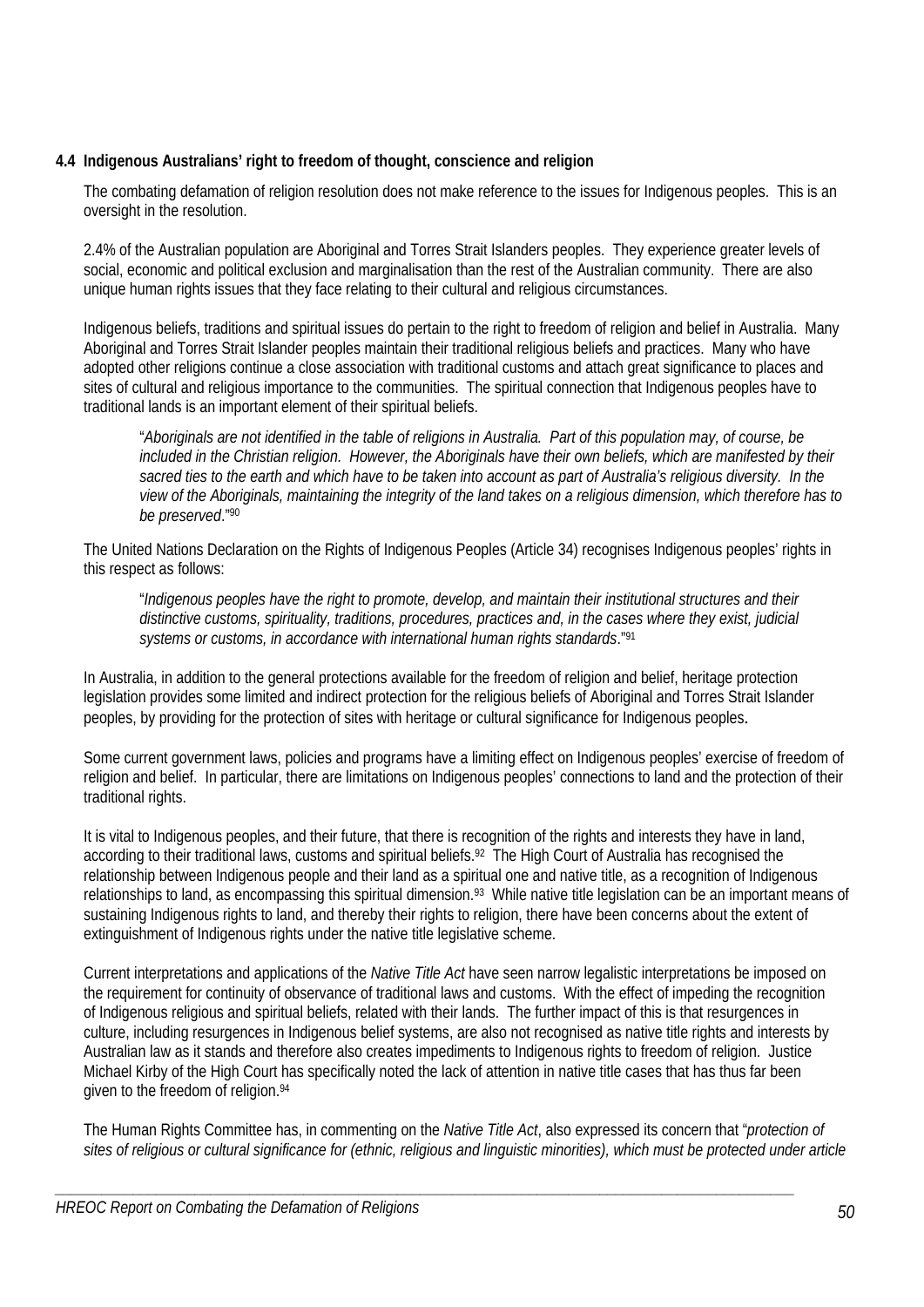### 4.4 Indigenous Australians' right to freedom of thought, conscience and religion

The combating defamation of religion resolution does not make reference to the issues for Indigenous peoples. This is an oversight in the resolution.

2.4% of the Australian population are Aboriginal and Torres Strait Islanders peoples. They experience greater levels of social, economic and political exclusion and marginalisation than the rest of the Australian community. There are also unique human rights issues that they face relating to their cultural and religious circumstances.

Indigenous beliefs, traditions and spiritual issues do pertain to the right to freedom of religion and belief in Australia. Many Aboriginal and Torres Strait Islander peoples maintain their traditional religious beliefs and practices. Many who have adopted other religions continue a close association with traditional customs and attach great significance to places and sites of cultural and religious importance to the communities. The spiritual connection that Indigenous peoples have to traditional lands is an important element of their spiritual beliefs.

> "*Aboriginals are not identified in the table of religions in Australia. Part of this population may, of course, be included in the Christian religion. However, the Aboriginals have their own beliefs, which are manifested by their sacred ties to the earth and which have to be taken into account as part of Australia's religious diversity. In the view of the Aboriginals, maintaining the integrity of the land takes on a religious dimension, which therefore has to be preserved*."[90]

The United Nations Declaration on the Rights of Indigenous Peoples (Article 34) recognises Indigenous peoples' rights in this respect as follows:

> "*Indigenous peoples have the right to promote, develop, and maintain their institutional structures and their distinctive customs, spirituality, traditions, procedures, practices and, in the cases where they exist, judicial systems or customs, in accordance with international human rights standards*."[91]

In Australia, in addition to the general protections available for the freedom of religion and belief, heritage protection legislation provides some limited and indirect protection for the religious beliefs of Aboriginal and Torres Strait Islander peoples, by providing for the protection of sites with heritage or cultural significance for Indigenous peoples.

Some current government laws, policies and programs have a limiting effect on Indigenous peoples' exercise of freedom of religion and belief. In particular, there are limitations on Indigenous peoples' connections to land and the protection of their traditional rights.

It is vital to Indigenous peoples, and their future, that there is recognition of the rights and interests they have in land, according to their traditional laws, customs and spiritual beliefs.[92] The High Court of Australia has recognised the relationship between Indigenous people and their land as a spiritual one and native title, as a recognition of Indigenous relationships to land, as encompassing this spiritual dimension.[93] While native title legislation can be an important means of sustaining Indigenous rights to land, and thereby their rights to religion, there have been concerns about the extent of extinguishment of Indigenous rights under the native title legislative scheme.

Current interpretations and applications of the *Native Title Act* have seen narrow legalistic interpretations be imposed on the requirement for continuity of observance of traditional laws and customs. With the effect of impeding the recognition of Indigenous religious and spiritual beliefs, related with their lands. The further impact of this is that resurgences in culture, including resurgences in Indigenous belief systems, are also not recognised as native title rights and interests by Australian law as it stands and therefore also creates impediments to Indigenous rights to freedom of religion. Justice Michael Kirby of the High Court has specifically noted the lack of attention in native title cases that has thus far been given to the freedom of religion.[94]

The Human Rights Committee has, in commenting on the *Native Title Act*, also expressed its concern that "*protection of sites of religious or cultural significance for (ethnic, religious and linguistic minorities), which must be protected under article*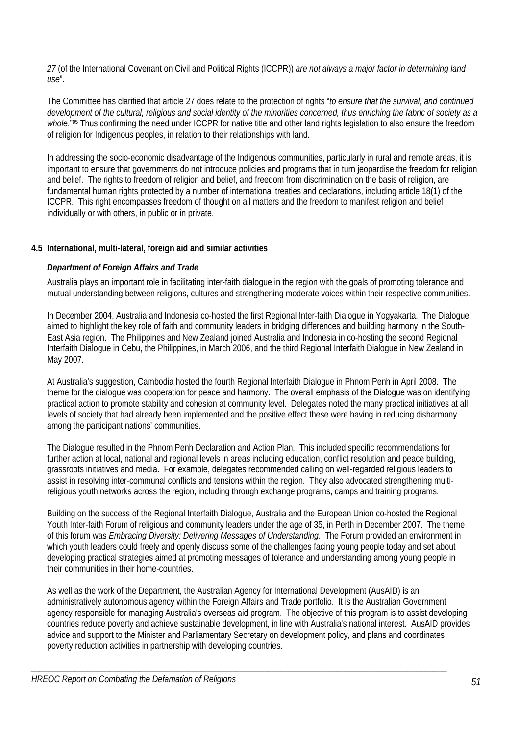*27* (of the International Covenant on Civil and Political Rights (ICCPR)) *are not always a major factor in determining land use*".

The Committee has clarified that article 27 does relate to the protection of rights "*to ensure that the survival, and continued development of the cultural, religious and social identity of the minorities concerned, thus enriching the fabric of society as a whole*."[95] Thus confirming the need under ICCPR for native title and other land rights legislation to also ensure the freedom of religion for Indigenous peoples, in relation to their relationships with land.

In addressing the socio-economic disadvantage of the Indigenous communities, particularly in rural and remote areas, it is important to ensure that governments do not introduce policies and programs that in turn jeopardise the freedom for religion and belief. The rights to freedom of religion and belief, and freedom from discrimination on the basis of religion, are fundamental human rights protected by a number of international treaties and declarations, including article 18(1) of the ICCPR. This right encompasses freedom of thought on all matters and the freedom to manifest religion and belief individually or with others, in public or in private.

## 4.5 International, multi-lateral, foreign aid and similar activities

### *Department of Foreign Affairs and Trade*

Australia plays an important role in facilitating inter-faith dialogue in the region with the goals of promoting tolerance and mutual understanding between religions, cultures and strengthening moderate voices within their respective communities.

In December 2004, Australia and Indonesia co-hosted the first Regional Inter-faith Dialogue in Yogyakarta. The Dialogue aimed to highlight the key role of faith and community leaders in bridging differences and building harmony in the South-East Asia region. The Philippines and New Zealand joined Australia and Indonesia in co-hosting the second Regional Interfaith Dialogue in Cebu, the Philippines, in March 2006, and the third Regional Interfaith Dialogue in New Zealand in May 2007.

At Australia's suggestion, Cambodia hosted the fourth Regional Interfaith Dialogue in Phnom Penh in April 2008. The theme for the dialogue was cooperation for peace and harmony. The overall emphasis of the Dialogue was on identifying practical action to promote stability and cohesion at community level. Delegates noted the many practical initiatives at all levels of society that had already been implemented and the positive effect these were having in reducing disharmony among the participant nations' communities.

The Dialogue resulted in the Phnom Penh Declaration and Action Plan. This included specific recommendations for further action at local, national and regional levels in areas including education, conflict resolution and peace building, grassroots initiatives and media. For example, delegates recommended calling on well-regarded religious leaders to assist in resolving inter-communal conflicts and tensions within the region. They also advocated strengthening multi-religious youth networks across the region, including through exchange programs, camps and training programs.

Building on the success of the Regional Interfaith Dialogue, Australia and the European Union co-hosted the Regional Youth Inter-faith Forum of religious and community leaders under the age of 35, in Perth in December 2007. The theme of this forum was *Embracing Diversity: Delivering Messages of Understanding*. The Forum provided an environment in which youth leaders could freely and openly discuss some of the challenges facing young people today and set about developing practical strategies aimed at promoting messages of tolerance and understanding among young people in their communities in their home-countries.

As well as the work of the Department, the Australian Agency for International Development (AusAID) is an administratively autonomous agency within the Foreign Affairs and Trade portfolio. It is the Australian Government agency responsible for managing Australia's overseas aid program. The objective of this program is to assist developing countries reduce poverty and achieve sustainable development, in line with Australia's national interest. AusAID provides advice and support to the Minister and Parliamentary Secretary on development policy, and plans and coordinates poverty reduction activities in partnership with developing countries.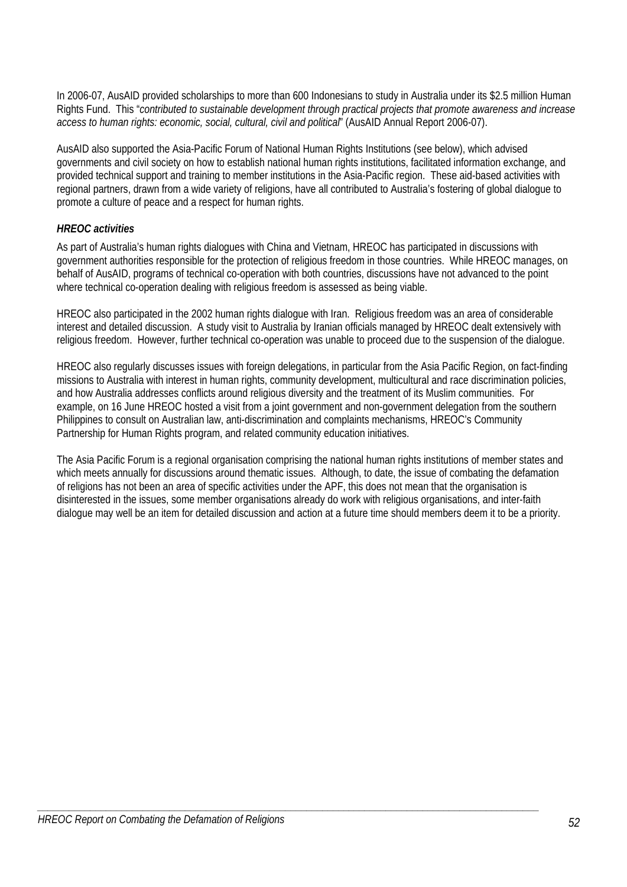In 2006-07, AusAID provided scholarships to more than 600 Indonesians to study in Australia under its $2.5 million Human Rights Fund. This "*contributed to sustainable development through practical projects that promote awareness and increase access to human rights: economic, social, cultural, civil and political*" (AusAID Annual Report 2006-07).

AusAID also supported the Asia-Pacific Forum of National Human Rights Institutions (see below), which advised governments and civil society on how to establish national human rights institutions, facilitated information exchange, and provided technical support and training to member institutions in the Asia-Pacific region. These aid-based activities with regional partners, drawn from a wide variety of religions, have all contributed to Australia's fostering of global dialogue to promote a culture of peace and a respect for human rights.

***HREOC activities***

As part of Australia's human rights dialogues with China and Vietnam, HREOC has participated in discussions with government authorities responsible for the protection of religious freedom in those countries. While HREOC manages, on behalf of AusAID, programs of technical co-operation with both countries, discussions have not advanced to the point where technical co-operation dealing with religious freedom is assessed as being viable.

HREOC also participated in the 2002 human rights dialogue with Iran. Religious freedom was an area of considerable interest and detailed discussion. A study visit to Australia by Iranian officials managed by HREOC dealt extensively with religious freedom. However, further technical co-operation was unable to proceed due to the suspension of the dialogue.

HREOC also regularly discusses issues with foreign delegations, in particular from the Asia Pacific Region, on fact-finding missions to Australia with interest in human rights, community development, multicultural and race discrimination policies, and how Australia addresses conflicts around religious diversity and the treatment of its Muslim communities. For example, on 16 June HREOC hosted a visit from a joint government and non-government delegation from the southern Philippines to consult on Australian law, anti-discrimination and complaints mechanisms, HREOC's Community Partnership for Human Rights program, and related community education initiatives.

The Asia Pacific Forum is a regional organisation comprising the national human rights institutions of member states and which meets annually for discussions around thematic issues. Although, to date, the issue of combating the defamation of religions has not been an area of specific activities under the APF, this does not mean that the organisation is disinterested in the issues, some member organisations already do work with religious organisations, and inter-faith dialogue may well be an item for detailed discussion and action at a future time should members deem it to be a priority.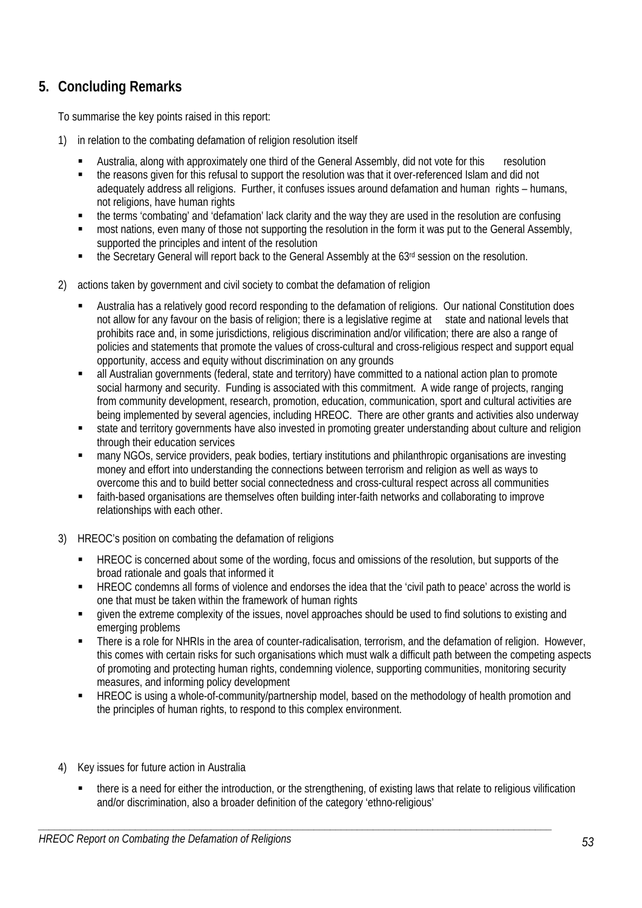## 5. Concluding Remarks

To summarise the key points raised in this report:

1) in relation to the combating defamation of religion resolution itself

- Australia, along with approximately one third of the General Assembly, did not vote for this resolution
- the reasons given for this refusal to support the resolution was that it over-referenced Islam and did not adequately address all religions. Further, it confuses issues around defamation and human rights – humans, not religions, have human rights
- the terms 'combating' and 'defamation' lack clarity and the way they are used in the resolution are confusing
- most nations, even many of those not supporting the resolution in the form it was put to the General Assembly, supported the principles and intent of the resolution
- the Secretary General will report back to the General Assembly at the 63rd session on the resolution.

2) actions taken by government and civil society to combat the defamation of religion

- Australia has a relatively good record responding to the defamation of religions. Our national Constitution does not allow for any favour on the basis of religion; there is a legislative regime at state and national levels that prohibits race and, in some jurisdictions, religious discrimination and/or vilification; there are also a range of policies and statements that promote the values of cross-cultural and cross-religious respect and support equal opportunity, access and equity without discrimination on any grounds
- all Australian governments (federal, state and territory) have committed to a national action plan to promote social harmony and security. Funding is associated with this commitment. A wide range of projects, ranging from community development, research, promotion, education, communication, sport and cultural activities are being implemented by several agencies, including HREOC. There are other grants and activities also underway
- state and territory governments have also invested in promoting greater understanding about culture and religion through their education services
- many NGOs, service providers, peak bodies, tertiary institutions and philanthropic organisations are investing money and effort into understanding the connections between terrorism and religion as well as ways to overcome this and to build better social connectedness and cross-cultural respect across all communities
- faith-based organisations are themselves often building inter-faith networks and collaborating to improve relationships with each other.

3) HREOC's position on combating the defamation of religions

- HREOC is concerned about some of the wording, focus and omissions of the resolution, but supports of the broad rationale and goals that informed it
- HREOC condemns all forms of violence and endorses the idea that the 'civil path to peace' across the world is one that must be taken within the framework of human rights
- given the extreme complexity of the issues, novel approaches should be used to find solutions to existing and emerging problems
- There is a role for NHRIs in the area of counter-radicalisation, terrorism, and the defamation of religion. However, this comes with certain risks for such organisations which must walk a difficult path between the competing aspects of promoting and protecting human rights, condemning violence, supporting communities, monitoring security measures, and informing policy development
- HREOC is using a whole-of-community/partnership model, based on the methodology of health promotion and the principles of human rights, to respond to this complex environment.

4) Key issues for future action in Australia

- there is a need for either the introduction, or the strengthening, of existing laws that relate to religious vilification and/or discrimination, also a broader definition of the category 'ethno-religious'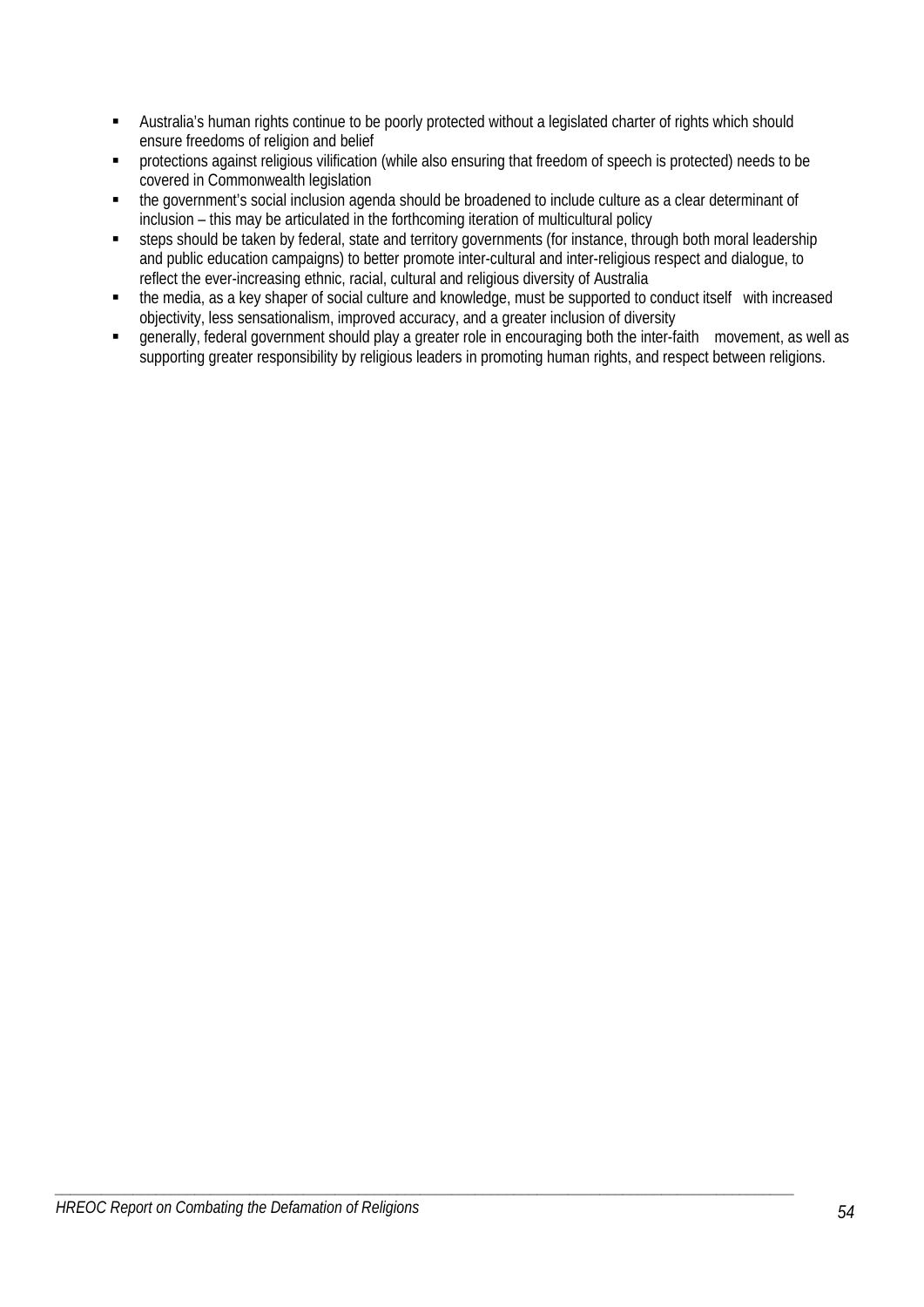- Australia's human rights continue to be poorly protected without a legislated charter of rights which should ensure freedoms of religion and belief
- protections against religious vilification (while also ensuring that freedom of speech is protected) needs to be covered in Commonwealth legislation
- the government's social inclusion agenda should be broadened to include culture as a clear determinant of inclusion – this may be articulated in the forthcoming iteration of multicultural policy
- steps should be taken by federal, state and territory governments (for instance, through both moral leadership and public education campaigns) to better promote inter-cultural and inter-religious respect and dialogue, to reflect the ever-increasing ethnic, racial, cultural and religious diversity of Australia
- the media, as a key shaper of social culture and knowledge, must be supported to conduct itself with increased objectivity, less sensationalism, improved accuracy, and a greater inclusion of diversity
- generally, federal government should play a greater role in encouraging both the inter-faith movement, as well as supporting greater responsibility by religious leaders in promoting human rights, and respect between religions.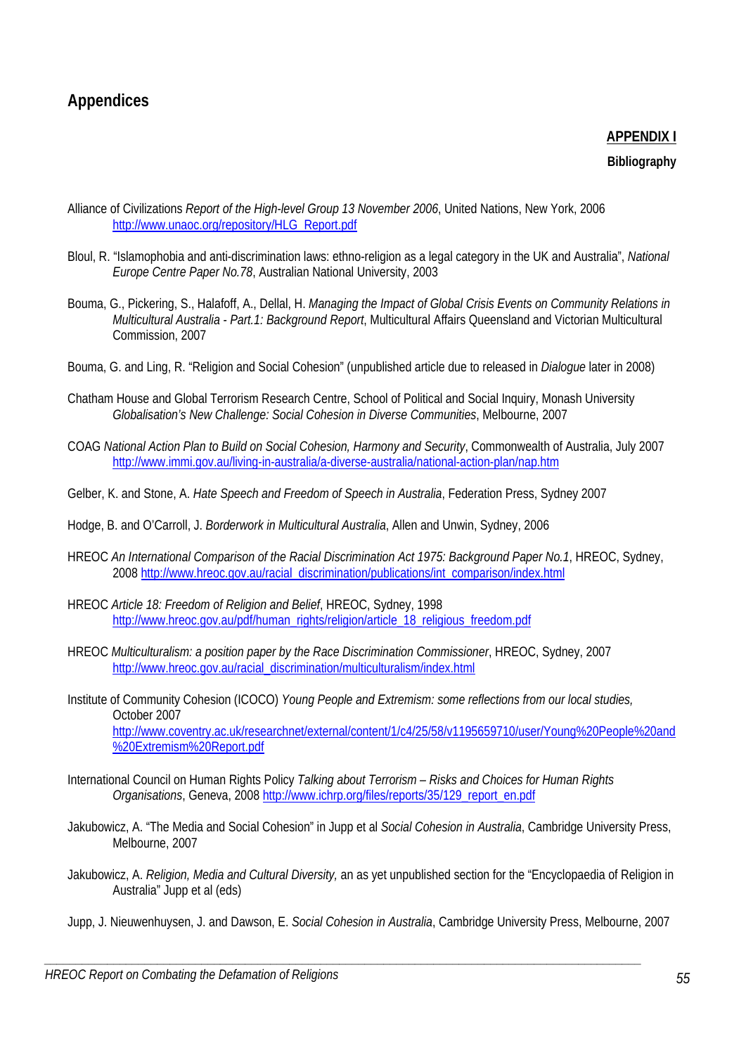# Appendices

## APPENDIX I

**Bibliography**

Alliance of Civilizations *Report of the High-level Group 13 November 2006*, United Nations, New York, 2006 http://www.unaoc.org/repository/HLG_Report.pdf

Bloul, R. "Islamophobia and anti-discrimination laws: ethno-religion as a legal category in the UK and Australia", *National Europe Centre Paper No.78*, Australian National University, 2003

Bouma, G., Pickering, S., Halafoff, A., Dellal, H. *Managing the Impact of Global Crisis Events on Community Relations in Multicultural Australia - Part.1: Background Report*, Multicultural Affairs Queensland and Victorian Multicultural Commission, 2007

Bouma, G. and Ling, R. "Religion and Social Cohesion" (unpublished article due to released in *Dialogue* later in 2008)

Chatham House and Global Terrorism Research Centre, School of Political and Social Inquiry, Monash University *Globalisation's New Challenge: Social Cohesion in Diverse Communities*, Melbourne, 2007

COAG *National Action Plan to Build on Social Cohesion, Harmony and Security*, Commonwealth of Australia, July 2007 http://www.immi.gov.au/living-in-australia/a-diverse-australia/national-action-plan/nap.htm

Gelber, K. and Stone, A. *Hate Speech and Freedom of Speech in Australia*, Federation Press, Sydney 2007

Hodge, B. and O'Carroll, J. *Borderwork in Multicultural Australia*, Allen and Unwin, Sydney, 2006

HREOC *An International Comparison of the Racial Discrimination Act 1975: Background Paper No.1*, HREOC, Sydney, 2008 http://www.hreoc.gov.au/racial_discrimination/publications/int_comparison/index.html

HREOC *Article 18: Freedom of Religion and Belief*, HREOC, Sydney, 1998 http://www.hreoc.gov.au/pdf/human_rights/religion/article_18_religious_freedom.pdf

HREOC *Multiculturalism: a position paper by the Race Discrimination Commissioner*, HREOC, Sydney, 2007 http://www.hreoc.gov.au/racial_discrimination/multiculturalism/index.html

Institute of Community Cohesion (ICOCO) *Young People and Extremism: some reflections from our local studies,* October 2007 http://www.coventry.ac.uk/researchnet/external/content/1/c4/25/58/v1195659710/user/Young%20People%20and%20Extremism%20Report.pdf

International Council on Human Rights Policy *Talking about Terrorism – Risks and Choices for Human Rights Organisations*, Geneva, 2008 http://www.ichrp.org/files/reports/35/129_report_en.pdf

Jakubowicz, A. "The Media and Social Cohesion" in Jupp et al *Social Cohesion in Australia*, Cambridge University Press, Melbourne, 2007

Jakubowicz, A. *Religion, Media and Cultural Diversity,* an as yet unpublished section for the "Encyclopaedia of Religion in Australia" Jupp et al (eds)

Jupp, J. Nieuwenhuysen, J. and Dawson, E. *Social Cohesion in Australia*, Cambridge University Press, Melbourne, 2007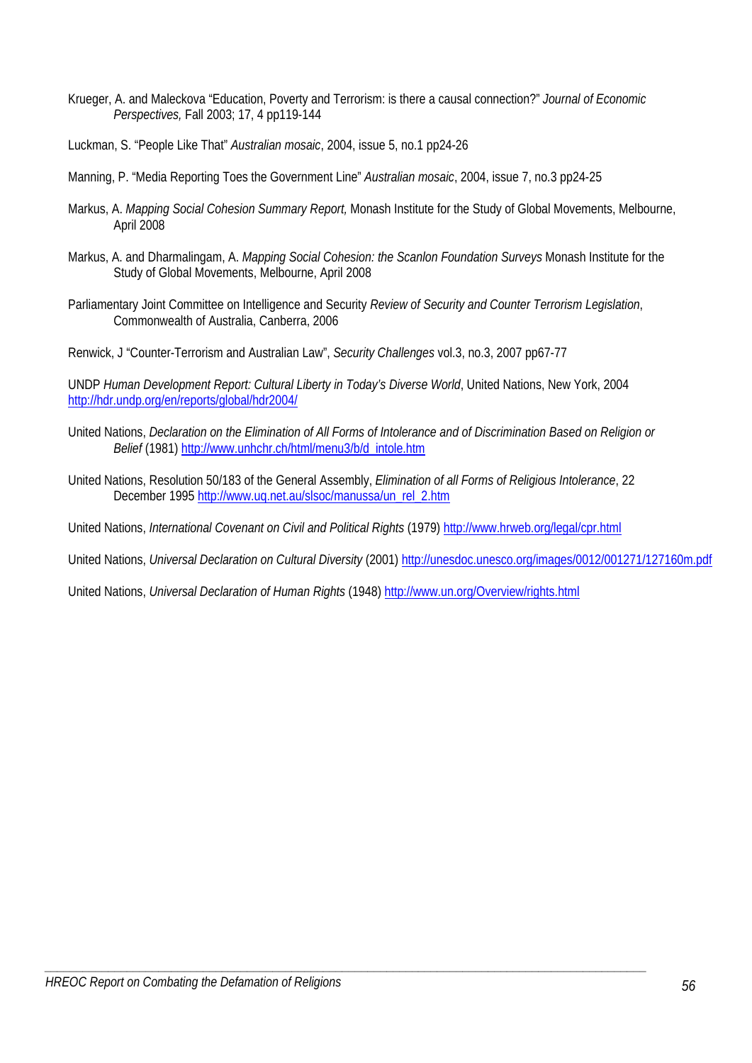Krueger, A. and Maleckova "Education, Poverty and Terrorism: is there a causal connection?" *Journal of Economic Perspectives,* Fall 2003; 17, 4 pp119-144

Luckman, S. "People Like That" *Australian mosaic*, 2004, issue 5, no.1 pp24-26

Manning, P. "Media Reporting Toes the Government Line" *Australian mosaic*, 2004, issue 7, no.3 pp24-25

Markus, A. *Mapping Social Cohesion Summary Report,* Monash Institute for the Study of Global Movements, Melbourne, April 2008

Markus, A. and Dharmalingam, A. *Mapping Social Cohesion: the Scanlon Foundation Surveys* Monash Institute for the Study of Global Movements, Melbourne, April 2008

Parliamentary Joint Committee on Intelligence and Security *Review of Security and Counter Terrorism Legislation*, Commonwealth of Australia, Canberra, 2006

Renwick, J "Counter-Terrorism and Australian Law", *Security Challenges* vol.3, no.3, 2007 pp67-77

UNDP *Human Development Report: Cultural Liberty in Today's Diverse World*, United Nations, New York, 2004 http://hdr.undp.org/en/reports/global/hdr2004/

United Nations, *Declaration on the Elimination of All Forms of Intolerance and of Discrimination Based on Religion or Belief* (1981) http://www.unhchr.ch/html/menu3/b/d_intole.htm

United Nations, Resolution 50/183 of the General Assembly, *Elimination of all Forms of Religious Intolerance*, 22 December 1995 http://www.uq.net.au/slsoc/manussa/un_rel_2.htm

United Nations, *International Covenant on Civil and Political Rights* (1979) http://www.hrweb.org/legal/cpr.html

United Nations, *Universal Declaration on Cultural Diversity* (2001) http://unesdoc.unesco.org/images/0012/001271/127160m.pdf

United Nations, *Universal Declaration of Human Rights* (1948) http://www.un.org/Overview/rights.html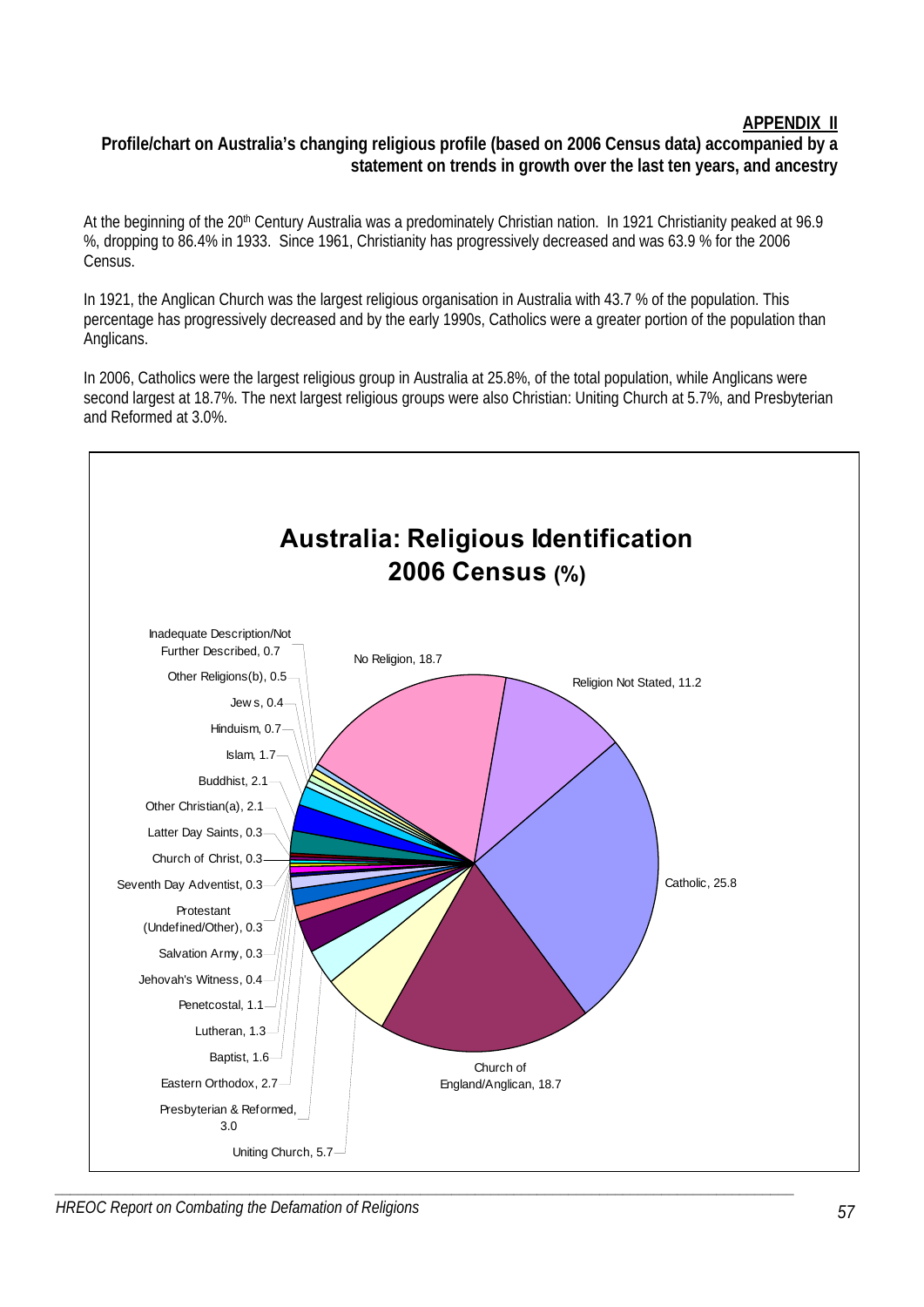**APPENDIX II**

**Profile/chart on Australia's changing religious profile (based on 2006 Census data) accompanied by a statement on trends in growth over the last ten years, and ancestry**

At the beginning of the 20th Century Australia was a predominately Christian nation. In 1921 Christianity peaked at 96.9 %, dropping to 86.4% in 1933. Since 1961, Christianity has progressively decreased and was 63.9 % for the 2006 Census.

In 1921, the Anglican Church was the largest religious organisation in Australia with 43.7 % of the population. This percentage has progressively decreased and by the early 1990s, Catholics were a greater portion of the population than Anglicans.

In 2006, Catholics were the largest religious group in Australia at 25.8%, of the total population, while Anglicans were second largest at 18.7%. The next largest religious groups were also Christian: Uniting Church at 5.7%, and Presbyterian and Reformed at 3.0%.

**Australia: Religious Identification 2006 Census (%)**

| Religion | % |
|---|---|
| Catholic | 25.8 |
| Church of England/Anglican | 18.7 |
| No Religion | 18.7 |
| Religion Not Stated | 11.2 |
| Uniting Church | 5.7 |
| Presbyterian & Reformed | 3.0 |
| Eastern Orthodox | 2.7 |
| Baptist | 1.6 |
| Lutheran | 1.3 |
| Penetcostal | 1.1 |
| Jehovah's Witness | 0.4 |
| Salvation Army | 0.3 |
| Protestant (Undefined/Other) | 0.3 |
| Seventh Day Adventist | 0.3 |
| Church of Christ | 0.3 |
| Latter Day Saints | 0.3 |
| Other Christian(a) | 2.1 |
| Buddhist | 2.1 |
| Islam | 1.7 |
| Hinduism | 0.7 |
| Jews | 0.4 |
| Other Religions(b) | 0.5 |
| Inadequate Description/Not Further Described | 0.7 |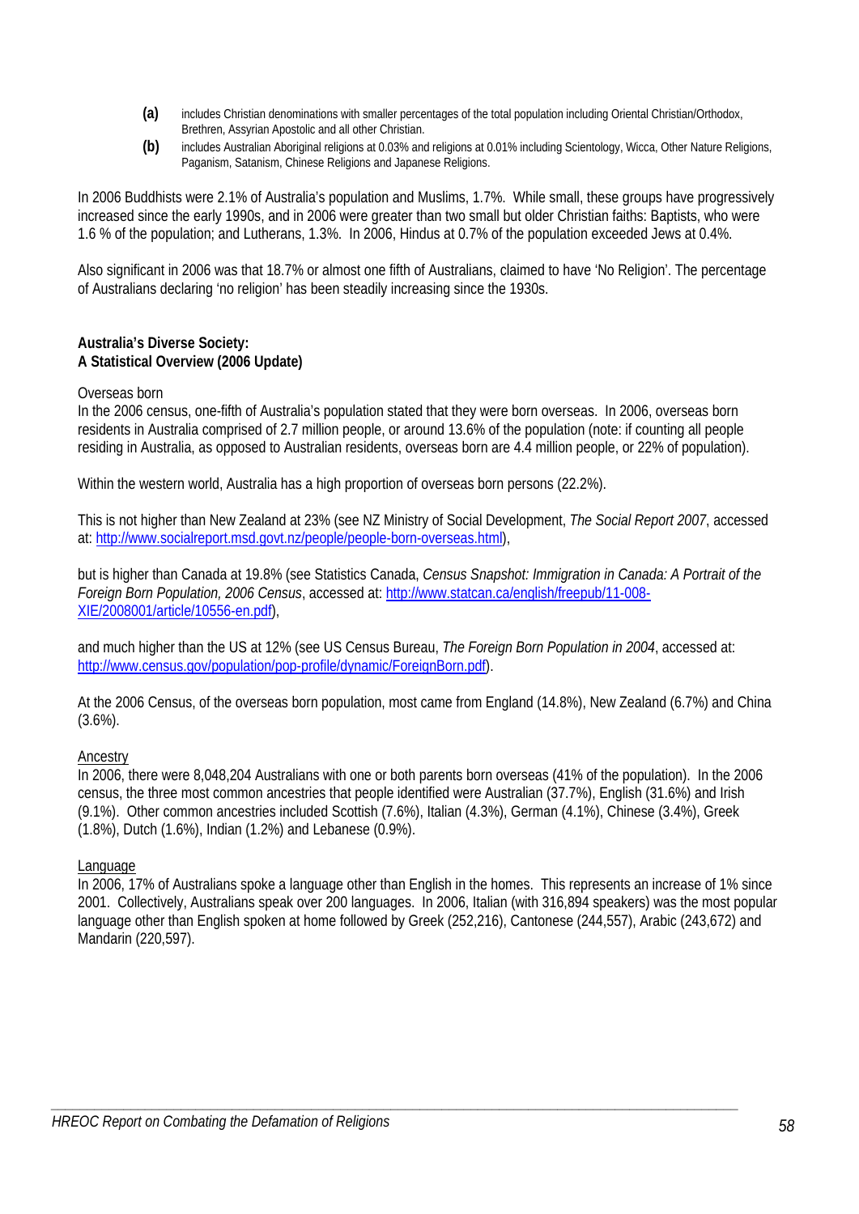**(a)** includes Christian denominations with smaller percentages of the total population including Oriental Christian/Orthodox, Brethren, Assyrian Apostolic and all other Christian.

**(b)** includes Australian Aboriginal religions at 0.03% and religions at 0.01% including Scientology, Wicca, Other Nature Religions, Paganism, Satanism, Chinese Religions and Japanese Religions.

In 2006 Buddhists were 2.1% of Australia's population and Muslims, 1.7%. While small, these groups have progressively increased since the early 1990s, and in 2006 were greater than two small but older Christian faiths: Baptists, who were 1.6 % of the population; and Lutherans, 1.3%. In 2006, Hindus at 0.7% of the population exceeded Jews at 0.4%.

Also significant in 2006 was that 18.7% or almost one fifth of Australians, claimed to have 'No Religion'. The percentage of Australians declaring 'no religion' has been steadily increasing since the 1930s.

**Australia's Diverse Society:**
**A Statistical Overview (2006 Update)**

Overseas born

In the 2006 census, one-fifth of Australia's population stated that they were born overseas. In 2006, overseas born residents in Australia comprised of 2.7 million people, or around 13.6% of the population (note: if counting all people residing in Australia, as opposed to Australian residents, overseas born are 4.4 million people, or 22% of population).

Within the western world, Australia has a high proportion of overseas born persons (22.2%).

This is not higher than New Zealand at 23% (see NZ Ministry of Social Development, *The Social Report 2007*, accessed at: http://www.socialreport.msd.govt.nz/people/people-born-overseas.html),

but is higher than Canada at 19.8% (see Statistics Canada, *Census Snapshot: Immigration in Canada: A Portrait of the Foreign Born Population, 2006 Census*, accessed at: http://www.statcan.ca/english/freepub/11-008-XIE/2008001/article/10556-en.pdf),

and much higher than the US at 12% (see US Census Bureau, *The Foreign Born Population in 2004*, accessed at: http://www.census.gov/population/pop-profile/dynamic/ForeignBorn.pdf).

At the 2006 Census, of the overseas born population, most came from England (14.8%), New Zealand (6.7%) and China (3.6%).

Ancestry

In 2006, there were 8,048,204 Australians with one or both parents born overseas (41% of the population). In the 2006 census, the three most common ancestries that people identified were Australian (37.7%), English (31.6%) and Irish (9.1%). Other common ancestries included Scottish (7.6%), Italian (4.3%), German (4.1%), Chinese (3.4%), Greek (1.8%), Dutch (1.6%), Indian (1.2%) and Lebanese (0.9%).

Language

In 2006, 17% of Australians spoke a language other than English in the homes. This represents an increase of 1% since 2001. Collectively, Australians speak over 200 languages. In 2006, Italian (with 316,894 speakers) was the most popular language other than English spoken at home followed by Greek (252,216), Cantonese (244,557), Arabic (243,672) and Mandarin (220,597).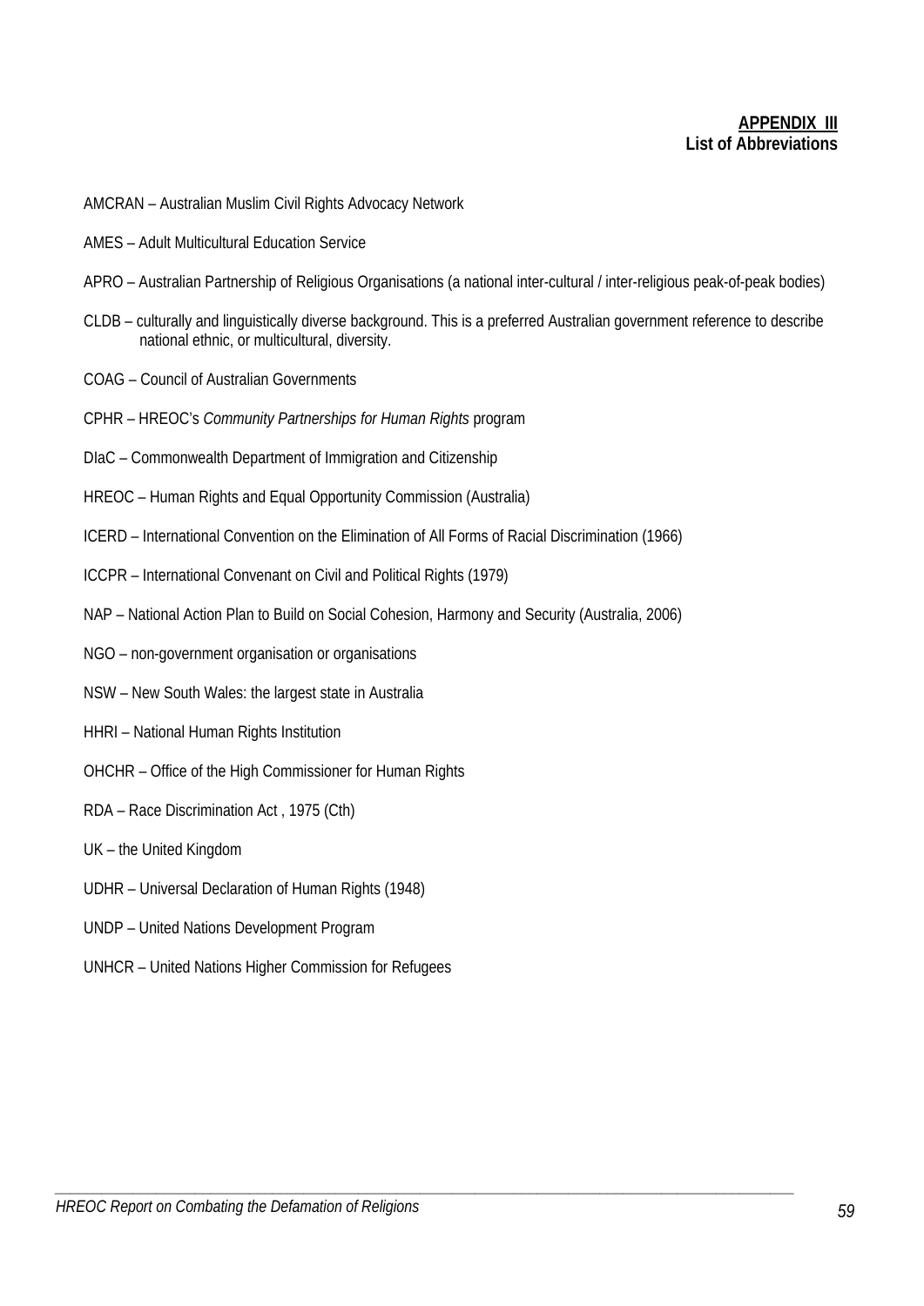**APPENDIX III**
**List of Abbreviations**

AMCRAN – Australian Muslim Civil Rights Advocacy Network

AMES – Adult Multicultural Education Service

APRO – Australian Partnership of Religious Organisations (a national inter-cultural / inter-religious peak-of-peak bodies)

CLDB – culturally and linguistically diverse background. This is a preferred Australian government reference to describe national ethnic, or multicultural, diversity.

COAG – Council of Australian Governments

CPHR – HREOC's *Community Partnerships for Human Rights* program

DIaC – Commonwealth Department of Immigration and Citizenship

HREOC – Human Rights and Equal Opportunity Commission (Australia)

ICERD – International Convention on the Elimination of All Forms of Racial Discrimination (1966)

ICCPR – International Convenant on Civil and Political Rights (1979)

NAP – National Action Plan to Build on Social Cohesion, Harmony and Security (Australia, 2006)

NGO – non-government organisation or organisations

NSW – New South Wales: the largest state in Australia

HHRI – National Human Rights Institution

OHCHR – Office of the High Commissioner for Human Rights

RDA – Race Discrimination Act , 1975 (Cth)

UK – the United Kingdom

UDHR – Universal Declaration of Human Rights (1948)

UNDP – United Nations Development Program

UNHCR – United Nations Higher Commission for Refugees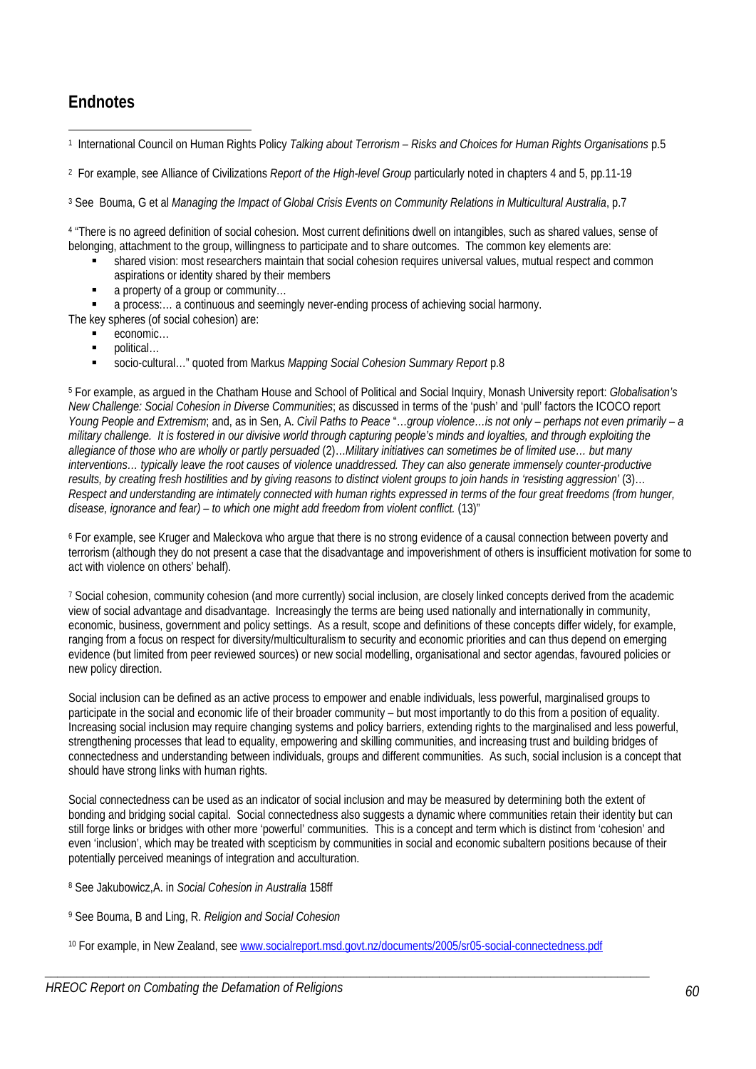## Endnotes

[1] International Council on Human Rights Policy *Talking about Terrorism – Risks and Choices for Human Rights Organisations* p.5

[2] For example, see Alliance of Civilizations *Report of the High-level Group* particularly noted in chapters 4 and 5, pp.11-19

[3] See Bouma, G et al *Managing the Impact of Global Crisis Events on Community Relations in Multicultural Australia*, p.7

[4] "There is no agreed definition of social cohesion. Most current definitions dwell on intangibles, such as shared values, sense of belonging, attachment to the group, willingness to participate and to share outcomes. The common key elements are:

- shared vision: most researchers maintain that social cohesion requires universal values, mutual respect and common aspirations or identity shared by their members
- a property of a group or community…
- a process:… a continuous and seemingly never-ending process of achieving social harmony.

The key spheres (of social cohesion) are:

- economic…
- political…
- socio-cultural…" quoted from Markus *Mapping Social Cohesion Summary Report* p.8

[5] For example, as argued in the Chatham House and School of Political and Social Inquiry, Monash University report: *Globalisation's New Challenge: Social Cohesion in Diverse Communities*; as discussed in terms of the 'push' and 'pull' factors the ICOCO report *Young People and Extremism*; and, as in Sen, A. *Civil Paths to Peace* "*…group violence…is not only – perhaps not even primarily – a military challenge. It is fostered in our divisive world through capturing people's minds and loyalties, and through exploiting the allegiance of those who are wholly or partly persuaded* (2)…*Military initiatives can sometimes be of limited use… but many interventions… typically leave the root causes of violence unaddressed. They can also generate immensely counter-productive results, by creating fresh hostilities and by giving reasons to distinct violent groups to join hands in 'resisting aggression'* (3)… *Respect and understanding are intimately connected with human rights expressed in terms of the four great freedoms (from hunger, disease, ignorance and fear) – to which one might add freedom from violent conflict.* (13)"

[6] For example, see Kruger and Maleckova who argue that there is no strong evidence of a causal connection between poverty and terrorism (although they do not present a case that the disadvantage and impoverishment of others is insufficient motivation for some to act with violence on others' behalf).

[7] Social cohesion, community cohesion (and more currently) social inclusion, are closely linked concepts derived from the academic view of social advantage and disadvantage. Increasingly the terms are being used nationally and internationally in community, economic, business, government and policy settings. As a result, scope and definitions of these concepts differ widely, for example, ranging from a focus on respect for diversity/multiculturalism to security and economic priorities and can thus depend on emerging evidence (but limited from peer reviewed sources) or new social modelling, organisational and sector agendas, favoured policies or new policy direction.

Social inclusion can be defined as an active process to empower and enable individuals, less powerful, marginalised groups to participate in the social and economic life of their broader community – but most importantly to do this from a position of equality. Increasing social inclusion may require changing systems and policy barriers, extending rights to the marginalised and less powerful, strengthening processes that lead to equality, empowering and skilling communities, and increasing trust and building bridges of connectedness and understanding between individuals, groups and different communities. As such, social inclusion is a concept that should have strong links with human rights.

Social connectedness can be used as an indicator of social inclusion and may be measured by determining both the extent of bonding and bridging social capital. Social connectedness also suggests a dynamic where communities retain their identity but can still forge links or bridges with other more 'powerful' communities. This is a concept and term which is distinct from 'cohesion' and even 'inclusion', which may be treated with scepticism by communities in social and economic subaltern positions because of their potentially perceived meanings of integration and acculturation.

[8] See Jakubowicz,A. in *Social Cohesion in Australia* 158ff

[9] See Bouma, B and Ling, R. *Religion and Social Cohesion*

[10] For example, in New Zealand, see www.socialreport.msd.govt.nz/documents/2005/sr05-social-connectedness.pdf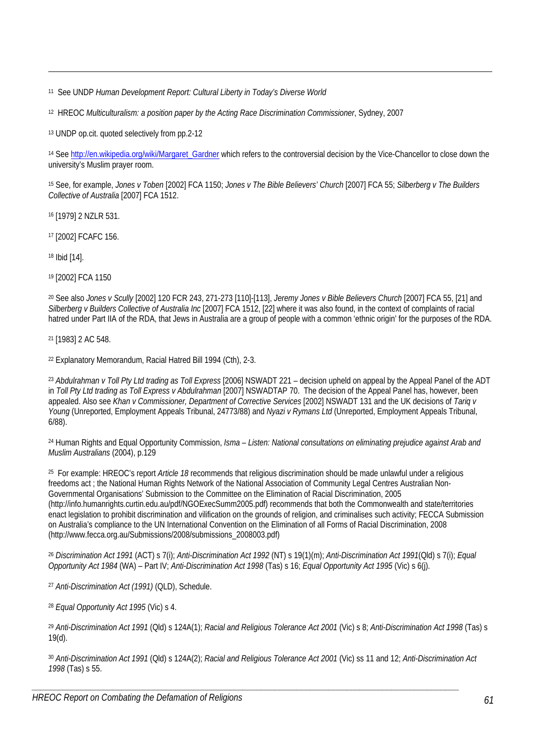[11] See UNDP *Human Development Report: Cultural Liberty in Today's Diverse World*

[12] HREOC *Multiculturalism: a position paper by the Acting Race Discrimination Commissioner*, Sydney, 2007

[13] UNDP op.cit. quoted selectively from pp.2-12

[14] See http://en.wikipedia.org/wiki/Margaret_Gardner which refers to the controversial decision by the Vice-Chancellor to close down the university's Muslim prayer room.

[15] See, for example, *Jones v Toben* [2002] FCA 1150; *Jones v The Bible Believers' Church* [2007] FCA 55; *Silberberg v The Builders Collective of Australia* [2007] FCA 1512.

[16] [1979] 2 NZLR 531.

[17] [2002] FCAFC 156.

[18] Ibid [14].

[19] [2002] FCA 1150

[20] See also *Jones v Scully* [2002] 120 FCR 243, 271-273 [110]-[113], *Jeremy Jones v Bible Believers Church* [2007] FCA 55, [21] and *Silberberg v Builders Collective of Australia Inc* [2007] FCA 1512, [22] where it was also found, in the context of complaints of racial hatred under Part IIA of the RDA, that Jews in Australia are a group of people with a common 'ethnic origin' for the purposes of the RDA.

[21] [1983] 2 AC 548.

[22] Explanatory Memorandum, Racial Hatred Bill 1994 (Cth), 2-3.

[23] *Abdulrahman v Toll Pty Ltd trading as Toll Express* [2006] NSWADT 221 – decision upheld on appeal by the Appeal Panel of the ADT in *Toll Pty Ltd trading as Toll Express v Abdulrahman* [2007] NSWADTAP 70. The decision of the Appeal Panel has, however, been appealed. Also see *Khan v Commissioner, Department of Corrective Services* [2002] NSWADT 131 and the UK decisions of *Tariq v Young* (Unreported, Employment Appeals Tribunal, 24773/88) and *Nyazi v Rymans Ltd* (Unreported, Employment Appeals Tribunal, 6/88).

[24] Human Rights and Equal Opportunity Commission, *Isma – Listen: National consultations on eliminating prejudice against Arab and Muslim Australians* (2004), p.129

[25] For example: HREOC's report *Article 18* recommends that religious discrimination should be made unlawful under a religious freedoms act ; the National Human Rights Network of the National Association of Community Legal Centres Australian Non-Governmental Organisations' Submission to the Committee on the Elimination of Racial Discrimination, 2005 (http://info.humanrights.curtin.edu.au/pdf/NGOExecSumm2005.pdf) recommends that both the Commonwealth and state/territories enact legislation to prohibit discrimination and vilification on the grounds of religion, and criminalises such activity; FECCA Submission on Australia's compliance to the UN International Convention on the Elimination of all Forms of Racial Discrimination, 2008 (http://www.fecca.org.au/Submissions/2008/submissions_2008003.pdf)

[26] *Discrimination Act 1991* (ACT) s 7(i); *Anti-Discrimination Act 1992* (NT) s 19(1)(m); *Anti-Discrimination Act 1991*(Qld) s 7(i); *Equal Opportunity Act 1984* (WA) – Part IV; *Anti-Discrimination Act 1998* (Tas) s 16; *Equal Opportunity Act 1995* (Vic) s 6(j).

[27] *Anti-Discrimination Act (1991)* (QLD), Schedule.

[28] *Equal Opportunity Act 1995* (Vic) s 4.

[29] *Anti-Discrimination Act 1991* (Qld) s 124A(1); *Racial and Religious Tolerance Act 2001* (Vic) s 8; *Anti-Discrimination Act 1998* (Tas) s 19(d).

[30] *Anti-Discrimination Act 1991* (Qld) s 124A(2); *Racial and Religious Tolerance Act 2001* (Vic) ss 11 and 12; *Anti-Discrimination Act 1998* (Tas) s 55.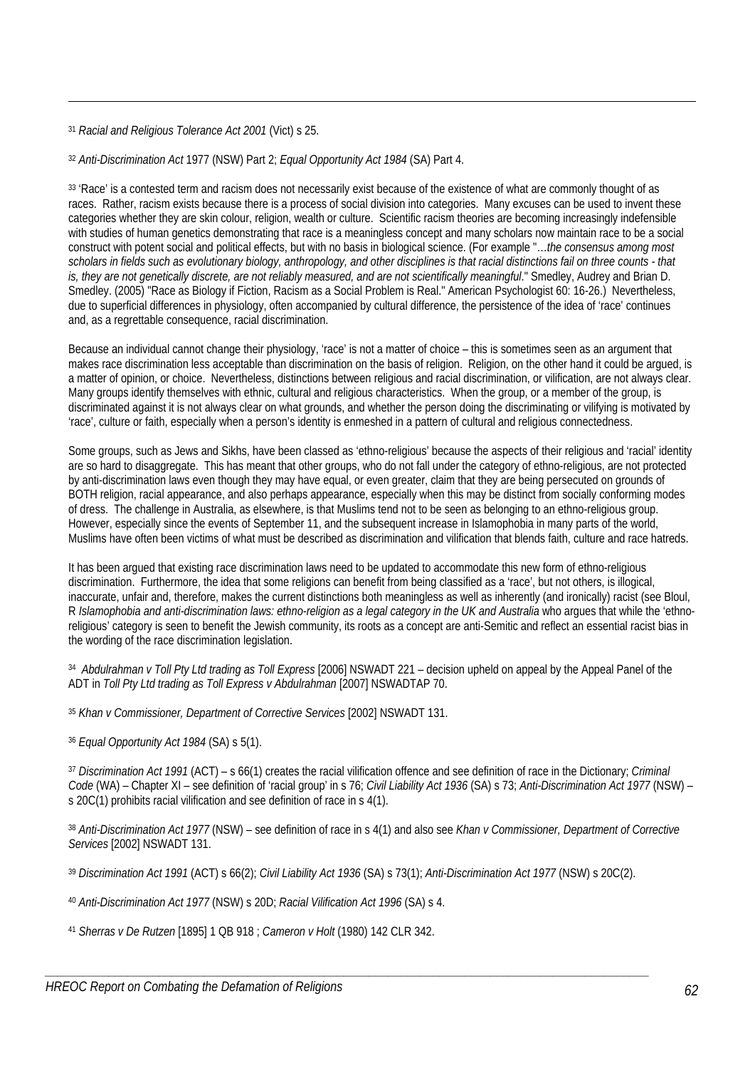[31] *Racial and Religious Tolerance Act 2001* (Vict) s 25.

[32] *Anti-Discrimination Act* 1977 (NSW) Part 2; *Equal Opportunity Act 1984* (SA) Part 4.

[33] 'Race' is a contested term and racism does not necessarily exist because of the existence of what are commonly thought of as races. Rather, racism exists because there is a process of social division into categories. Many excuses can be used to invent these categories whether they are skin colour, religion, wealth or culture. Scientific racism theories are becoming increasingly indefensible with studies of human genetics demonstrating that race is a meaningless concept and many scholars now maintain race to be a social construct with potent social and political effects, but with no basis in biological science. (For example "…*the consensus among most scholars in fields such as evolutionary biology, anthropology, and other disciplines is that racial distinctions fail on three counts - that is, they are not genetically discrete, are not reliably measured, and are not scientifically meaningful*." Smedley, Audrey and Brian D. Smedley. (2005) "Race as Biology if Fiction, Racism as a Social Problem is Real." American Psychologist 60: 16-26.) Nevertheless, due to superficial differences in physiology, often accompanied by cultural difference, the persistence of the idea of 'race' continues and, as a regrettable consequence, racial discrimination.

Because an individual cannot change their physiology, 'race' is not a matter of choice – this is sometimes seen as an argument that makes race discrimination less acceptable than discrimination on the basis of religion. Religion, on the other hand it could be argued, is a matter of opinion, or choice. Nevertheless, distinctions between religious and racial discrimination, or vilification, are not always clear. Many groups identify themselves with ethnic, cultural and religious characteristics. When the group, or a member of the group, is discriminated against it is not always clear on what grounds, and whether the person doing the discriminating or vilifying is motivated by 'race', culture or faith, especially when a person's identity is enmeshed in a pattern of cultural and religious connectedness.

Some groups, such as Jews and Sikhs, have been classed as 'ethno-religious' because the aspects of their religious and 'racial' identity are so hard to disaggregate. This has meant that other groups, who do not fall under the category of ethno-religious, are not protected by anti-discrimination laws even though they may have equal, or even greater, claim that they are being persecuted on grounds of BOTH religion, racial appearance, and also perhaps appearance, especially when this may be distinct from socially conforming modes of dress. The challenge in Australia, as elsewhere, is that Muslims tend not to be seen as belonging to an ethno-religious group. However, especially since the events of September 11, and the subsequent increase in Islamophobia in many parts of the world, Muslims have often been victims of what must be described as discrimination and vilification that blends faith, culture and race hatreds.

It has been argued that existing race discrimination laws need to be updated to accommodate this new form of ethno-religious discrimination. Furthermore, the idea that some religions can benefit from being classified as a 'race', but not others, is illogical, inaccurate, unfair and, therefore, makes the current distinctions both meaningless as well as inherently (and ironically) racist (see Bloul, R *Islamophobia and anti-discrimination laws: ethno-religion as a legal category in the UK and Australia* who argues that while the 'ethno-religious' category is seen to benefit the Jewish community, its roots as a concept are anti-Semitic and reflect an essential racist bias in the wording of the race discrimination legislation.

[34] *Abdulrahman v Toll Pty Ltd trading as Toll Express* [2006] NSWADT 221 – decision upheld on appeal by the Appeal Panel of the ADT in *Toll Pty Ltd trading as Toll Express v Abdulrahman* [2007] NSWADTAP 70.

[35] *Khan v Commissioner, Department of Corrective Services* [2002] NSWADT 131.

[36] *Equal Opportunity Act 1984* (SA) s 5(1).

[37] *Discrimination Act 1991* (ACT) – s 66(1) creates the racial vilification offence and see definition of race in the Dictionary; *Criminal Code* (WA) – Chapter XI – see definition of 'racial group' in s 76; *Civil Liability Act 1936* (SA) s 73; *Anti-Discrimination Act 1977* (NSW) – s 20C(1) prohibits racial vilification and see definition of race in s 4(1).

[38] *Anti-Discrimination Act 1977* (NSW) – see definition of race in s 4(1) and also see *Khan v Commissioner, Department of Corrective Services* [2002] NSWADT 131.

[39] *Discrimination Act 1991* (ACT) s 66(2); *Civil Liability Act 1936* (SA) s 73(1); *Anti-Discrimination Act 1977* (NSW) s 20C(2).

[40] *Anti-Discrimination Act 1977* (NSW) s 20D; *Racial Vilification Act 1996* (SA) s 4.

[41] *Sherras v De Rutzen* [1895] 1 QB 918 ; *Cameron v Holt* (1980) 142 CLR 342.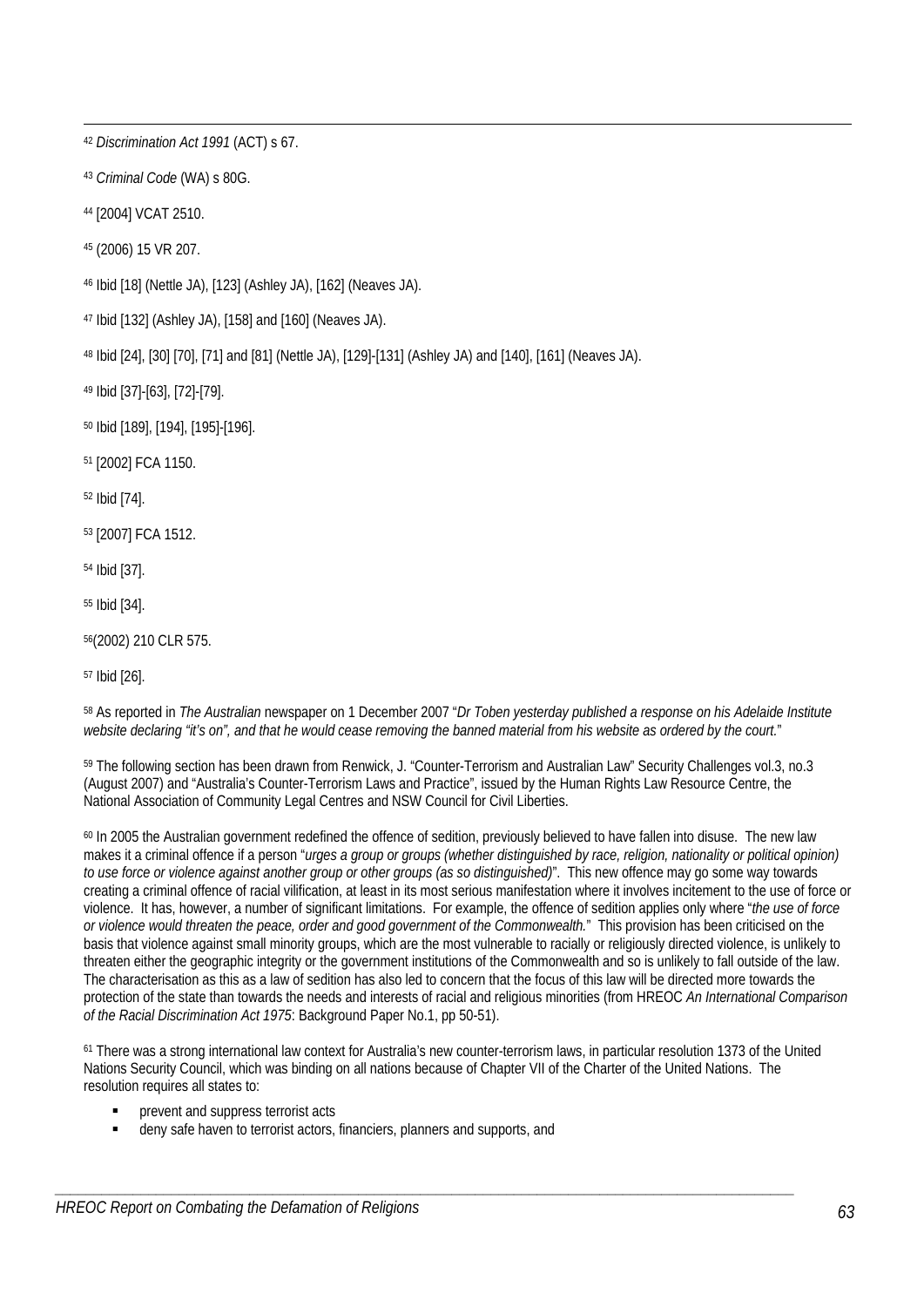[42] *Discrimination Act 1991* (ACT) s 67.

[43] *Criminal Code* (WA) s 80G.

[44] [2004] VCAT 2510.

[45] (2006) 15 VR 207.

[46] Ibid [18] (Nettle JA), [123] (Ashley JA), [162] (Neaves JA).

[47] Ibid [132] (Ashley JA), [158] and [160] (Neaves JA).

[48] Ibid [24], [30] [70], [71] and [81] (Nettle JA), [129]-[131] (Ashley JA) and [140], [161] (Neaves JA).

[49] Ibid [37]-[63], [72]-[79].

[50] Ibid [189], [194], [195]-[196].

[51] [2002] FCA 1150.

[52] Ibid [74].

[53] [2007] FCA 1512.

[54] Ibid [37].

[55] Ibid [34].

[56] (2002) 210 CLR 575.

[57] Ibid [26].

[58] As reported in *The Australian* newspaper on 1 December 2007 "*Dr Toben yesterday published a response on his Adelaide Institute website declaring "it's on", and that he would cease removing the banned material from his website as ordered by the court.*"

[59] The following section has been drawn from Renwick, J. "Counter-Terrorism and Australian Law" Security Challenges vol.3, no.3 (August 2007) and "Australia's Counter-Terrorism Laws and Practice", issued by the Human Rights Law Resource Centre, the National Association of Community Legal Centres and NSW Council for Civil Liberties.

[60] In 2005 the Australian government redefined the offence of sedition, previously believed to have fallen into disuse. The new law makes it a criminal offence if a person "*urges a group or groups (whether distinguished by race, religion, nationality or political opinion) to use force or violence against another group or other groups (as so distinguished)*". This new offence may go some way towards creating a criminal offence of racial vilification, at least in its most serious manifestation where it involves incitement to the use of force or violence. It has, however, a number of significant limitations. For example, the offence of sedition applies only where "*the use of force or violence would threaten the peace, order and good government of the Commonwealth.*" This provision has been criticised on the basis that violence against small minority groups, which are the most vulnerable to racially or religiously directed violence, is unlikely to threaten either the geographic integrity or the government institutions of the Commonwealth and so is unlikely to fall outside of the law. The characterisation as this as a law of sedition has also led to concern that the focus of this law will be directed more towards the protection of the state than towards the needs and interests of racial and religious minorities (from HREOC *An International Comparison of the Racial Discrimination Act 1975*: Background Paper No.1, pp 50-51).

[61] There was a strong international law context for Australia's new counter-terrorism laws, in particular resolution 1373 of the United Nations Security Council, which was binding on all nations because of Chapter VII of the Charter of the United Nations. The resolution requires all states to:

- prevent and suppress terrorist acts
- deny safe haven to terrorist actors, financiers, planners and supports, and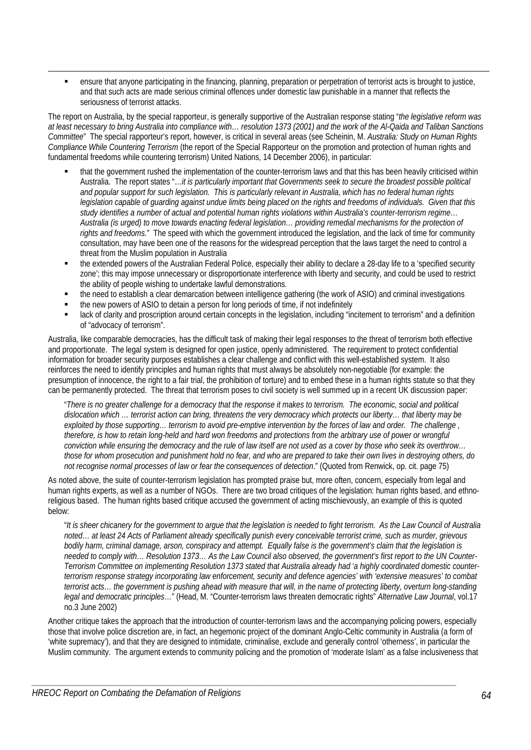- ensure that anyone participating in the financing, planning, preparation or perpetration of terrorist acts is brought to justice, and that such acts are made serious criminal offences under domestic law punishable in a manner that reflects the seriousness of terrorist attacks.

The report on Australia, by the special rapporteur, is generally supportive of the Australian response stating "*the legislative reform was at least necessary to bring Australia into compliance with… resolution 1373 (2001) and the work of the Al-Qaida and Taliban Sanctions Committee*" The special rapporteur's report, however, is critical in several areas (see Scheinin, M. *Australia: Study on Human Rights Compliance While Countering Terrorism* (the report of the Special Rapporteur on the promotion and protection of human rights and fundamental freedoms while countering terrorism) United Nations, 14 December 2006), in particular:

- that the government rushed the implementation of the counter-terrorism laws and that this has been heavily criticised within Australia. The report states "*…it is particularly important that Governments seek to secure the broadest possible political and popular support for such legislation. This is particularly relevant in Australia, which has no federal human rights legislation capable of guarding against undue limits being placed on the rights and freedoms of individuals. Given that this study identifies a number of actual and potential human rights violations within Australia's counter-terrorism regime… Australia (is urged) to move towards enacting federal legislation… providing remedial mechanisms for the protection of rights and freedoms.*" The speed with which the government introduced the legislation, and the lack of time for community consultation, may have been one of the reasons for the widespread perception that the laws target the need to control a threat from the Muslim population in Australia
- the extended powers of the Australian Federal Police, especially their ability to declare a 28-day life to a 'specified security zone'; this may impose unnecessary or disproportionate interference with liberty and security, and could be used to restrict the ability of people wishing to undertake lawful demonstrations.
- the need to establish a clear demarcation between intelligence gathering (the work of ASIO) and criminal investigations
- the new powers of ASIO to detain a person for long periods of time, if not indefinitely
- lack of clarity and proscription around certain concepts in the legislation, including "incitement to terrorism" and a definition of "advocacy of terrorism".

Australia, like comparable democracies, has the difficult task of making their legal responses to the threat of terrorism both effective and proportionate. The legal system is designed for open justice, openly administered. The requirement to protect confidential information for broader security purposes establishes a clear challenge and conflict with this well-established system. It also reinforces the need to identify principles and human rights that must always be absolutely non-negotiable (for example: the presumption of innocence, the right to a fair trial, the prohibition of torture) and to embed these in a human rights statute so that they can be permanently protected. The threat that terrorism poses to civil society is well summed up in a recent UK discussion paper:

> "*There is no greater challenge for a democracy that the response it makes to terrorism. The economic, social and political dislocation which … terrorist action can bring, threatens the very democracy which protects our liberty… that liberty may be exploited by those supporting… terrorism to avoid pre-emptive intervention by the forces of law and order. The challenge , therefore, is how to retain long-held and hard won freedoms and protections from the arbitrary use of power or wrongful conviction while ensuring the democracy and the rule of law itself are not used as a cover by those who seek its overthrow… those for whom prosecution and punishment hold no fear, and who are prepared to take their own lives in destroying others, do not recognise normal processes of law or fear the consequences of detection*." (Quoted from Renwick, op. cit. page 75)

As noted above, the suite of counter-terrorism legislation has prompted praise but, more often, concern, especially from legal and human rights experts, as well as a number of NGOs. There are two broad critiques of the legislation: human rights based, and ethno-religious based. The human rights based critique accused the government of acting mischievously, an example of this is quoted below:

> "*It is sheer chicanery for the government to argue that the legislation is needed to fight terrorism. As the Law Council of Australia noted… at least 24 Acts of Parliament already specifically punish every conceivable terrorist crime, such as murder, grievous bodily harm, criminal damage, arson, conspiracy and attempt. Equally false is the government's claim that the legislation is needed to comply with… Resolution 1373… As the Law Council also observed, the government's first report to the UN Counter-Terrorism Committee on implementing Resolution 1373 stated that Australia already had 'a highly coordinated domestic counter-terrorism response strategy incorporating law enforcement, security and defence agencies' with 'extensive measures' to combat terrorist acts… the government is pushing ahead with measure that will, in the name of protecting liberty, overturn long-standing legal and democratic principles…*" (Head, M. "Counter-terrorism laws threaten democratic rights" *Alternative Law Journal*, vol.17 no.3 June 2002)

Another critique takes the approach that the introduction of counter-terrorism laws and the accompanying policing powers, especially those that involve police discretion are, in fact, an hegemonic project of the dominant Anglo-Celtic community in Australia (a form of 'white supremacy'), and that they are designed to intimidate, criminalise, exclude and generally control 'otherness', in particular the Muslim community. The argument extends to community policing and the promotion of 'moderate Islam' as a false inclusiveness that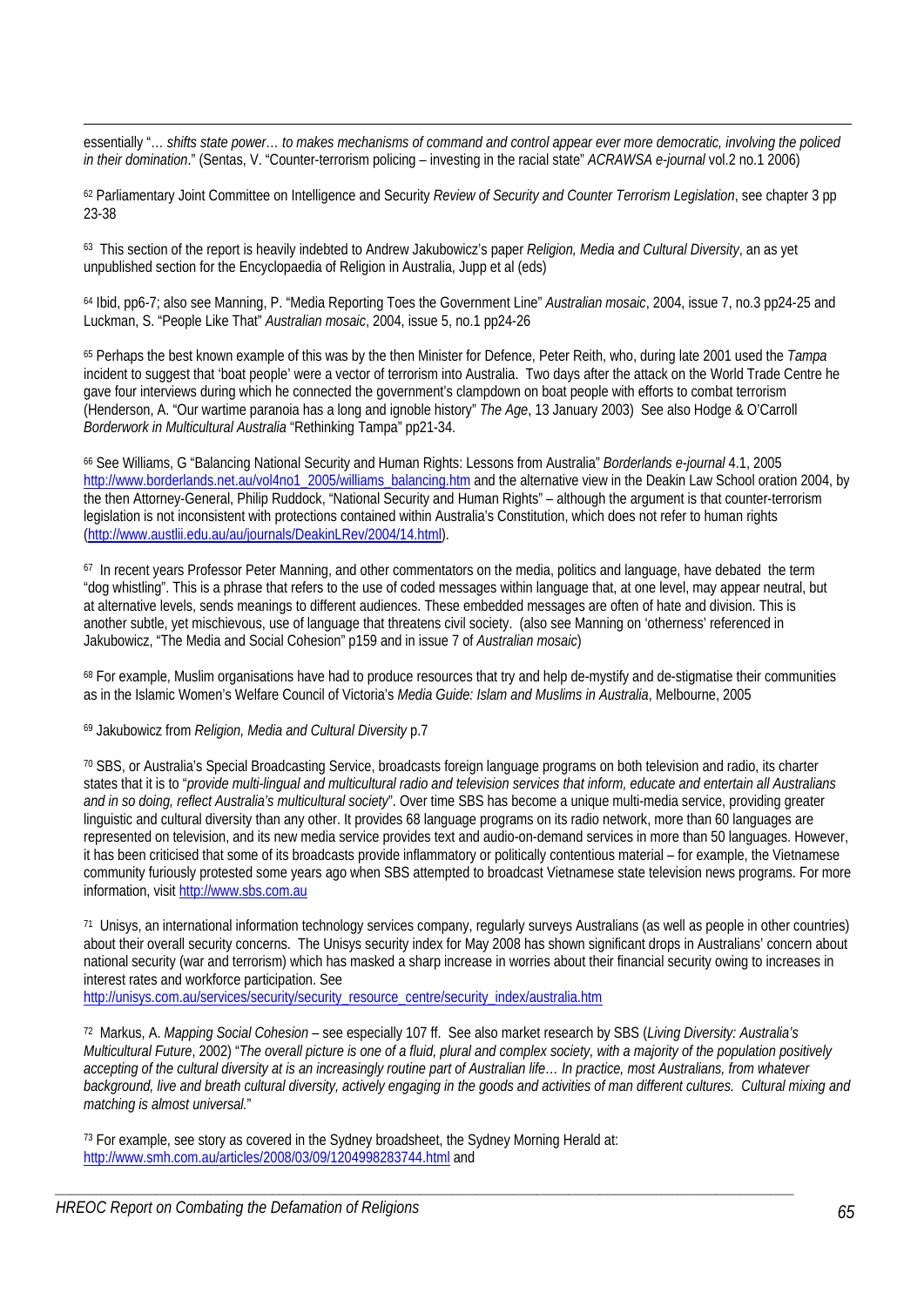essentially "… *shifts state power… to makes mechanisms of command and control appear ever more democratic, involving the policed in their domination*." (Sentas, V. "Counter-terrorism policing – investing in the racial state" *ACRAWSA e-journal* vol.2 no.1 2006)

[62] Parliamentary Joint Committee on Intelligence and Security *Review of Security and Counter Terrorism Legislation*, see chapter 3 pp 23-38

[63] This section of the report is heavily indebted to Andrew Jakubowicz's paper *Religion, Media and Cultural Diversity*, an as yet unpublished section for the Encyclopaedia of Religion in Australia, Jupp et al (eds)

[64] Ibid, pp6-7; also see Manning, P. "Media Reporting Toes the Government Line" *Australian mosaic*, 2004, issue 7, no.3 pp24-25 and Luckman, S. "People Like That" *Australian mosaic*, 2004, issue 5, no.1 pp24-26

[65] Perhaps the best known example of this was by the then Minister for Defence, Peter Reith, who, during late 2001 used the *Tampa* incident to suggest that 'boat people' were a vector of terrorism into Australia. Two days after the attack on the World Trade Centre he gave four interviews during which he connected the government's clampdown on boat people with efforts to combat terrorism (Henderson, A. "Our wartime paranoia has a long and ignoble history" *The Age*, 13 January 2003) See also Hodge & O'Carroll *Borderwork in Multicultural Australia* "Rethinking Tampa" pp21-34.

[66] See Williams, G "Balancing National Security and Human Rights: Lessons from Australia" *Borderlands e-journal* 4.1, 2005 http://www.borderlands.net.au/vol4no1_2005/williams_balancing.htm and the alternative view in the Deakin Law School oration 2004, by the then Attorney-General, Philip Ruddock, "National Security and Human Rights" – although the argument is that counter-terrorism legislation is not inconsistent with protections contained within Australia's Constitution, which does not refer to human rights (http://www.austlii.edu.au/au/journals/DeakinLRev/2004/14.html).

[67] In recent years Professor Peter Manning, and other commentators on the media, politics and language, have debated the term "dog whistling". This is a phrase that refers to the use of coded messages within language that, at one level, may appear neutral, but at alternative levels, sends meanings to different audiences. These embedded messages are often of hate and division. This is another subtle, yet mischievous, use of language that threatens civil society. (also see Manning on 'otherness' referenced in Jakubowicz, "The Media and Social Cohesion" p159 and in issue 7 of *Australian mosaic*)

[68] For example, Muslim organisations have had to produce resources that try and help de-mystify and de-stigmatise their communities as in the Islamic Women's Welfare Council of Victoria's *Media Guide: Islam and Muslims in Australia*, Melbourne, 2005

[69] Jakubowicz from *Religion, Media and Cultural Diversity* p.7

[70] SBS, or Australia's Special Broadcasting Service, broadcasts foreign language programs on both television and radio, its charter states that it is to "*provide multi-lingual and multicultural radio and television services that inform, educate and entertain all Australians and in so doing, reflect Australia's multicultural society*". Over time SBS has become a unique multi-media service, providing greater linguistic and cultural diversity than any other. It provides 68 language programs on its radio network, more than 60 languages are represented on television, and its new media service provides text and audio-on-demand services in more than 50 languages. However, it has been criticised that some of its broadcasts provide inflammatory or politically contentious material – for example, the Vietnamese community furiously protested some years ago when SBS attempted to broadcast Vietnamese state television news programs. For more information, visit http://www.sbs.com.au

[71] Unisys, an international information technology services company, regularly surveys Australians (as well as people in other countries) about their overall security concerns. The Unisys security index for May 2008 has shown significant drops in Australians' concern about national security (war and terrorism) which has masked a sharp increase in worries about their financial security owing to increases in interest rates and workforce participation. See http://unisys.com.au/services/security/security_resource_centre/security_index/australia.htm

[72] Markus, A. *Mapping Social Cohesion* – see especially 107 ff. See also market research by SBS (*Living Diversity: Australia's Multicultural Future*, 2002) "*The overall picture is one of a fluid, plural and complex society, with a majority of the population positively accepting of the cultural diversity at is an increasingly routine part of Australian life… In practice, most Australians, from whatever background, live and breath cultural diversity, actively engaging in the goods and activities of man different cultures. Cultural mixing and matching is almost universal.*"

[73] For example, see story as covered in the Sydney broadsheet, the Sydney Morning Herald at: http://www.smh.com.au/articles/2008/03/09/1204998283744.html and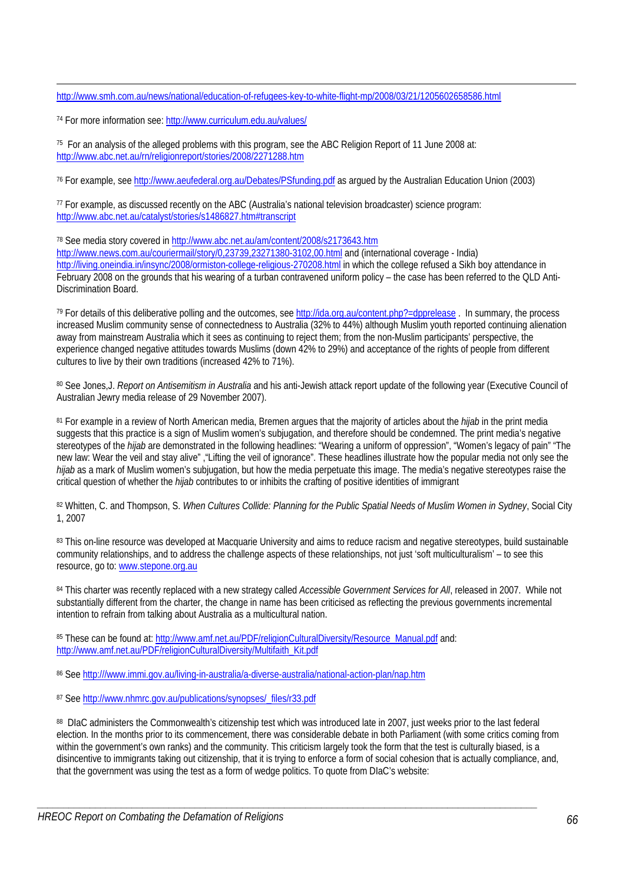http://www.smh.com.au/news/national/education-of-refugees-key-to-white-flight-mp/2008/03/21/1205602658586.html

[74] For more information see: http://www.curriculum.edu.au/values/

[75] For an analysis of the alleged problems with this program, see the ABC Religion Report of 11 June 2008 at: http://www.abc.net.au/rn/religionreport/stories/2008/2271288.htm

[76] For example, see http://www.aeufederal.org.au/Debates/PSfunding.pdf as argued by the Australian Education Union (2003)

[77] For example, as discussed recently on the ABC (Australia's national television broadcaster) science program: http://www.abc.net.au/catalyst/stories/s1486827.htm#transcript

[78] See media story covered in http://www.abc.net.au/am/content/2008/s2173643.htm http://www.news.com.au/couriermail/story/0,23739,23271380-3102,00.html and (international coverage - India) http://living.oneindia.in/insync/2008/ormiston-college-religious-270208.html in which the college refused a Sikh boy attendance in February 2008 on the grounds that his wearing of a turban contravened uniform policy – the case has been referred to the QLD Anti-Discrimination Board.

[79] For details of this deliberative polling and the outcomes, see http://ida.org.au/content.php?=dpprelease . In summary, the process increased Muslim community sense of connectedness to Australia (32% to 44%) although Muslim youth reported continuing alienation away from mainstream Australia which it sees as continuing to reject them; from the non-Muslim participants' perspective, the experience changed negative attitudes towards Muslims (down 42% to 29%) and acceptance of the rights of people from different cultures to live by their own traditions (increased 42% to 71%).

[80] See Jones,J. *Report on Antisemitism in Australia* and his anti-Jewish attack report update of the following year (Executive Council of Australian Jewry media release of 29 November 2007).

[81] For example in a review of North American media, Bremen argues that the majority of articles about the *hijab* in the print media suggests that this practice is a sign of Muslim women's subjugation, and therefore should be condemned. The print media's negative stereotypes of the *hijab* are demonstrated in the following headlines: "Wearing a uniform of oppression", "Women's legacy of pain" "The new law: Wear the veil and stay alive" ,"Lifting the veil of ignorance". These headlines illustrate how the popular media not only see the *hijab* as a mark of Muslim women's subjugation, but how the media perpetuate this image. The media's negative stereotypes raise the critical question of whether the *hijab* contributes to or inhibits the crafting of positive identities of immigrant

[82] Whitten, C. and Thompson, S. *When Cultures Collide: Planning for the Public Spatial Needs of Muslim Women in Sydney*, Social City 1, 2007

[83] This on-line resource was developed at Macquarie University and aims to reduce racism and negative stereotypes, build sustainable community relationships, and to address the challenge aspects of these relationships, not just 'soft multiculturalism' – to see this resource, go to: www.stepone.org.au

[84] This charter was recently replaced with a new strategy called *Accessible Government Services for All*, released in 2007. While not substantially different from the charter, the change in name has been criticised as reflecting the previous governments incremental intention to refrain from talking about Australia as a multicultural nation.

[85] These can be found at: http://www.amf.net.au/PDF/religionCulturalDiversity/Resource_Manual.pdf and: http://www.amf.net.au/PDF/religionCulturalDiversity/Multifaith_Kit.pdf

[86] See http:///www.immi.gov.au/living-in-australia/a-diverse-australia/national-action-plan/nap.htm

[87] See http://www.nhmrc.gov.au/publications/synopses/_files/r33.pdf

[88] DIaC administers the Commonwealth's citizenship test which was introduced late in 2007, just weeks prior to the last federal election. In the months prior to its commencement, there was considerable debate in both Parliament (with some critics coming from within the government's own ranks) and the community. This criticism largely took the form that the test is culturally biased, is a disincentive to immigrants taking out citizenship, that it is trying to enforce a form of social cohesion that is actually compliance, and, that the government was using the test as a form of wedge politics. To quote from DIaC's website: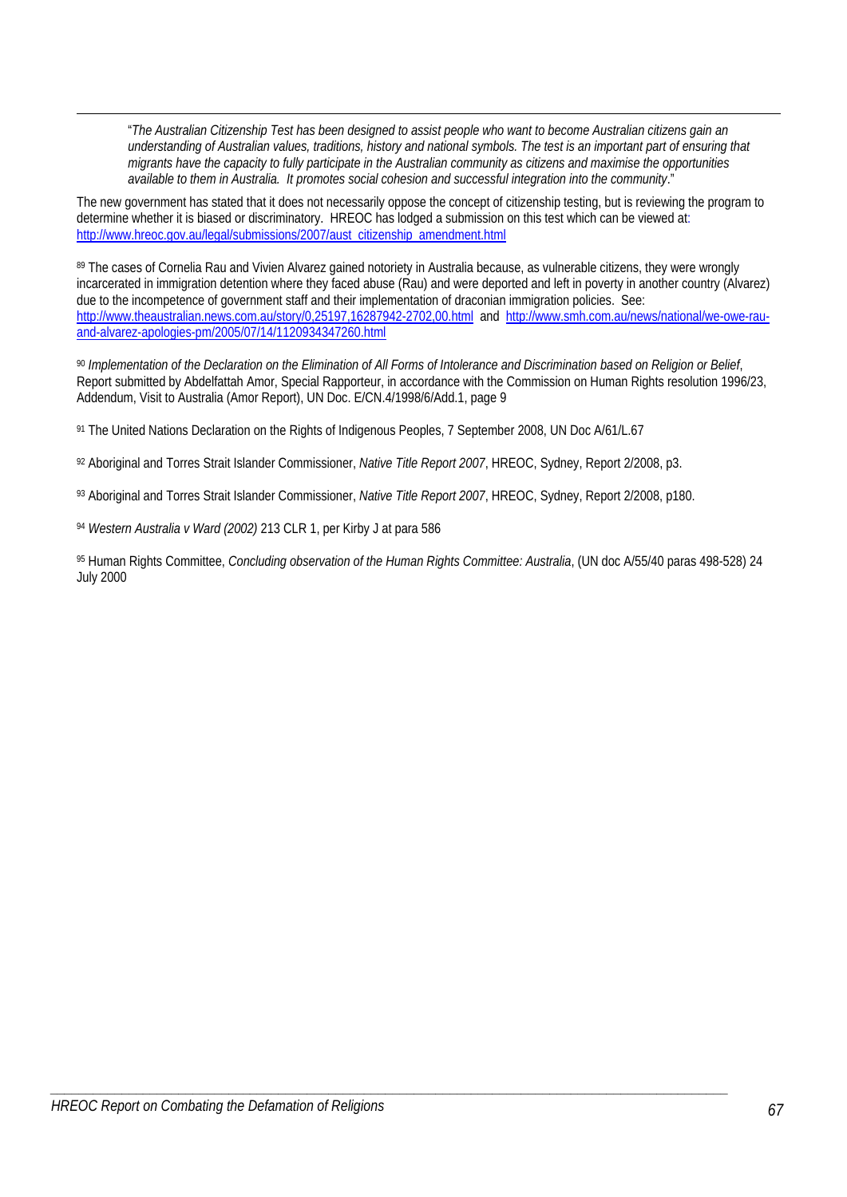"*The Australian Citizenship Test has been designed to assist people who want to become Australian citizens gain an understanding of Australian values, traditions, history and national symbols. The test is an important part of ensuring that migrants have the capacity to fully participate in the Australian community as citizens and maximise the opportunities available to them in Australia. It promotes social cohesion and successful integration into the community*."

The new government has stated that it does not necessarily oppose the concept of citizenship testing, but is reviewing the program to determine whether it is biased or discriminatory. HREOC has lodged a submission on this test which can be viewed at: http://www.hreoc.gov.au/legal/submissions/2007/aust_citizenship_amendment.html

[89] The cases of Cornelia Rau and Vivien Alvarez gained notoriety in Australia because, as vulnerable citizens, they were wrongly incarcerated in immigration detention where they faced abuse (Rau) and were deported and left in poverty in another country (Alvarez) due to the incompetence of government staff and their implementation of draconian immigration policies. See: http://www.theaustralian.news.com.au/story/0,25197,16287942-2702,00.html and http://www.smh.com.au/news/national/we-owe-rau-and-alvarez-apologies-pm/2005/07/14/1120934347260.html

[90] *Implementation of the Declaration on the Elimination of All Forms of Intolerance and Discrimination based on Religion or Belief*, Report submitted by Abdelfattah Amor, Special Rapporteur, in accordance with the Commission on Human Rights resolution 1996/23, Addendum, Visit to Australia (Amor Report), UN Doc. E/CN.4/1998/6/Add.1, page 9

[91] The United Nations Declaration on the Rights of Indigenous Peoples, 7 September 2008, UN Doc A/61/L.67

[92] Aboriginal and Torres Strait Islander Commissioner, *Native Title Report 2007*, HREOC, Sydney, Report 2/2008, p3.

[93] Aboriginal and Torres Strait Islander Commissioner, *Native Title Report 2007*, HREOC, Sydney, Report 2/2008, p180.

[94] *Western Australia v Ward (2002)* 213 CLR 1, per Kirby J at para 586

[95] Human Rights Committee, *Concluding observation of the Human Rights Committee: Australia*, (UN doc A/55/40 paras 498-528) 24 July 2000